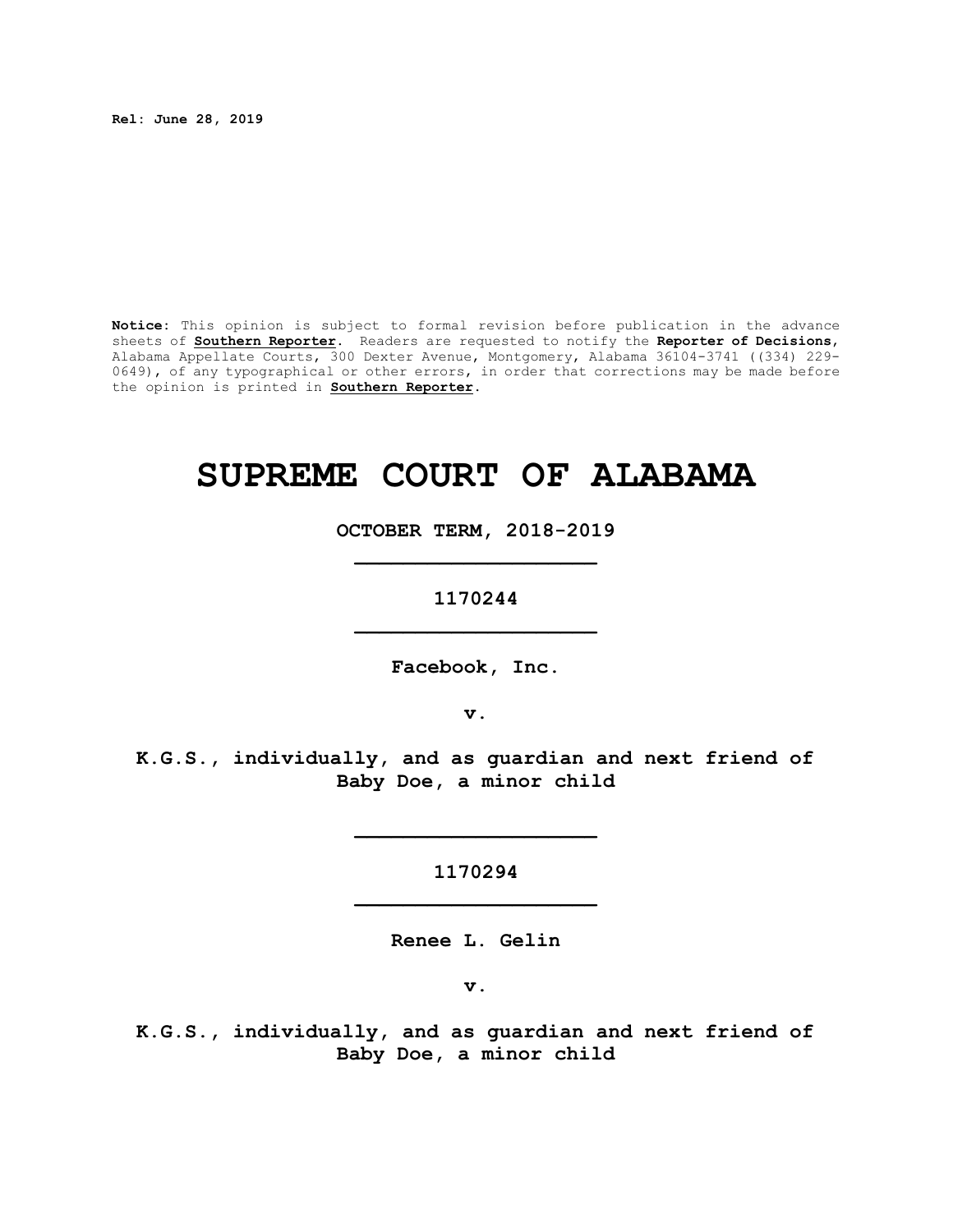**Rel: June 28, 2019**

**Notice:** This opinion is subject to formal revision before publication in the advance sheets of **Southern Reporter**. Readers are requested to notify the **Reporter of Decisions**, Alabama Appellate Courts, 300 Dexter Avenue, Montgomery, Alabama 36104-3741 ((334) 229-0649), of any typographical or other errors, in order that corrections may be made before the opinion is printed in **Southern Reporter**.

# SUPREME COURT OF ALABAMA

**OCTOBER TERM, 2018-2019**

---

**1170244**

---

**Facebook, Inc.**

**v.**

**K.G.S., individually, and as guardian and next friend of Baby Doe, a minor child**

---

**1170294**

---

**Renee L. Gelin**

**v.**

**K.G.S., individually, and as guardian and next friend of Baby Doe, a minor child**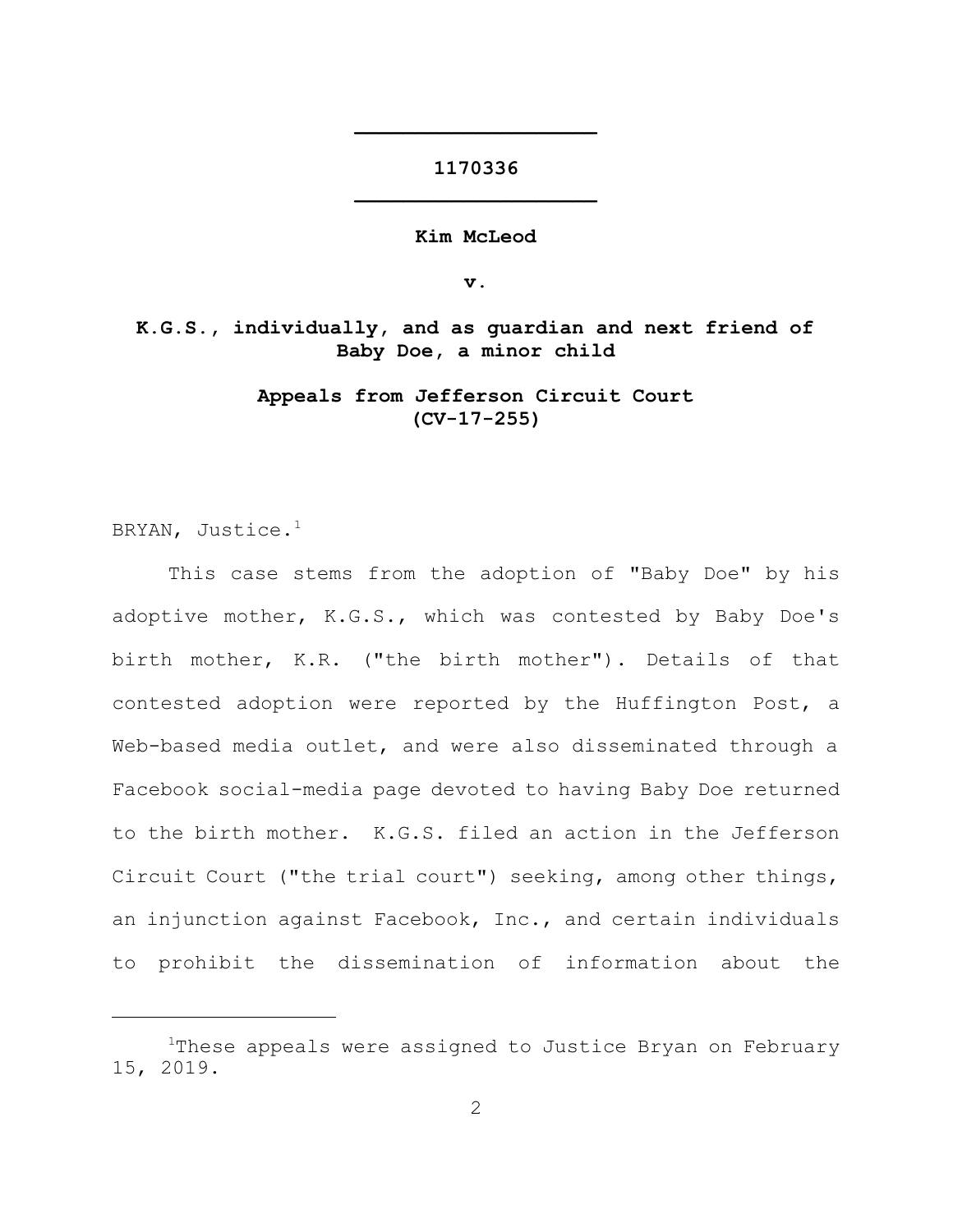---

**1170336**

---

**Kim McLeod**

**v.**

**K.G.S., individually, and as guardian and next friend of Baby Doe, a minor child**

**Appeals from Jefferson Circuit Court (CV-17-255)**

BRYAN, Justice.[1]

This case stems from the adoption of "Baby Doe" by his adoptive mother, K.G.S., which was contested by Baby Doe's birth mother, K.R. ("the birth mother"). Details of that contested adoption were reported by the Huffington Post, a Web-based media outlet, and were also disseminated through a Facebook social-media page devoted to having Baby Doe returned to the birth mother. K.G.S. filed an action in the Jefferson Circuit Court ("the trial court") seeking, among other things, an injunction against Facebook, Inc., and certain individuals to prohibit the dissemination of information about the

---

[1]These appeals were assigned to Justice Bryan on February 15, 2019.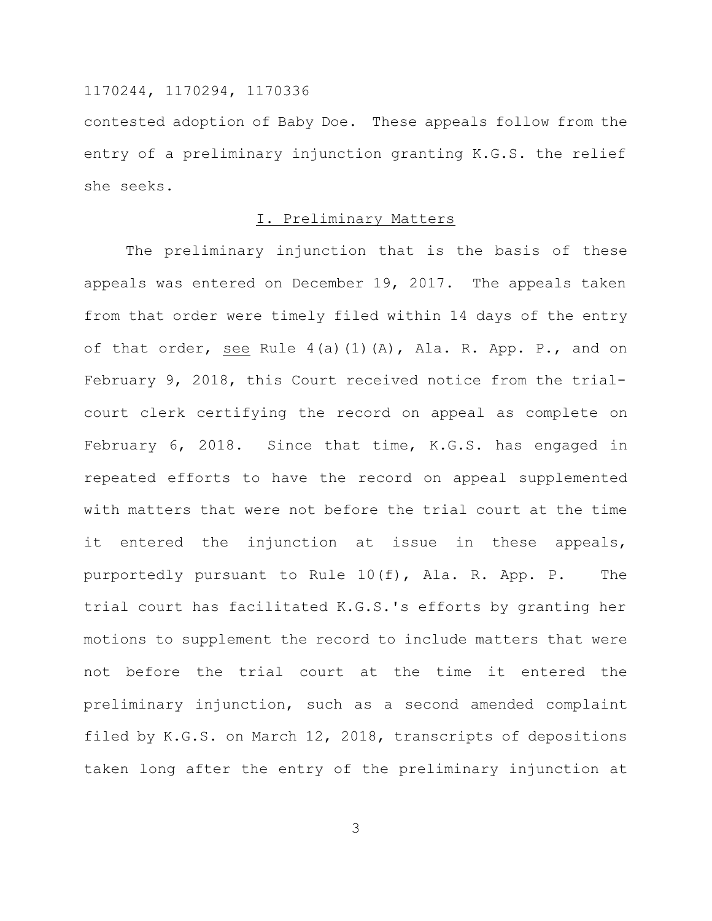contested adoption of Baby Doe. These appeals follow from the entry of a preliminary injunction granting K.G.S. the relief she seeks.

## I. Preliminary Matters

The preliminary injunction that is the basis of these appeals was entered on December 19, 2017. The appeals taken from that order were timely filed within 14 days of the entry of that order, see Rule 4(a)(1)(A), Ala. R. App. P., and on February 9, 2018, this Court received notice from the trial-court clerk certifying the record on appeal as complete on February 6, 2018. Since that time, K.G.S. has engaged in repeated efforts to have the record on appeal supplemented with matters that were not before the trial court at the time it entered the injunction at issue in these appeals, purportedly pursuant to Rule 10(f), Ala. R. App. P. The trial court has facilitated K.G.S.'s efforts by granting her motions to supplement the record to include matters that were not before the trial court at the time it entered the preliminary injunction, such as a second amended complaint filed by K.G.S. on March 12, 2018, transcripts of depositions taken long after the entry of the preliminary injunction at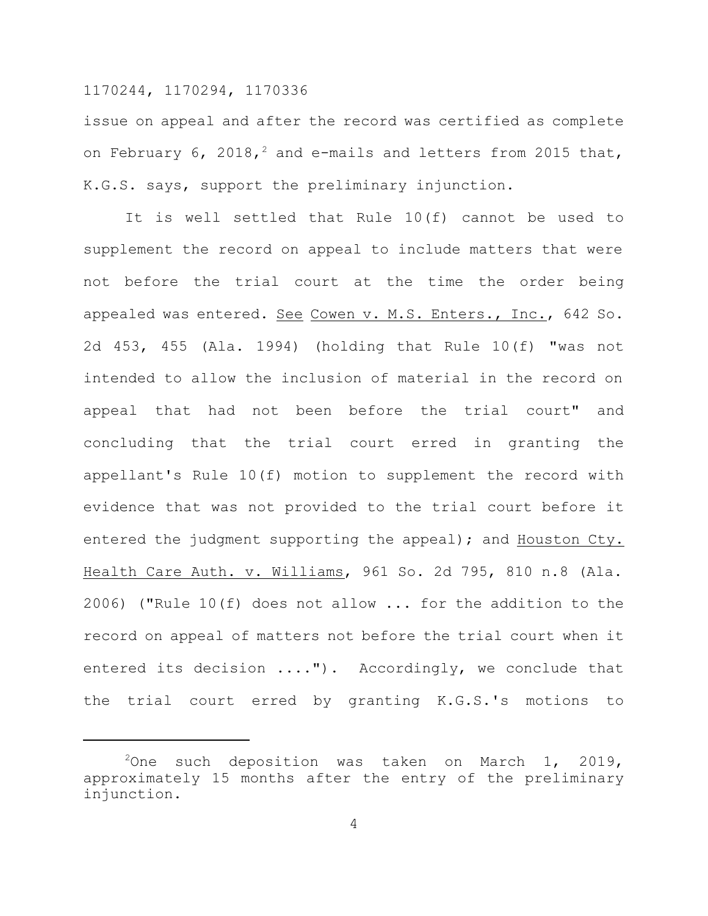issue on appeal and after the record was certified as complete on February 6, 2018,[2] and e-mails and letters from 2015 that, K.G.S. says, support the preliminary injunction.

It is well settled that Rule 10(f) cannot be used to supplement the record on appeal to include matters that were not before the trial court at the time the order being appealed was entered. See Cowen v. M.S. Enters., Inc., 642 So. 2d 453, 455 (Ala. 1994) (holding that Rule 10(f) "was not intended to allow the inclusion of material in the record on appeal that had not been before the trial court" and concluding that the trial court erred in granting the appellant's Rule 10(f) motion to supplement the record with evidence that was not provided to the trial court before it entered the judgment supporting the appeal); and Houston Cty. Health Care Auth. v. Williams, 961 So. 2d 795, 810 n.8 (Ala. 2006) ("Rule 10(f) does not allow ... for the addition to the record on appeal of matters not before the trial court when it entered its decision ...."). Accordingly, we conclude that the trial court erred by granting K.G.S.'s motions to

---

[2]One such deposition was taken on March 1, 2019, approximately 15 months after the entry of the preliminary injunction.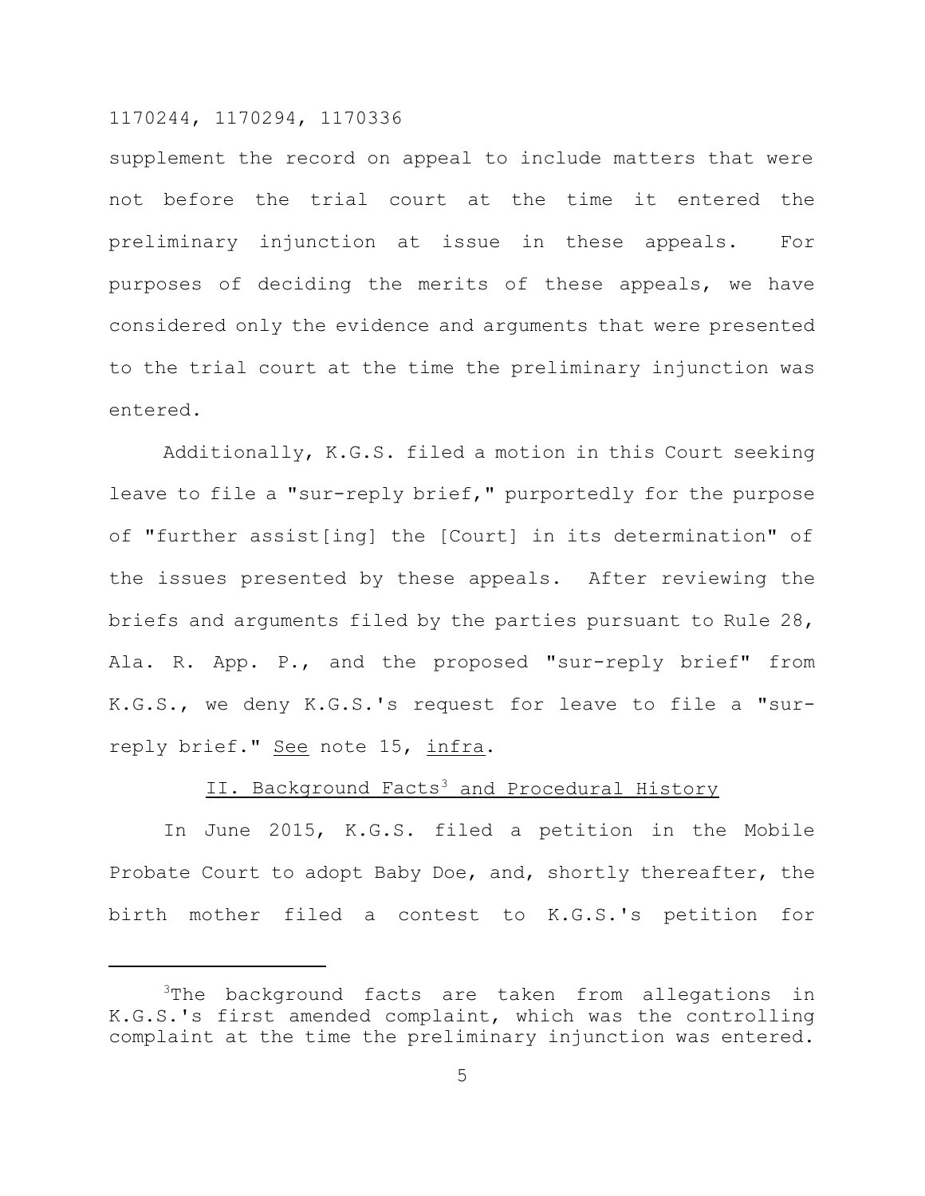supplement the record on appeal to include matters that were not before the trial court at the time it entered the preliminary injunction at issue in these appeals. For purposes of deciding the merits of these appeals, we have considered only the evidence and arguments that were presented to the trial court at the time the preliminary injunction was entered.

Additionally, K.G.S. filed a motion in this Court seeking leave to file a "sur-reply brief," purportedly for the purpose of "further assist[ing] the [Court] in its determination" of the issues presented by these appeals. After reviewing the briefs and arguments filed by the parties pursuant to Rule 28, Ala. R. App. P., and the proposed "sur-reply brief" from K.G.S., we deny K.G.S.'s request for leave to file a "sur-reply brief." See note 15, infra.

## II. Background Facts[3] and Procedural History

In June 2015, K.G.S. filed a petition in the Mobile Probate Court to adopt Baby Doe, and, shortly thereafter, the birth mother filed a contest to K.G.S.'s petition for

---

[3]The background facts are taken from allegations in K.G.S.'s first amended complaint, which was the controlling complaint at the time the preliminary injunction was entered.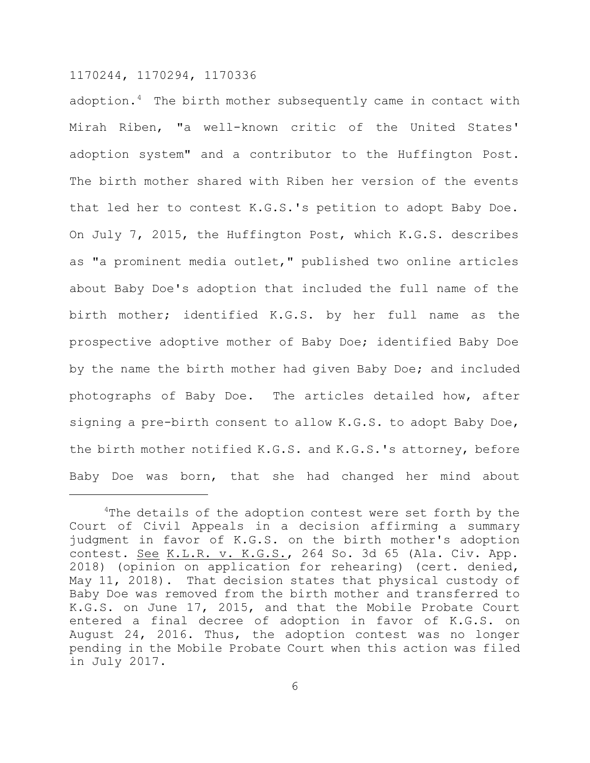adoption.[4] The birth mother subsequently came in contact with Mirah Riben, "a well-known critic of the United States' adoption system" and a contributor to the Huffington Post. The birth mother shared with Riben her version of the events that led her to contest K.G.S.'s petition to adopt Baby Doe. On July 7, 2015, the Huffington Post, which K.G.S. describes as "a prominent media outlet," published two online articles about Baby Doe's adoption that included the full name of the birth mother; identified K.G.S. by her full name as the prospective adoptive mother of Baby Doe; identified Baby Doe by the name the birth mother had given Baby Doe; and included photographs of Baby Doe. The articles detailed how, after signing a pre-birth consent to allow K.G.S. to adopt Baby Doe, the birth mother notified K.G.S. and K.G.S.'s attorney, before Baby Doe was born, that she had changed her mind about

---

[4]The details of the adoption contest were set forth by the Court of Civil Appeals in a decision affirming a summary judgment in favor of K.G.S. on the birth mother's adoption contest. See K.L.R. v. K.G.S., 264 So. 3d 65 (Ala. Civ. App. 2018) (opinion on application for rehearing) (cert. denied, May 11, 2018). That decision states that physical custody of Baby Doe was removed from the birth mother and transferred to K.G.S. on June 17, 2015, and that the Mobile Probate Court entered a final decree of adoption in favor of K.G.S. on August 24, 2016. Thus, the adoption contest was no longer pending in the Mobile Probate Court when this action was filed in July 2017.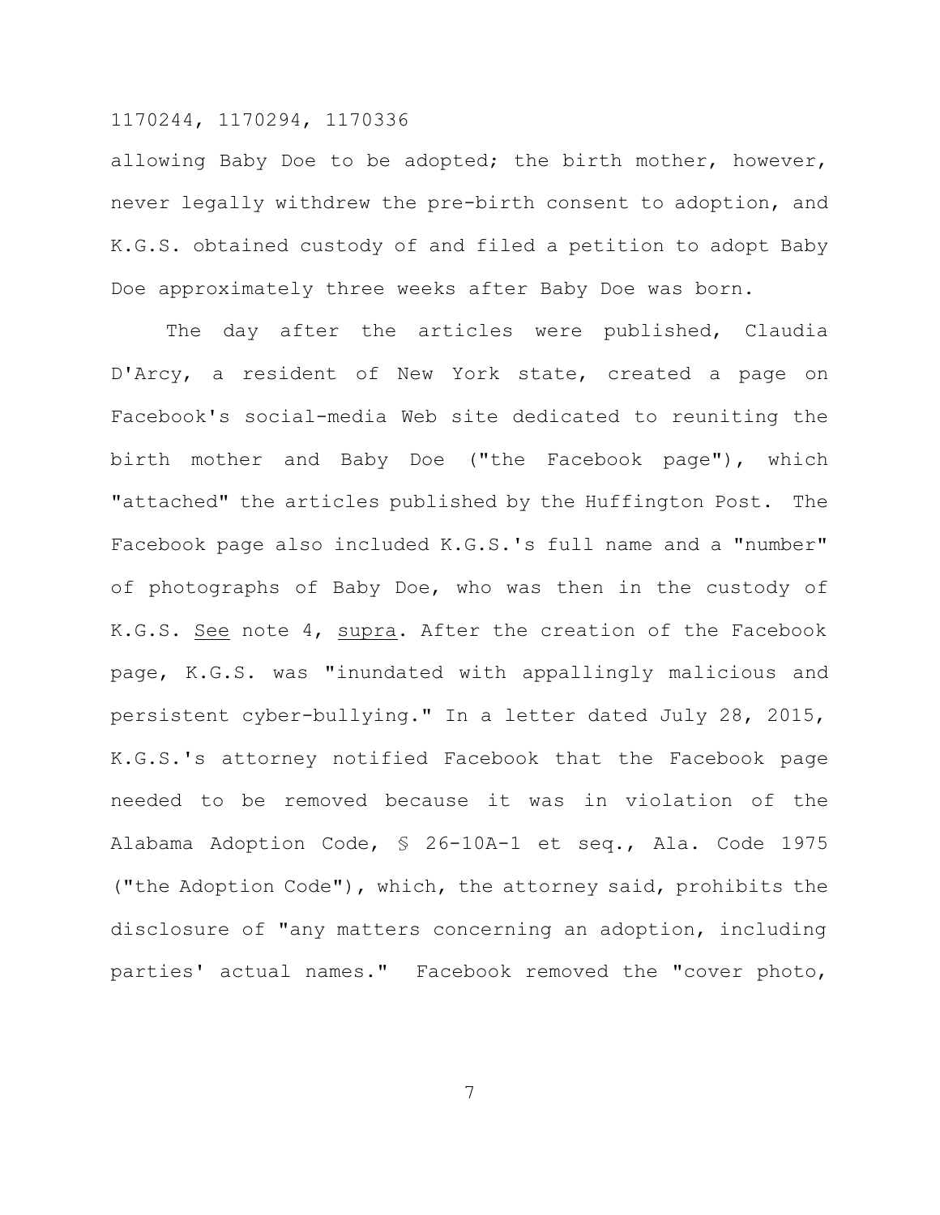allowing Baby Doe to be adopted; the birth mother, however, never legally withdrew the pre-birth consent to adoption, and K.G.S. obtained custody of and filed a petition to adopt Baby Doe approximately three weeks after Baby Doe was born.

The day after the articles were published, Claudia D'Arcy, a resident of New York state, created a page on Facebook's social-media Web site dedicated to reuniting the birth mother and Baby Doe ("the Facebook page"), which "attached" the articles published by the Huffington Post. The Facebook page also included K.G.S.'s full name and a "number" of photographs of Baby Doe, who was then in the custody of K.G.S. See note 4, supra. After the creation of the Facebook page, K.G.S. was "inundated with appallingly malicious and persistent cyber-bullying." In a letter dated July 28, 2015, K.G.S.'s attorney notified Facebook that the Facebook page needed to be removed because it was in violation of the Alabama Adoption Code, § 26-10A-1 et seq., Ala. Code 1975 ("the Adoption Code"), which, the attorney said, prohibits the disclosure of "any matters concerning an adoption, including parties' actual names." Facebook removed the "cover photo,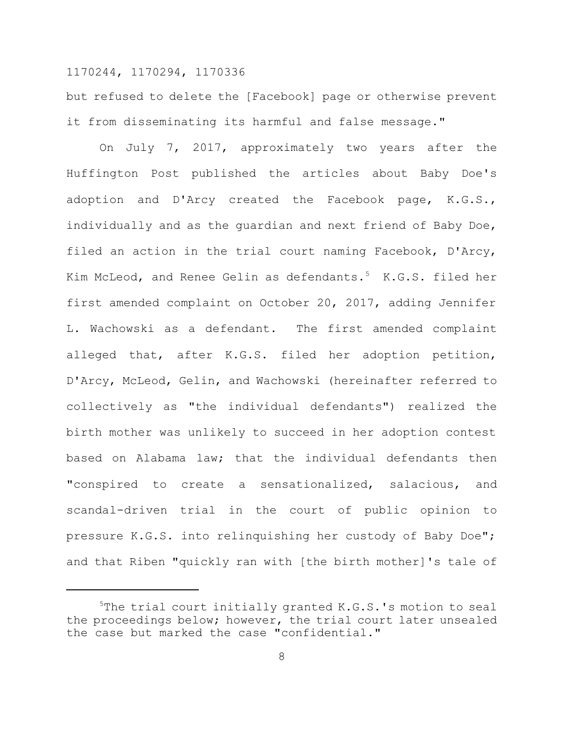but refused to delete the [Facebook] page or otherwise prevent it from disseminating its harmful and false message."

On July 7, 2017, approximately two years after the Huffington Post published the articles about Baby Doe's adoption and D'Arcy created the Facebook page, K.G.S., individually and as the guardian and next friend of Baby Doe, filed an action in the trial court naming Facebook, D'Arcy, Kim McLeod, and Renee Gelin as defendants.[5] K.G.S. filed her first amended complaint on October 20, 2017, adding Jennifer L. Wachowski as a defendant. The first amended complaint alleged that, after K.G.S. filed her adoption petition, D'Arcy, McLeod, Gelin, and Wachowski (hereinafter referred to collectively as "the individual defendants") realized the birth mother was unlikely to succeed in her adoption contest based on Alabama law; that the individual defendants then "conspired to create a sensationalized, salacious, and scandal-driven trial in the court of public opinion to pressure K.G.S. into relinquishing her custody of Baby Doe"; and that Riben "quickly ran with [the birth mother]'s tale of

[5]The trial court initially granted K.G.S.'s motion to seal the proceedings below; however, the trial court later unsealed the case but marked the case "confidential."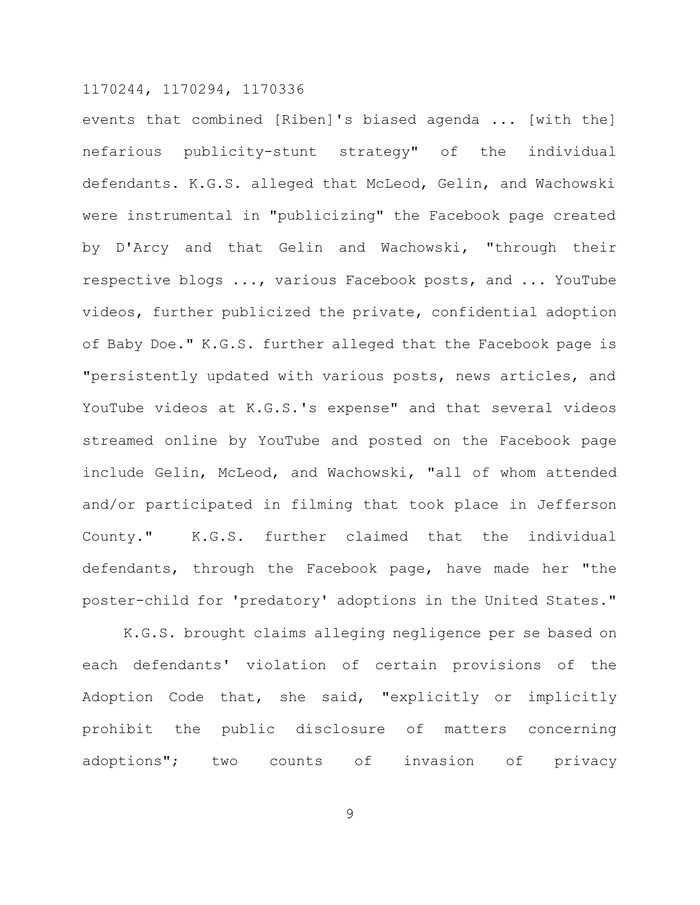events that combined [Riben]'s biased agenda ... [with the] nefarious publicity-stunt strategy" of the individual defendants. K.G.S. alleged that McLeod, Gelin, and Wachowski were instrumental in "publicizing" the Facebook page created by D'Arcy and that Gelin and Wachowski, "through their respective blogs ..., various Facebook posts, and ... YouTube videos, further publicized the private, confidential adoption of Baby Doe." K.G.S. further alleged that the Facebook page is "persistently updated with various posts, news articles, and YouTube videos at K.G.S.'s expense" and that several videos streamed online by YouTube and posted on the Facebook page include Gelin, McLeod, and Wachowski, "all of whom attended and/or participated in filming that took place in Jefferson County." K.G.S. further claimed that the individual defendants, through the Facebook page, have made her "the poster-child for 'predatory' adoptions in the United States."

K.G.S. brought claims alleging negligence per se based on each defendants' violation of certain provisions of the Adoption Code that, she said, "explicitly or implicitly prohibit the public disclosure of matters concerning adoptions"; two counts of invasion of privacy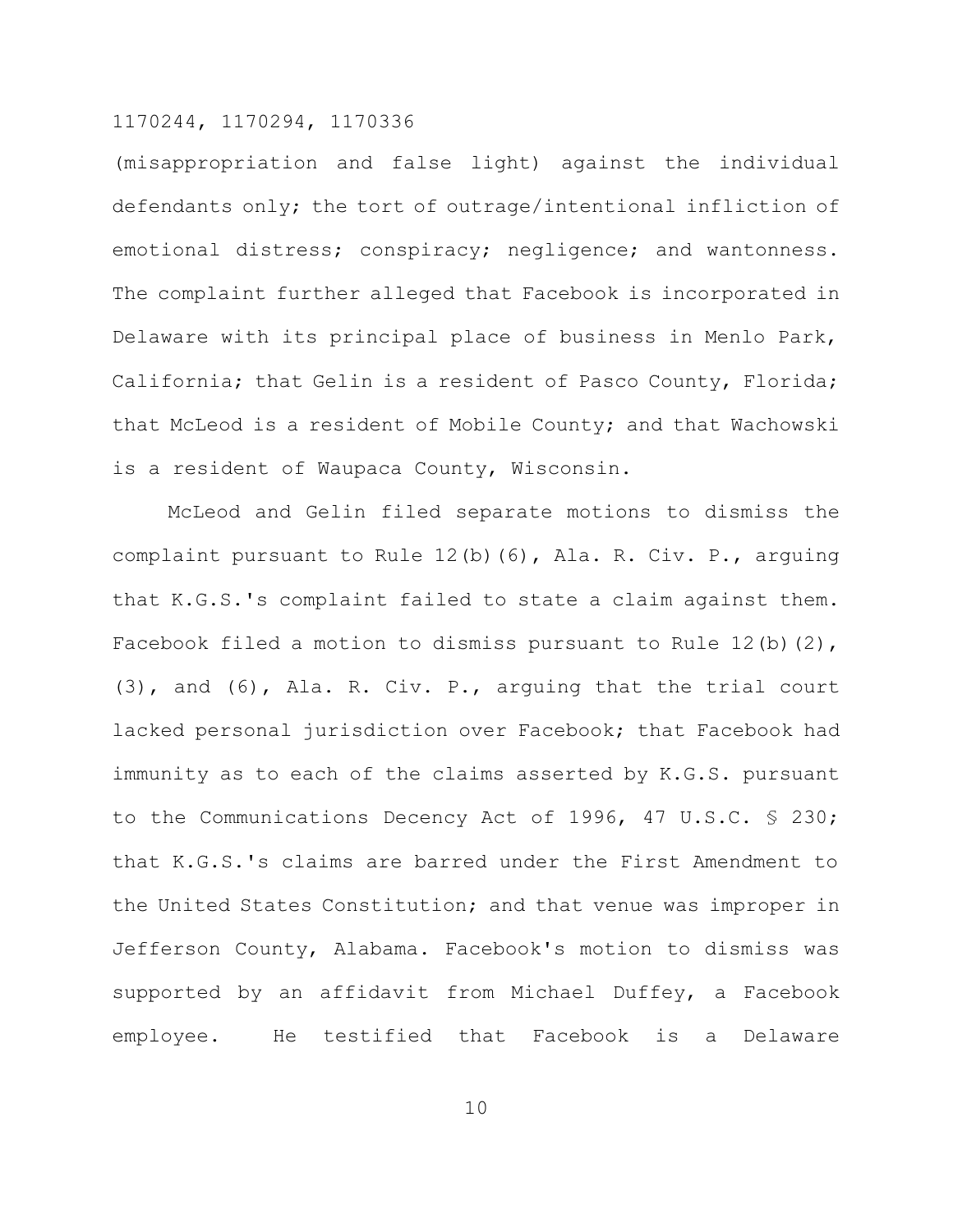(misappropriation and false light) against the individual defendants only; the tort of outrage/intentional infliction of emotional distress; conspiracy; negligence; and wantonness. The complaint further alleged that Facebook is incorporated in Delaware with its principal place of business in Menlo Park, California; that Gelin is a resident of Pasco County, Florida; that McLeod is a resident of Mobile County; and that Wachowski is a resident of Waupaca County, Wisconsin.

McLeod and Gelin filed separate motions to dismiss the complaint pursuant to Rule 12(b)(6), Ala. R. Civ. P., arguing that K.G.S.'s complaint failed to state a claim against them. Facebook filed a motion to dismiss pursuant to Rule 12(b)(2), (3), and (6), Ala. R. Civ. P., arguing that the trial court lacked personal jurisdiction over Facebook; that Facebook had immunity as to each of the claims asserted by K.G.S. pursuant to the Communications Decency Act of 1996, 47 U.S.C. § 230; that K.G.S.'s claims are barred under the First Amendment to the United States Constitution; and that venue was improper in Jefferson County, Alabama. Facebook's motion to dismiss was supported by an affidavit from Michael Duffey, a Facebook employee. He testified that Facebook is a Delaware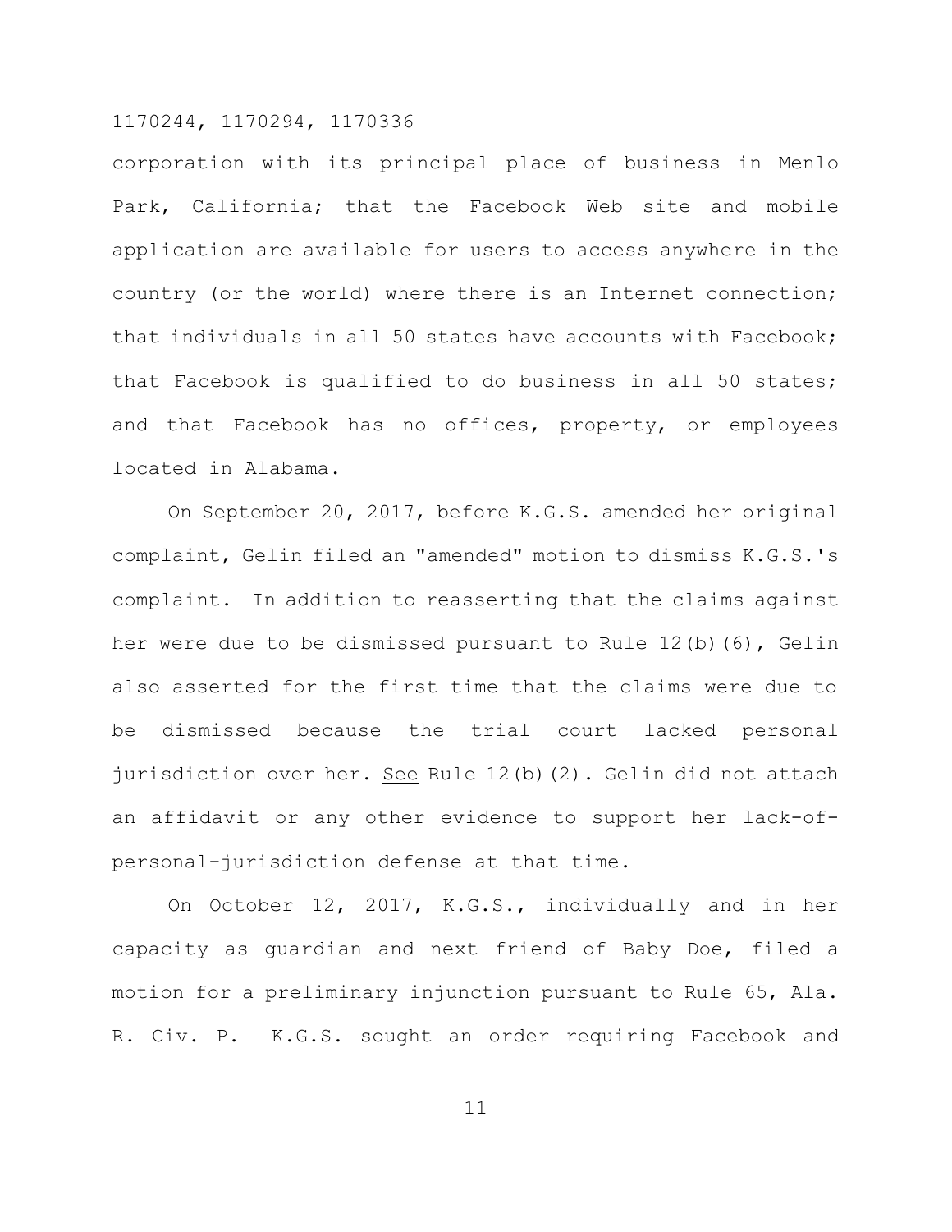corporation with its principal place of business in Menlo Park, California; that the Facebook Web site and mobile application are available for users to access anywhere in the country (or the world) where there is an Internet connection; that individuals in all 50 states have accounts with Facebook; that Facebook is qualified to do business in all 50 states; and that Facebook has no offices, property, or employees located in Alabama.

On September 20, 2017, before K.G.S. amended her original complaint, Gelin filed an "amended" motion to dismiss K.G.S.'s complaint. In addition to reasserting that the claims against her were due to be dismissed pursuant to Rule 12(b)(6), Gelin also asserted for the first time that the claims were due to be dismissed because the trial court lacked personal jurisdiction over her. See Rule 12(b)(2). Gelin did not attach an affidavit or any other evidence to support her lack-of-personal-jurisdiction defense at that time.

On October 12, 2017, K.G.S., individually and in her capacity as guardian and next friend of Baby Doe, filed a motion for a preliminary injunction pursuant to Rule 65, Ala. R. Civ. P. K.G.S. sought an order requiring Facebook and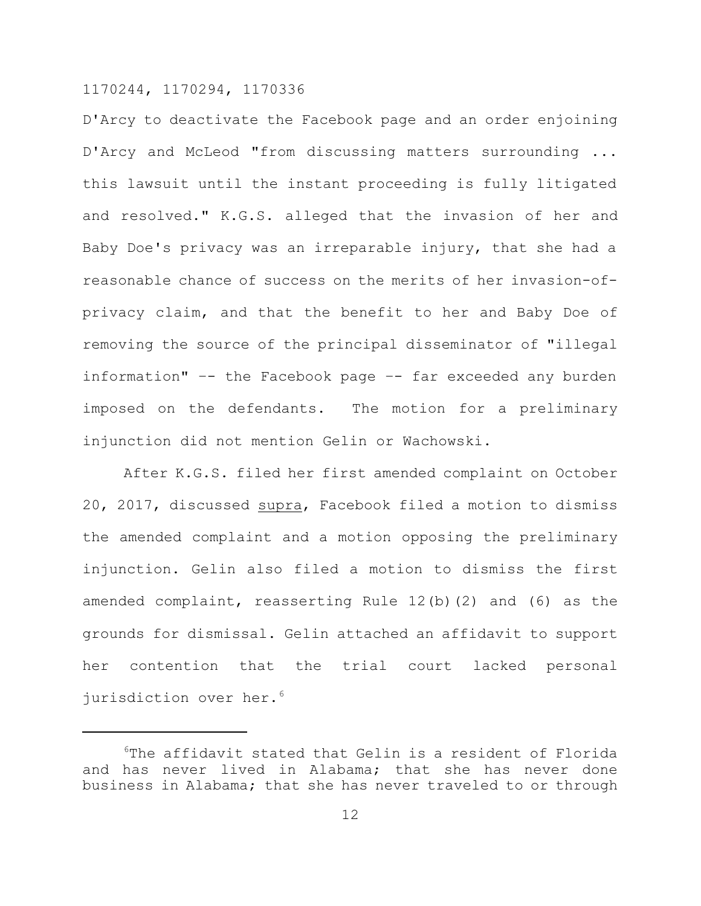D'Arcy to deactivate the Facebook page and an order enjoining D'Arcy and McLeod "from discussing matters surrounding ... this lawsuit until the instant proceeding is fully litigated and resolved." K.G.S. alleged that the invasion of her and Baby Doe's privacy was an irreparable injury, that she had a reasonable chance of success on the merits of her invasion-of-privacy claim, and that the benefit to her and Baby Doe of removing the source of the principal disseminator of "illegal information" -- the Facebook page -- far exceeded any burden imposed on the defendants. The motion for a preliminary injunction did not mention Gelin or Wachowski.

After K.G.S. filed her first amended complaint on October 20, 2017, discussed supra, Facebook filed a motion to dismiss the amended complaint and a motion opposing the preliminary injunction. Gelin also filed a motion to dismiss the first amended complaint, reasserting Rule 12(b)(2) and (6) as the grounds for dismissal. Gelin attached an affidavit to support her contention that the trial court lacked personal jurisdiction over her.[6]

---

[6]The affidavit stated that Gelin is a resident of Florida and has never lived in Alabama; that she has never done business in Alabama; that she has never traveled to or through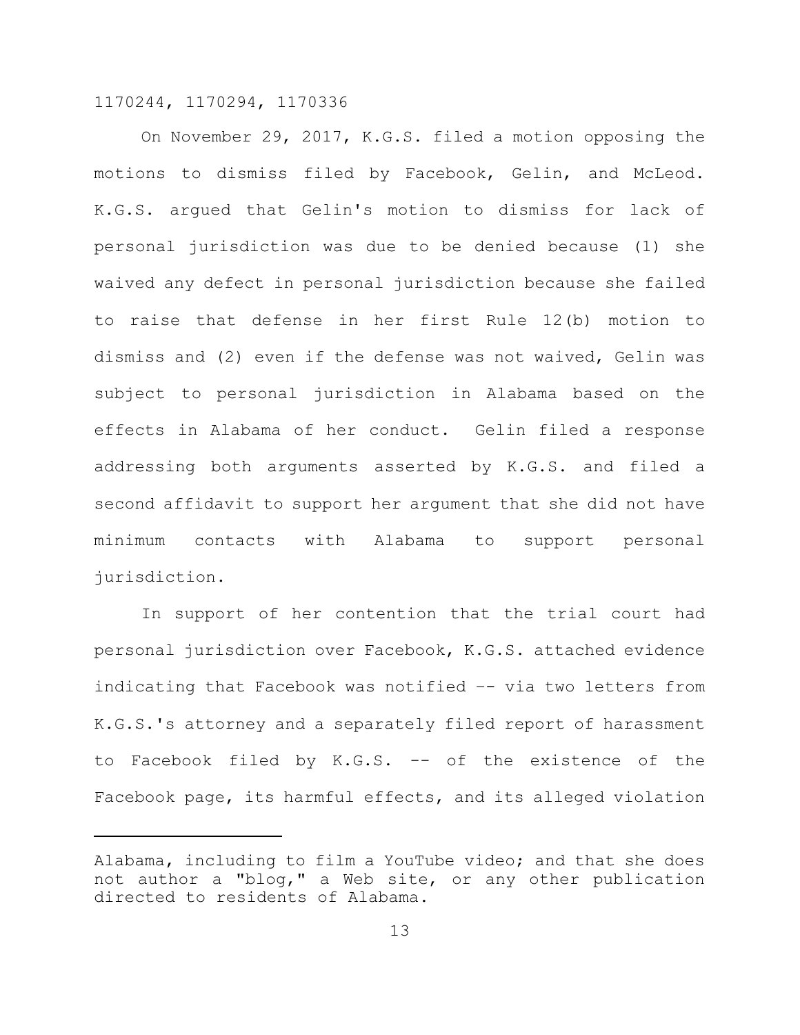On November 29, 2017, K.G.S. filed a motion opposing the motions to dismiss filed by Facebook, Gelin, and McLeod. K.G.S. argued that Gelin's motion to dismiss for lack of personal jurisdiction was due to be denied because (1) she waived any defect in personal jurisdiction because she failed to raise that defense in her first Rule 12(b) motion to dismiss and (2) even if the defense was not waived, Gelin was subject to personal jurisdiction in Alabama based on the effects in Alabama of her conduct. Gelin filed a response addressing both arguments asserted by K.G.S. and filed a second affidavit to support her argument that she did not have minimum contacts with Alabama to support personal jurisdiction.

In support of her contention that the trial court had personal jurisdiction over Facebook, K.G.S. attached evidence indicating that Facebook was notified -- via two letters from K.G.S.'s attorney and a separately filed report of harassment to Facebook filed by K.G.S. -- of the existence of the Facebook page, its harmful effects, and its alleged violation

---

Alabama, including to film a YouTube video; and that she does not author a "blog," a Web site, or any other publication directed to residents of Alabama.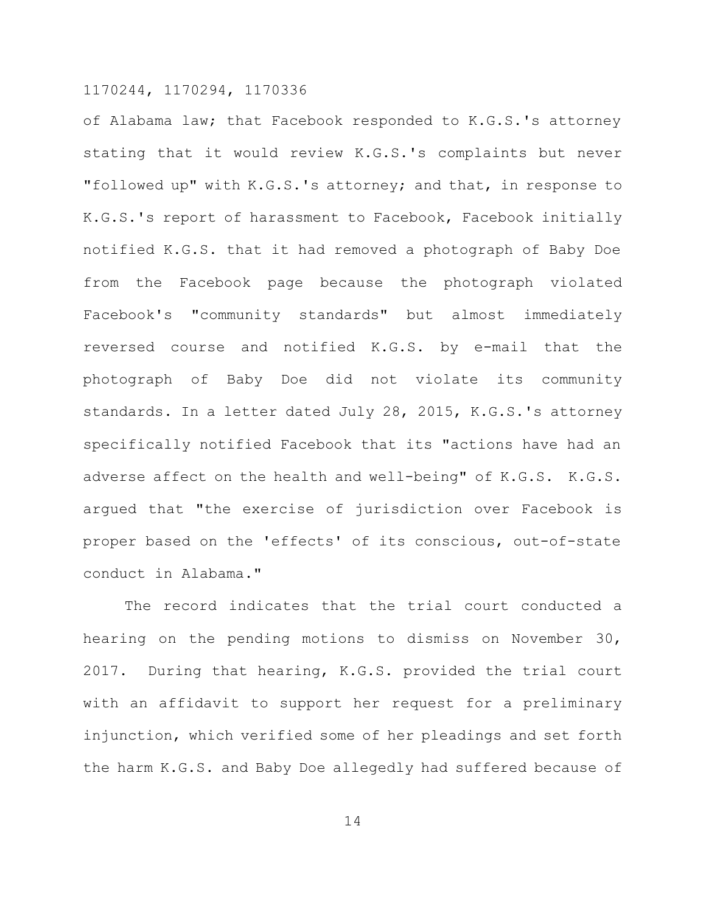of Alabama law; that Facebook responded to K.G.S.'s attorney stating that it would review K.G.S.'s complaints but never "followed up" with K.G.S.'s attorney; and that, in response to K.G.S.'s report of harassment to Facebook, Facebook initially notified K.G.S. that it had removed a photograph of Baby Doe from the Facebook page because the photograph violated Facebook's "community standards" but almost immediately reversed course and notified K.G.S. by e-mail that the photograph of Baby Doe did not violate its community standards. In a letter dated July 28, 2015, K.G.S.'s attorney specifically notified Facebook that its "actions have had an adverse affect on the health and well-being" of K.G.S. K.G.S. argued that "the exercise of jurisdiction over Facebook is proper based on the 'effects' of its conscious, out-of-state conduct in Alabama."

The record indicates that the trial court conducted a hearing on the pending motions to dismiss on November 30, 2017. During that hearing, K.G.S. provided the trial court with an affidavit to support her request for a preliminary injunction, which verified some of her pleadings and set forth the harm K.G.S. and Baby Doe allegedly had suffered because of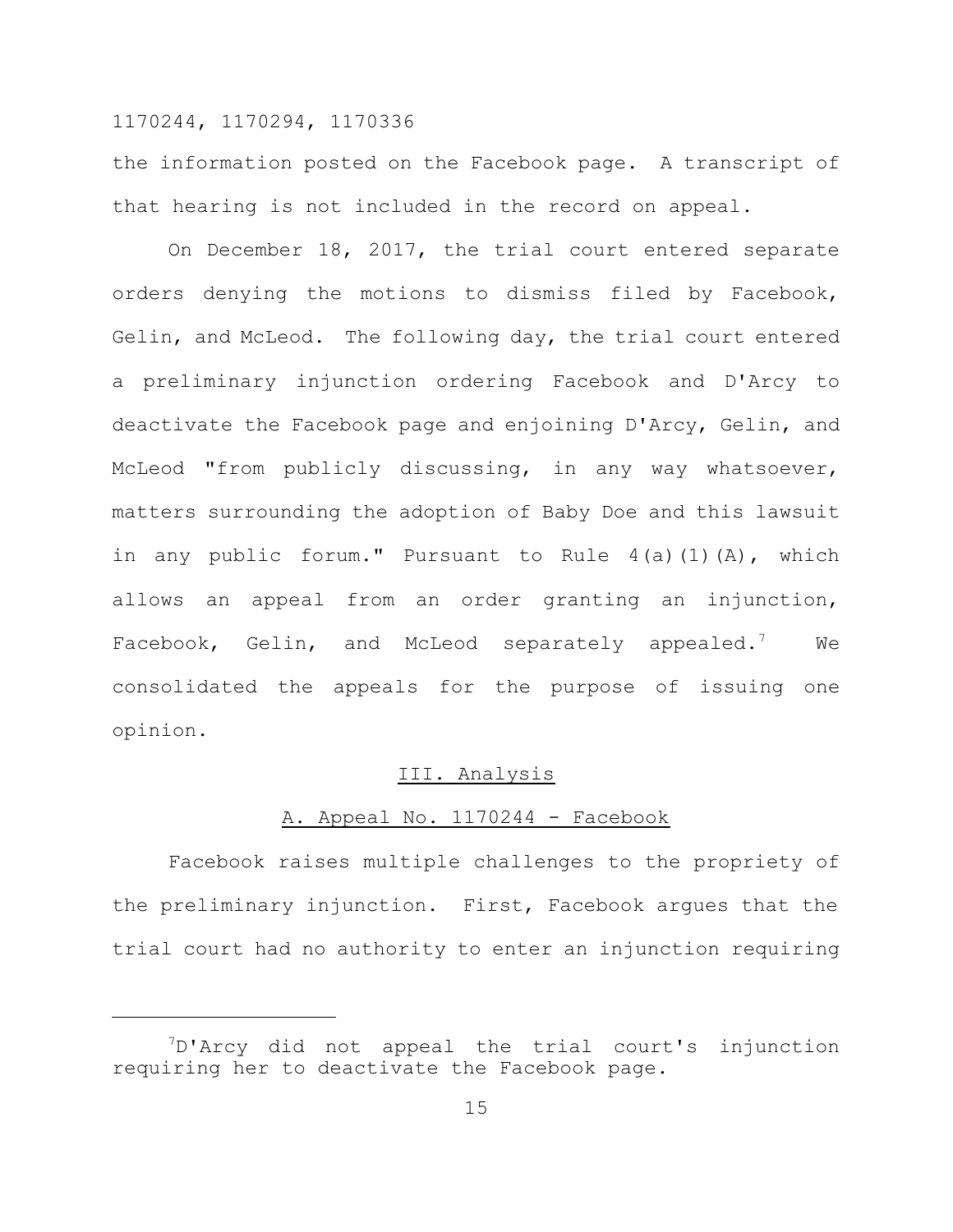the information posted on the Facebook page. A transcript of that hearing is not included in the record on appeal.

On December 18, 2017, the trial court entered separate orders denying the motions to dismiss filed by Facebook, Gelin, and McLeod. The following day, the trial court entered a preliminary injunction ordering Facebook and D'Arcy to deactivate the Facebook page and enjoining D'Arcy, Gelin, and McLeod "from publicly discussing, in any way whatsoever, matters surrounding the adoption of Baby Doe and this lawsuit in any public forum." Pursuant to Rule 4(a)(1)(A), which allows an appeal from an order granting an injunction, Facebook, Gelin, and McLeod separately appealed.[7] We consolidated the appeals for the purpose of issuing one opinion.

## III. Analysis

### A. Appeal No. 1170244 - Facebook

Facebook raises multiple challenges to the propriety of the preliminary injunction. First, Facebook argues that the trial court had no authority to enter an injunction requiring

---

[7] D'Arcy did not appeal the trial court's injunction requiring her to deactivate the Facebook page.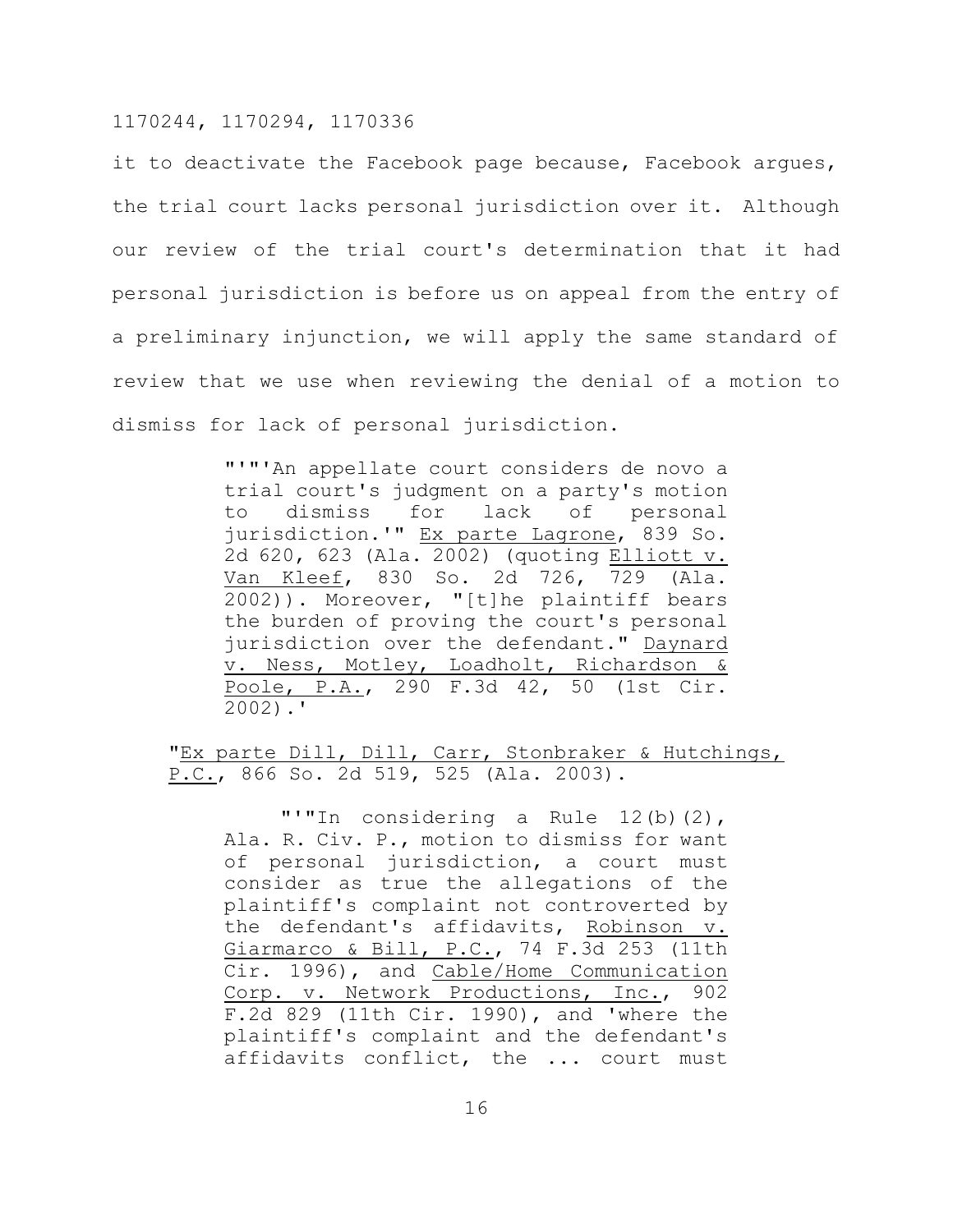it to deactivate the Facebook page because, Facebook argues, the trial court lacks personal jurisdiction over it. Although our review of the trial court's determination that it had personal jurisdiction is before us on appeal from the entry of a preliminary injunction, we will apply the same standard of review that we use when reviewing the denial of a motion to dismiss for lack of personal jurisdiction.

> "'"'An appellate court considers de novo a trial court's judgment on a party's motion to dismiss for lack of personal jurisdiction.'" Ex parte Lagrone, 839 So. 2d 620, 623 (Ala. 2002) (quoting Elliott v. Van Kleef, 830 So. 2d 726, 729 (Ala. 2002)). Moreover, "[t]he plaintiff bears the burden of proving the court's personal jurisdiction over the defendant." Daynard v. Ness, Motley, Loadholt, Richardson & Poole, P.A., 290 F.3d 42, 50 (1st Cir. 2002).'
>
> "Ex parte Dill, Dill, Carr, Stonbraker & Hutchings, P.C., 866 So. 2d 519, 525 (Ala. 2003).
>
> "'"In considering a Rule 12(b)(2), Ala. R. Civ. P., motion to dismiss for want of personal jurisdiction, a court must consider as true the allegations of the plaintiff's complaint not controverted by the defendant's affidavits, Robinson v. Giarmarco & Bill, P.C., 74 F.3d 253 (11th Cir. 1996), and Cable/Home Communication Corp. v. Network Productions, Inc., 902 F.2d 829 (11th Cir. 1990), and 'where the plaintiff's complaint and the defendant's affidavits conflict, the ... court must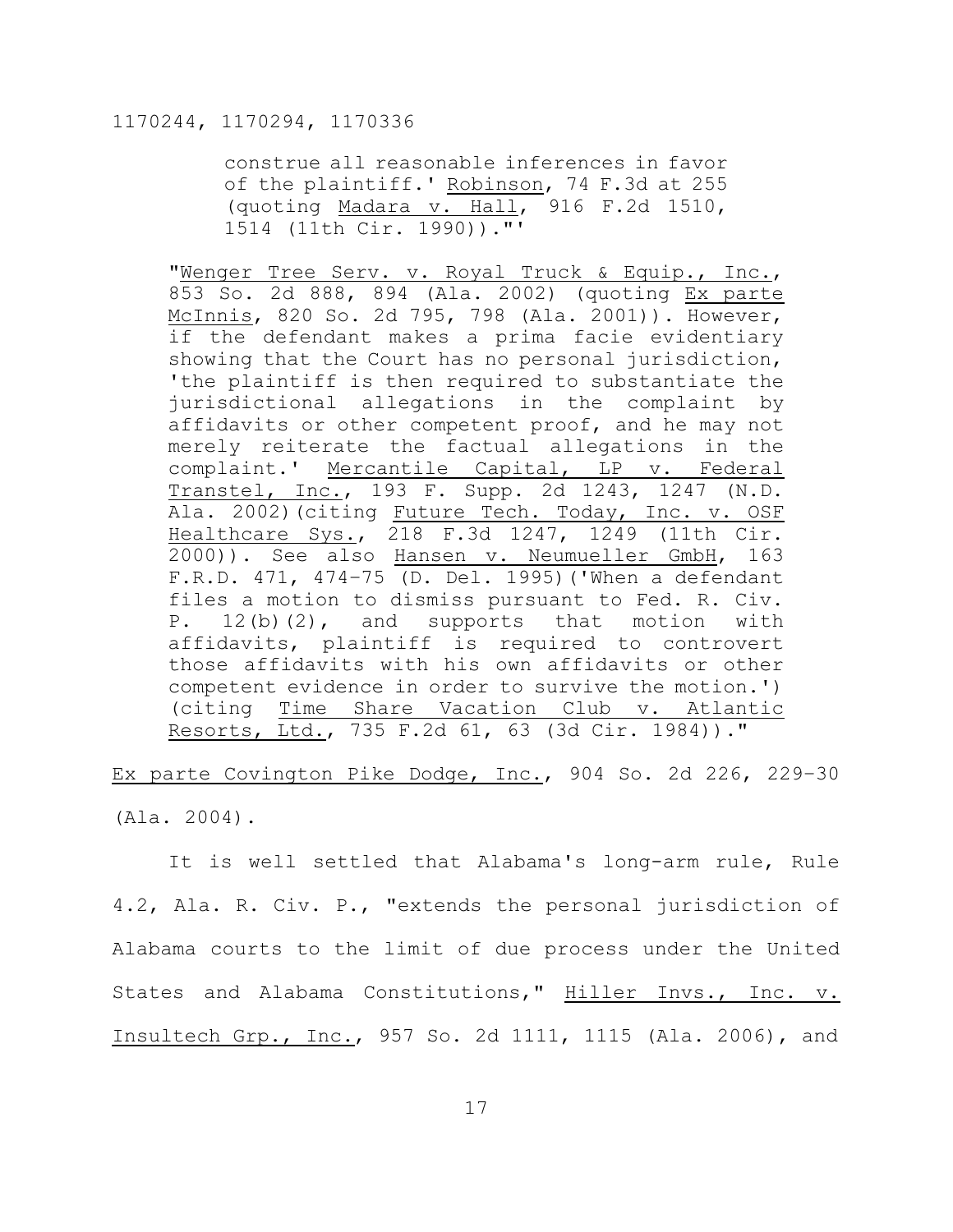construe all reasonable inferences in favor of the plaintiff.' Robinson, 74 F.3d at 255 (quoting Madara v. Hall, 916 F.2d 1510, 1514 (11th Cir. 1990))."'

> "Wenger Tree Serv. v. Royal Truck & Equip., Inc., 853 So. 2d 888, 894 (Ala. 2002) (quoting Ex parte McInnis, 820 So. 2d 795, 798 (Ala. 2001)). However, if the defendant makes a prima facie evidentiary showing that the Court has no personal jurisdiction, 'the plaintiff is then required to substantiate the jurisdictional allegations in the complaint by affidavits or other competent proof, and he may not merely reiterate the factual allegations in the complaint.' Mercantile Capital, LP v. Federal Transtel, Inc., 193 F. Supp. 2d 1243, 1247 (N.D. Ala. 2002)(citing Future Tech. Today, Inc. v. OSF Healthcare Sys., 218 F.3d 1247, 1249 (11th Cir. 2000)). See also Hansen v. Neumueller GmbH, 163 F.R.D. 471, 474-75 (D. Del. 1995)('When a defendant files a motion to dismiss pursuant to Fed. R. Civ. P. 12(b)(2), and supports that motion with affidavits, plaintiff is required to controvert those affidavits with his own affidavits or other competent evidence in order to survive the motion.') (citing Time Share Vacation Club v. Atlantic Resorts, Ltd., 735 F.2d 61, 63 (3d Cir. 1984))."

Ex parte Covington Pike Dodge, Inc., 904 So. 2d 226, 229-30 (Ala. 2004).

It is well settled that Alabama's long-arm rule, Rule 4.2, Ala. R. Civ. P., "extends the personal jurisdiction of Alabama courts to the limit of due process under the United States and Alabama Constitutions," Hiller Invs., Inc. v. Insultech Grp., Inc., 957 So. 2d 1111, 1115 (Ala. 2006), and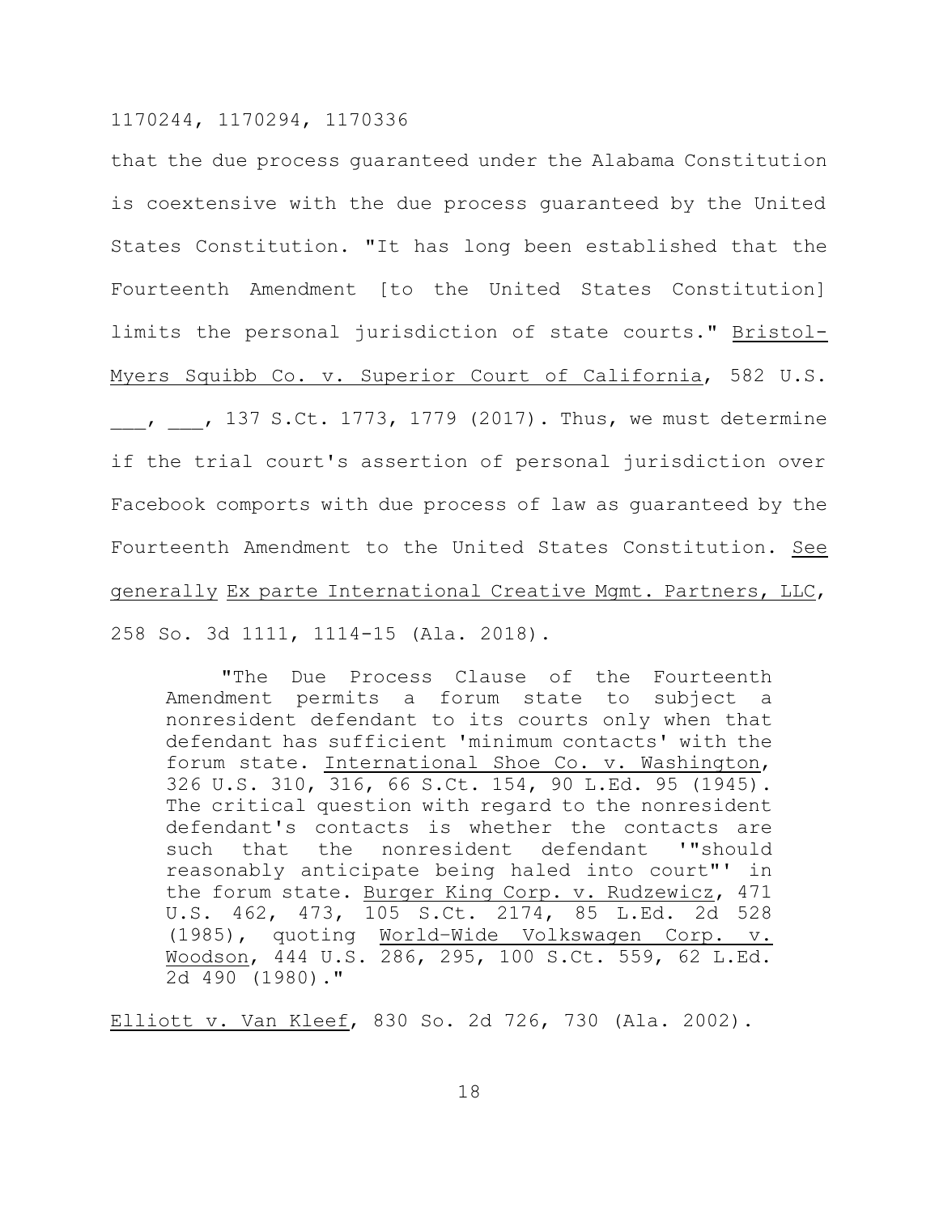that the due process guaranteed under the Alabama Constitution is coextensive with the due process guaranteed by the United States Constitution. "It has long been established that the Fourteenth Amendment [to the United States Constitution] limits the personal jurisdiction of state courts." Bristol-Myers Squibb Co. v. Superior Court of California, 582 U.S. ___, ___, 137 S.Ct. 1773, 1779 (2017). Thus, we must determine if the trial court's assertion of personal jurisdiction over Facebook comports with due process of law as guaranteed by the Fourteenth Amendment to the United States Constitution. See generally Ex parte International Creative Mgmt. Partners, LLC, 258 So. 3d 1111, 1114-15 (Ala. 2018).

> "The Due Process Clause of the Fourteenth Amendment permits a forum state to subject a nonresident defendant to its courts only when that defendant has sufficient 'minimum contacts' with the forum state. International Shoe Co. v. Washington, 326 U.S. 310, 316, 66 S.Ct. 154, 90 L.Ed. 95 (1945). The critical question with regard to the nonresident defendant's contacts is whether the contacts are such that the nonresident defendant '"should reasonably anticipate being haled into court"' in the forum state. Burger King Corp. v. Rudzewicz, 471 U.S. 462, 473, 105 S.Ct. 2174, 85 L.Ed. 2d 528 (1985), quoting World-Wide Volkswagen Corp. v. Woodson, 444 U.S. 286, 295, 100 S.Ct. 559, 62 L.Ed. 2d 490 (1980)."

Elliott v. Van Kleef, 830 So. 2d 726, 730 (Ala. 2002).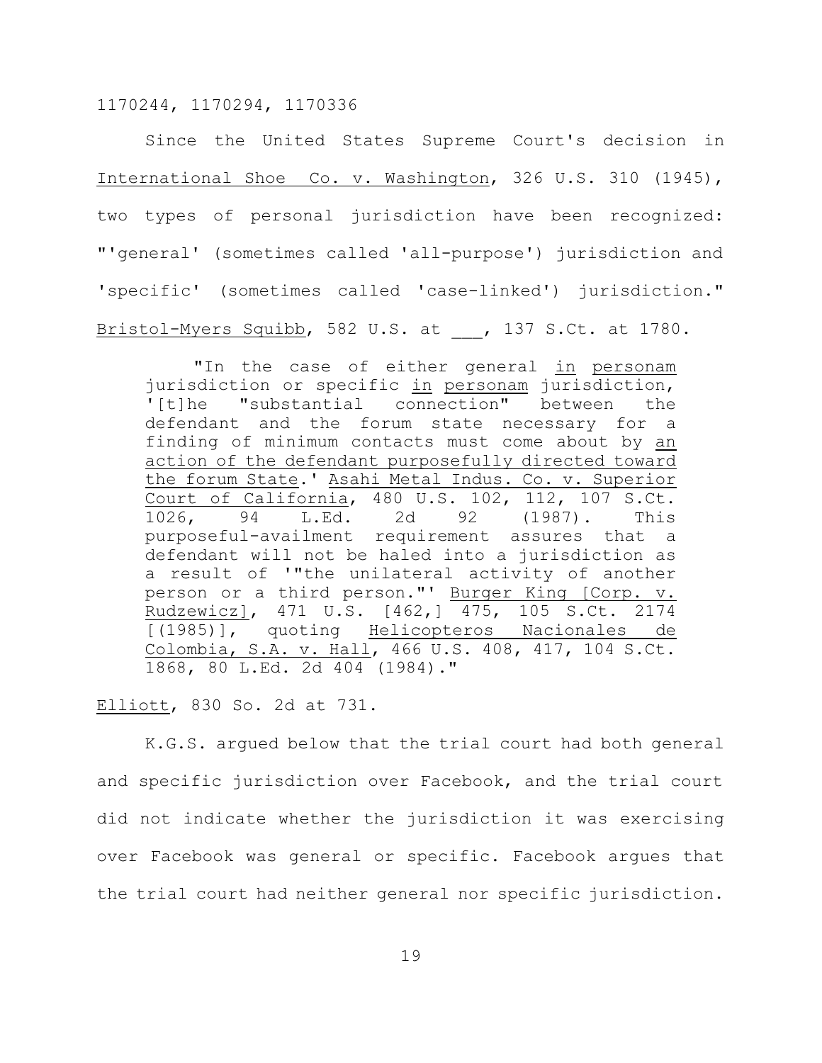Since the United States Supreme Court's decision in International Shoe Co. v. Washington, 326 U.S. 310 (1945), two types of personal jurisdiction have been recognized: "'general' (sometimes called 'all-purpose') jurisdiction and 'specific' (sometimes called 'case-linked') jurisdiction." Bristol-Myers Squibb, 582 U.S. at ___, 137 S.Ct. at 1780.

> "In the case of either general in personam jurisdiction or specific in personam jurisdiction, '[t]he "substantial connection" between the defendant and the forum state necessary for a finding of minimum contacts must come about by an action of the defendant purposefully directed toward the forum State.' Asahi Metal Indus. Co. v. Superior Court of California, 480 U.S. 102, 112, 107 S.Ct. 1026, 94 L.Ed. 2d 92 (1987). This purposeful-availment requirement assures that a defendant will not be haled into a jurisdiction as a result of '"the unilateral activity of another person or a third person."' Burger King [Corp. v. Rudzewicz], 471 U.S. [462,] 475, 105 S.Ct. 2174 [(1985)], quoting Helicopteros Nacionales de Colombia, S.A. v. Hall, 466 U.S. 408, 417, 104 S.Ct. 1868, 80 L.Ed. 2d 404 (1984)."

Elliott, 830 So. 2d at 731.

K.G.S. argued below that the trial court had both general and specific jurisdiction over Facebook, and the trial court did not indicate whether the jurisdiction it was exercising over Facebook was general or specific. Facebook argues that the trial court had neither general nor specific jurisdiction.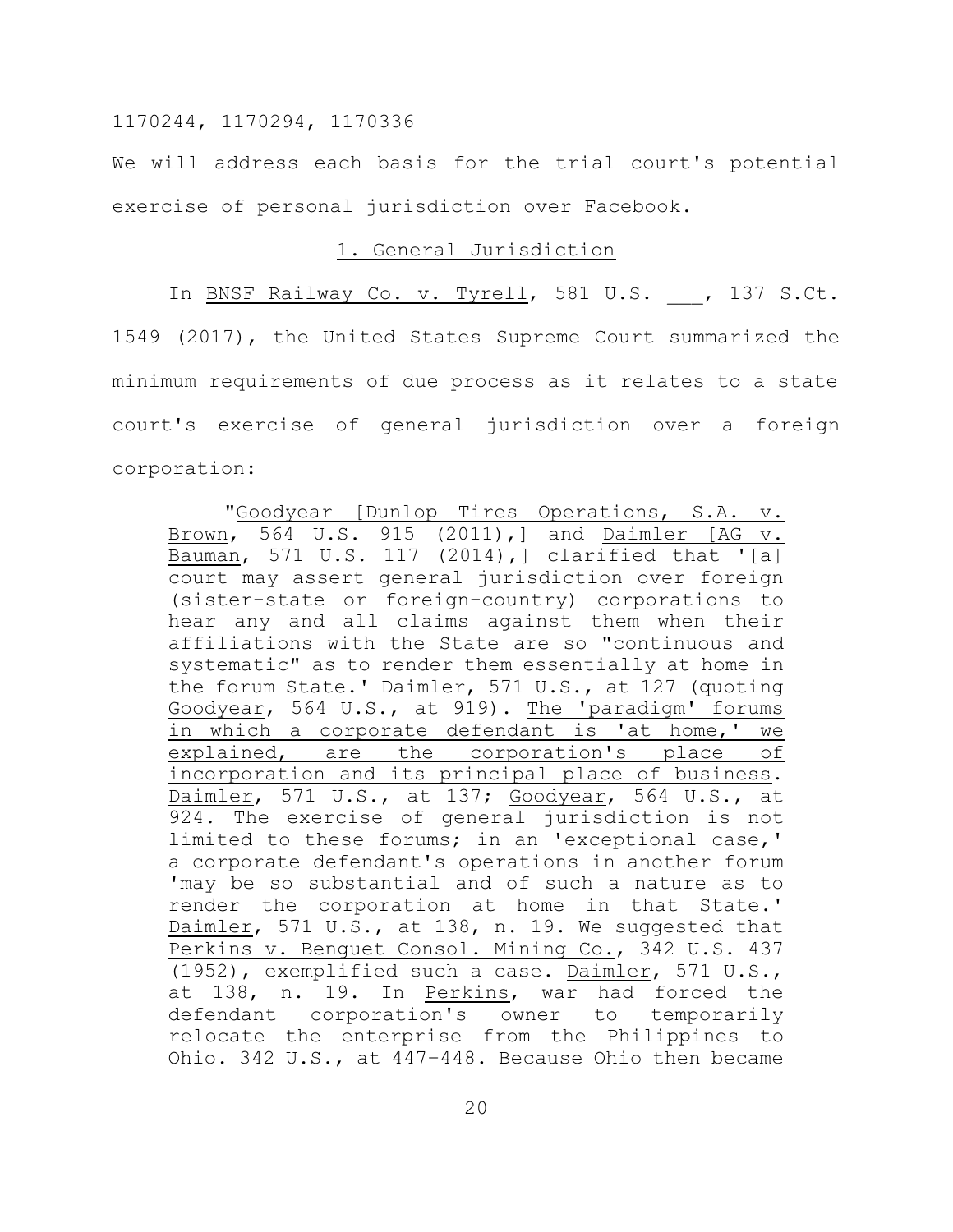We will address each basis for the trial court's potential exercise of personal jurisdiction over Facebook.

## 1. General Jurisdiction

In BNSF Railway Co. v. Tyrell, 581 U.S. ___, 137 S.Ct. 1549 (2017), the United States Supreme Court summarized the minimum requirements of due process as it relates to a state court's exercise of general jurisdiction over a foreign corporation:

> "Goodyear [Dunlop Tires Operations, S.A. v. Brown, 564 U.S. 915 (2011),] and Daimler [AG v. Bauman, 571 U.S. 117 (2014),] clarified that '[a] court may assert general jurisdiction over foreign (sister-state or foreign-country) corporations to hear any and all claims against them when their affiliations with the State are so "continuous and systematic" as to render them essentially at home in the forum State.' Daimler, 571 U.S., at 127 (quoting Goodyear, 564 U.S., at 919). The 'paradigm' forums in which a corporate defendant is 'at home,' we explained, are the corporation's place of incorporation and its principal place of business. Daimler, 571 U.S., at 137; Goodyear, 564 U.S., at 924. The exercise of general jurisdiction is not limited to these forums; in an 'exceptional case,' a corporate defendant's operations in another forum 'may be so substantial and of such a nature as to render the corporation at home in that State.' Daimler, 571 U.S., at 138, n. 19. We suggested that Perkins v. Benguet Consol. Mining Co., 342 U.S. 437 (1952), exemplified such a case. Daimler, 571 U.S., at 138, n. 19. In Perkins, war had forced the defendant corporation's owner to temporarily relocate the enterprise from the Philippines to Ohio. 342 U.S., at 447–448. Because Ohio then became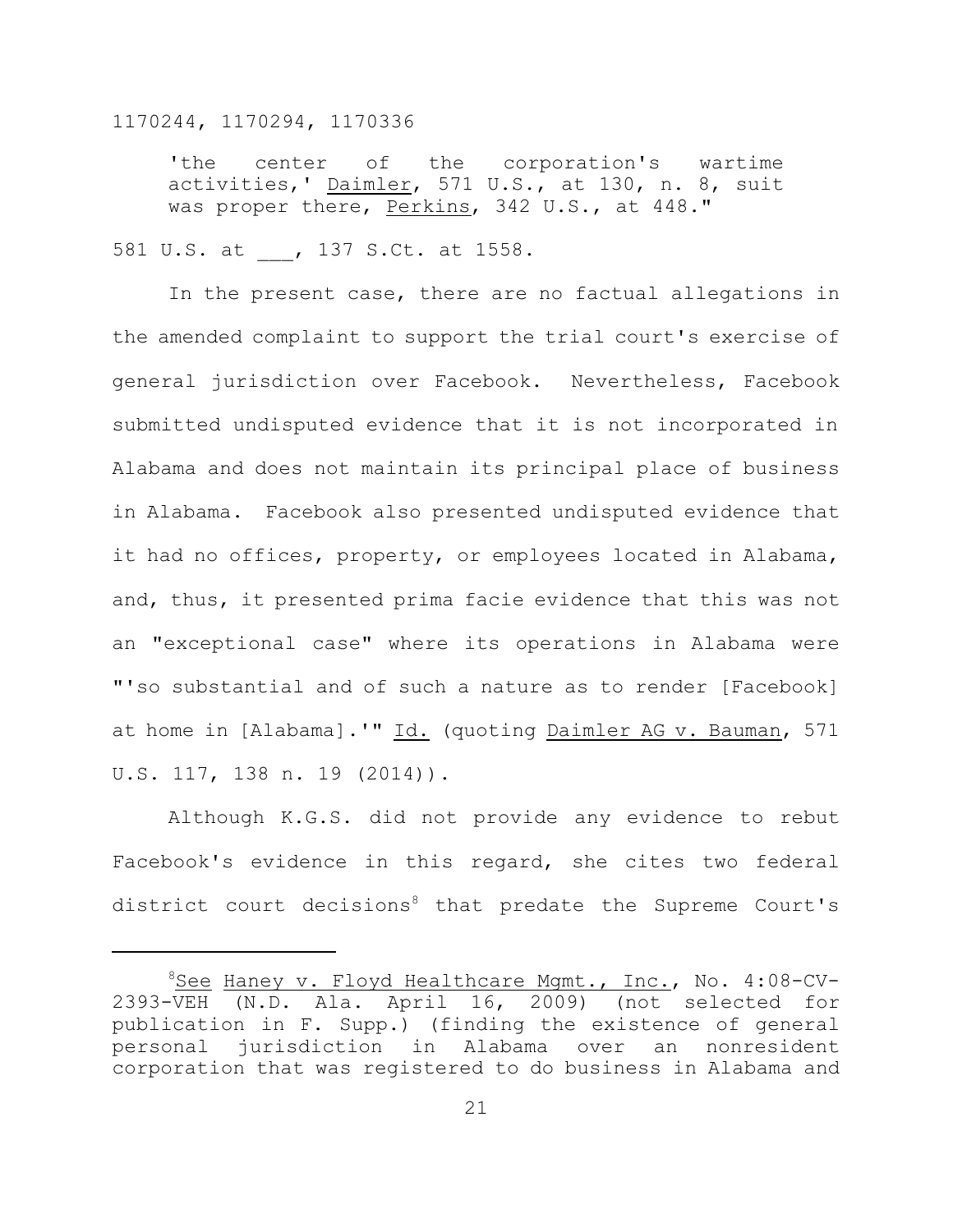> 'the center of the corporation's wartime activities,' Daimler, 571 U.S., at 130, n. 8, suit was proper there, Perkins, 342 U.S., at 448."

581 U.S. at ___, 137 S.Ct. at 1558.

In the present case, there are no factual allegations in the amended complaint to support the trial court's exercise of general jurisdiction over Facebook. Nevertheless, Facebook submitted undisputed evidence that it is not incorporated in Alabama and does not maintain its principal place of business in Alabama. Facebook also presented undisputed evidence that it had no offices, property, or employees located in Alabama, and, thus, it presented prima facie evidence that this was not an "exceptional case" where its operations in Alabama were "'so substantial and of such a nature as to render [Facebook] at home in [Alabama].'" Id. (quoting Daimler AG v. Bauman, 571 U.S. 117, 138 n. 19 (2014)).

Although K.G.S. did not provide any evidence to rebut Facebook's evidence in this regard, she cites two federal district court decisions[8] that predate the Supreme Court's

---

[8] See Haney v. Floyd Healthcare Mgmt., Inc., No. 4:08-CV-2393-VEH (N.D. Ala. April 16, 2009) (not selected for publication in F. Supp.) (finding the existence of general personal jurisdiction in Alabama over an nonresident corporation that was registered to do business in Alabama and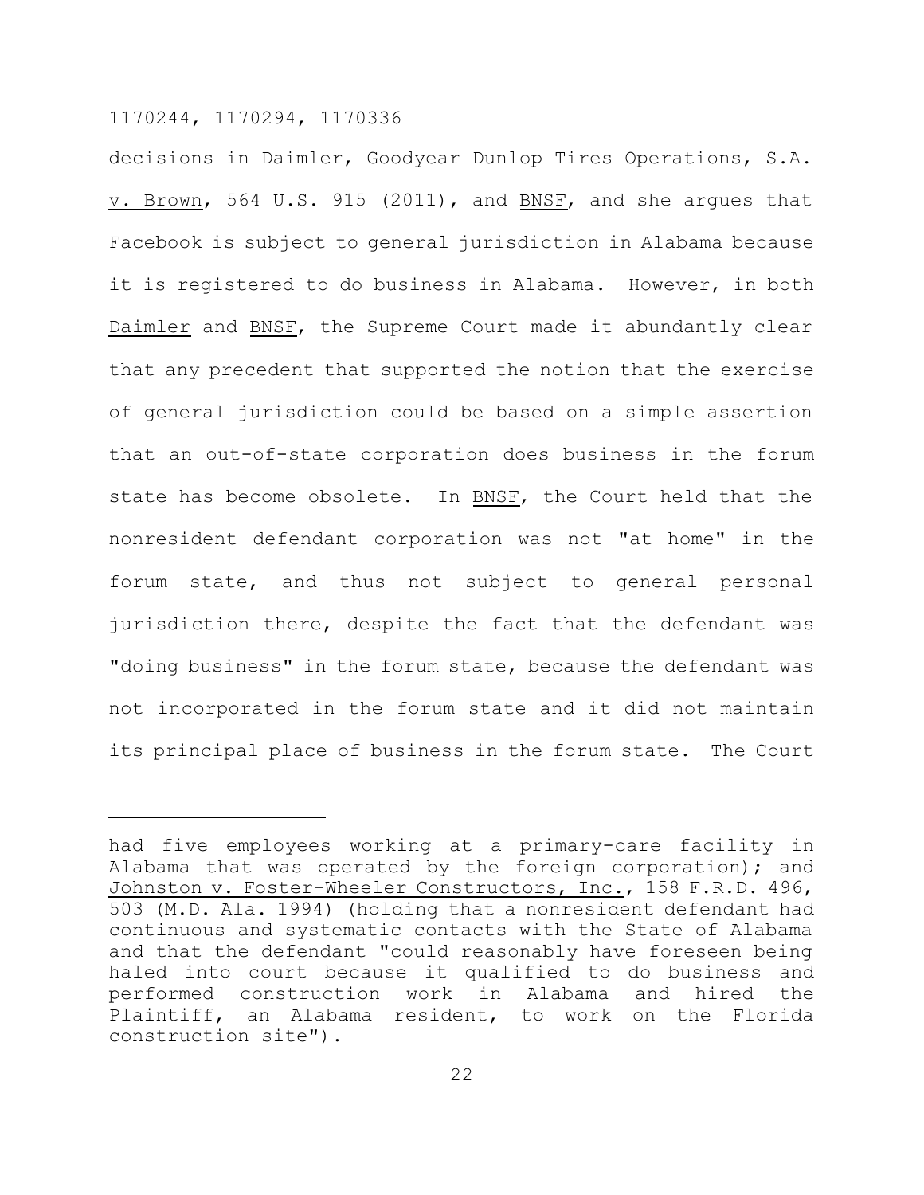decisions in Daimler, Goodyear Dunlop Tires Operations, S.A. v. Brown, 564 U.S. 915 (2011), and BNSF, and she argues that Facebook is subject to general jurisdiction in Alabama because it is registered to do business in Alabama. However, in both Daimler and BNSF, the Supreme Court made it abundantly clear that any precedent that supported the notion that the exercise of general jurisdiction could be based on a simple assertion that an out-of-state corporation does business in the forum state has become obsolete. In BNSF, the Court held that the nonresident defendant corporation was not "at home" in the forum state, and thus not subject to general personal jurisdiction there, despite the fact that the defendant was "doing business" in the forum state, because the defendant was not incorporated in the forum state and it did not maintain its principal place of business in the forum state. The Court

---

had five employees working at a primary-care facility in Alabama that was operated by the foreign corporation); and Johnston v. Foster-Wheeler Constructors, Inc., 158 F.R.D. 496, 503 (M.D. Ala. 1994) (holding that a nonresident defendant had continuous and systematic contacts with the State of Alabama and that the defendant "could reasonably have foreseen being haled into court because it qualified to do business and performed construction work in Alabama and hired the Plaintiff, an Alabama resident, to work on the Florida construction site").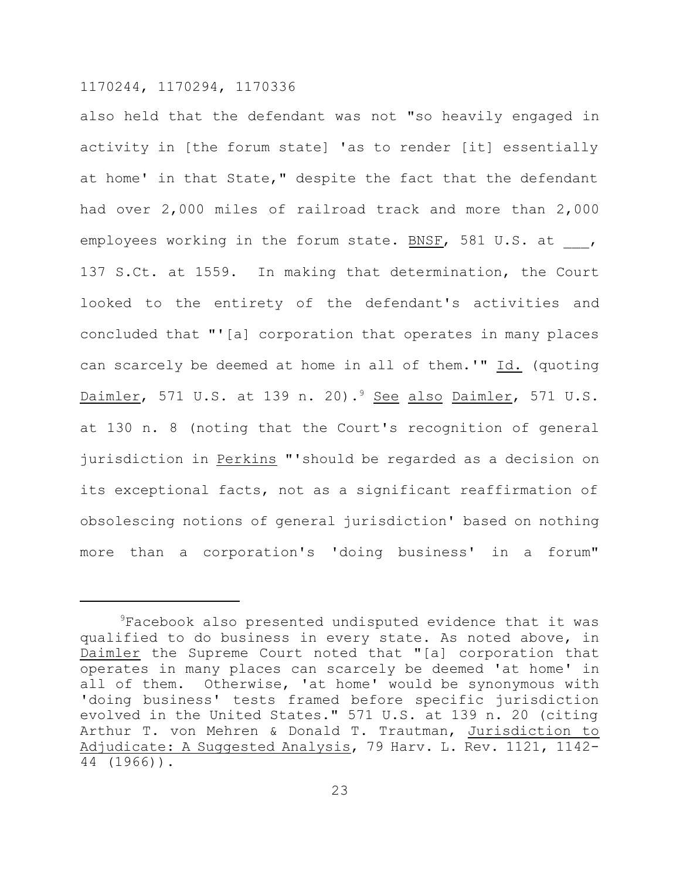also held that the defendant was not "so heavily engaged in activity in [the forum state] 'as to render [it] essentially at home' in that State," despite the fact that the defendant had over 2,000 miles of railroad track and more than 2,000 employees working in the forum state. BNSF, 581 U.S. at ___, 137 S.Ct. at 1559. In making that determination, the Court looked to the entirety of the defendant's activities and concluded that "'[a] corporation that operates in many places can scarcely be deemed at home in all of them.'" Id. (quoting Daimler, 571 U.S. at 139 n. 20).[9] See also Daimler, 571 U.S. at 130 n. 8 (noting that the Court's recognition of general jurisdiction in Perkins "'should be regarded as a decision on its exceptional facts, not as a significant reaffirmation of obsolescing notions of general jurisdiction' based on nothing more than a corporation's 'doing business' in a forum"

---

[9]Facebook also presented undisputed evidence that it was qualified to do business in every state. As noted above, in Daimler the Supreme Court noted that "[a] corporation that operates in many places can scarcely be deemed 'at home' in all of them. Otherwise, 'at home' would be synonymous with 'doing business' tests framed before specific jurisdiction evolved in the United States." 571 U.S. at 139 n. 20 (citing Arthur T. von Mehren & Donald T. Trautman, Jurisdiction to Adjudicate: A Suggested Analysis, 79 Harv. L. Rev. 1121, 1142-44 (1966)).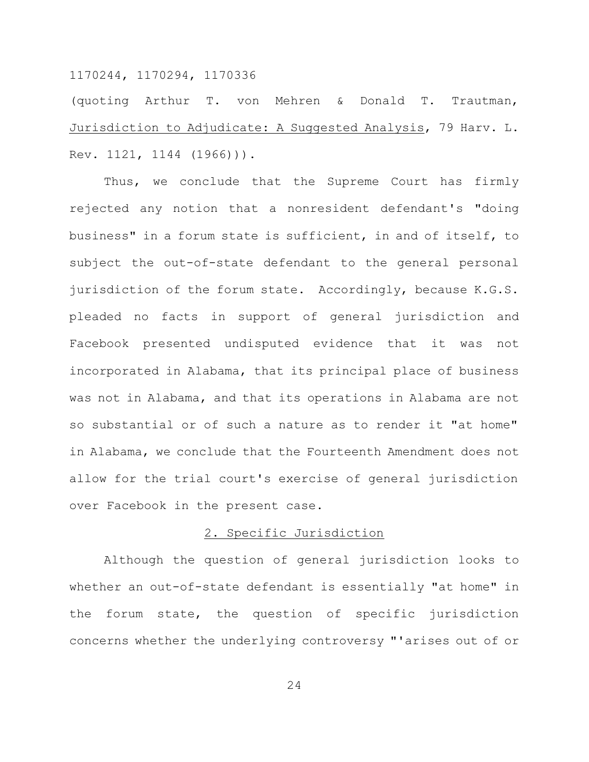(quoting Arthur T. von Mehren & Donald T. Trautman, Jurisdiction to Adjudicate: A Suggested Analysis, 79 Harv. L. Rev. 1121, 1144 (1966))).

Thus, we conclude that the Supreme Court has firmly rejected any notion that a nonresident defendant's "doing business" in a forum state is sufficient, in and of itself, to subject the out-of-state defendant to the general personal jurisdiction of the forum state. Accordingly, because K.G.S. pleaded no facts in support of general jurisdiction and Facebook presented undisputed evidence that it was not incorporated in Alabama, that its principal place of business was not in Alabama, and that its operations in Alabama are not so substantial or of such a nature as to render it "at home" in Alabama, we conclude that the Fourteenth Amendment does not allow for the trial court's exercise of general jurisdiction over Facebook in the present case.

## 2. Specific Jurisdiction

Although the question of general jurisdiction looks to whether an out-of-state defendant is essentially "at home" in the forum state, the question of specific jurisdiction concerns whether the underlying controversy "'arises out of or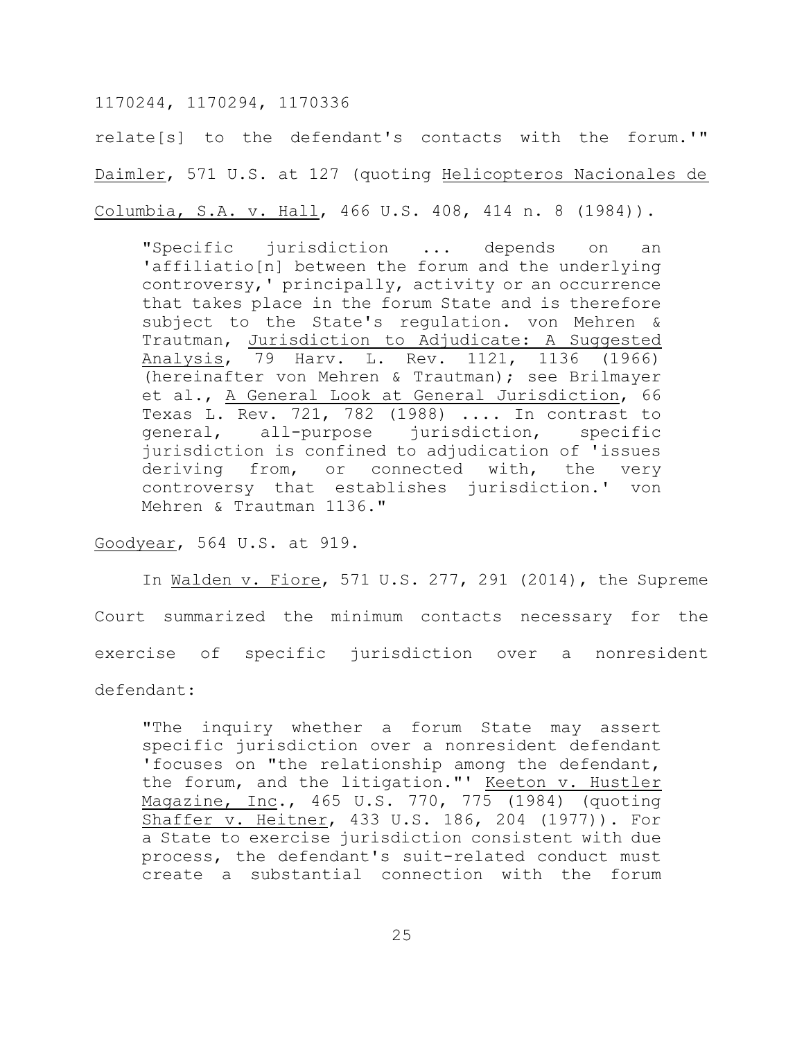relate[s] to the defendant's contacts with the forum.'" Daimler, 571 U.S. at 127 (quoting Helicopteros Nacionales de Columbia, S.A. v. Hall, 466 U.S. 408, 414 n. 8 (1984)).

> "Specific jurisdiction ... depends on an 'affiliatio[n] between the forum and the underlying controversy,' principally, activity or an occurrence that takes place in the forum State and is therefore subject to the State's regulation. von Mehren & Trautman, Jurisdiction to Adjudicate: A Suggested Analysis, 79 Harv. L. Rev. 1121, 1136 (1966) (hereinafter von Mehren & Trautman); see Brilmayer et al., A General Look at General Jurisdiction, 66 Texas L. Rev. 721, 782 (1988) .... In contrast to general, all-purpose jurisdiction, specific jurisdiction is confined to adjudication of 'issues deriving from, or connected with, the very controversy that establishes jurisdiction.' von Mehren & Trautman 1136."

Goodyear, 564 U.S. at 919.

In Walden v. Fiore, 571 U.S. 277, 291 (2014), the Supreme Court summarized the minimum contacts necessary for the exercise of specific jurisdiction over a nonresident defendant:

> "The inquiry whether a forum State may assert specific jurisdiction over a nonresident defendant 'focuses on "the relationship among the defendant, the forum, and the litigation."' Keeton v. Hustler Magazine, Inc., 465 U.S. 770, 775 (1984) (quoting Shaffer v. Heitner, 433 U.S. 186, 204 (1977)). For a State to exercise jurisdiction consistent with due process, the defendant's suit-related conduct must create a substantial connection with the forum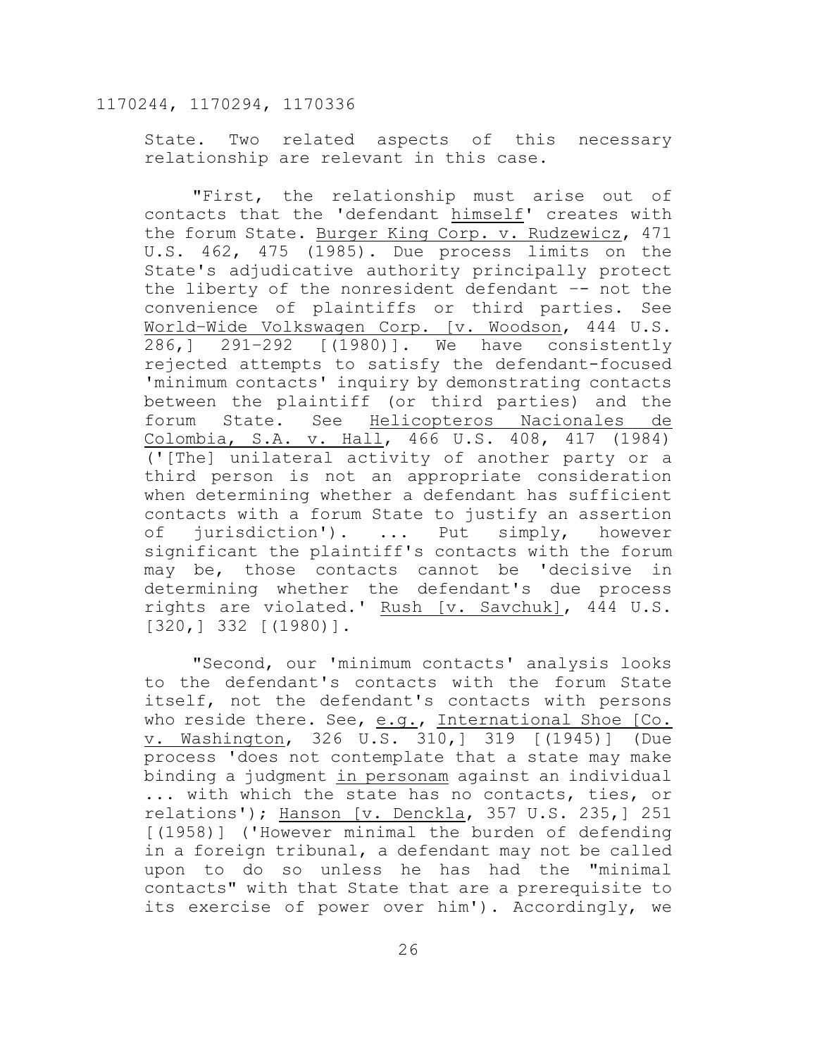State. Two related aspects of this necessary relationship are relevant in this case.

"First, the relationship must arise out of contacts that the 'defendant himself' creates with the forum State. Burger King Corp. v. Rudzewicz, 471 U.S. 462, 475 (1985). Due process limits on the State's adjudicative authority principally protect the liberty of the nonresident defendant -- not the convenience of plaintiffs or third parties. See World-Wide Volkswagen Corp. [v. Woodson, 444 U.S. 286,] 291-292 [(1980)]. We have consistently rejected attempts to satisfy the defendant-focused 'minimum contacts' inquiry by demonstrating contacts between the plaintiff (or third parties) and the forum State. See Helicopteros Nacionales de Colombia, S.A. v. Hall, 466 U.S. 408, 417 (1984) ('[The] unilateral activity of another party or a third person is not an appropriate consideration when determining whether a defendant has sufficient contacts with a forum State to justify an assertion of jurisdiction'). ... Put simply, however significant the plaintiff's contacts with the forum may be, those contacts cannot be 'decisive in determining whether the defendant's due process rights are violated.' Rush [v. Savchuk], 444 U.S. [320,] 332 [(1980)].

"Second, our 'minimum contacts' analysis looks to the defendant's contacts with the forum State itself, not the defendant's contacts with persons who reside there. See, e.g., International Shoe [Co. v. Washington, 326 U.S. 310,] 319 [(1945)] (Due process 'does not contemplate that a state may make binding a judgment in personam against an individual ... with which the state has no contacts, ties, or relations'); Hanson [v. Denckla, 357 U.S. 235,] 251 [(1958)] ('However minimal the burden of defending in a foreign tribunal, a defendant may not be called upon to do so unless he has had the "minimal contacts" with that State that are a prerequisite to its exercise of power over him'). Accordingly, we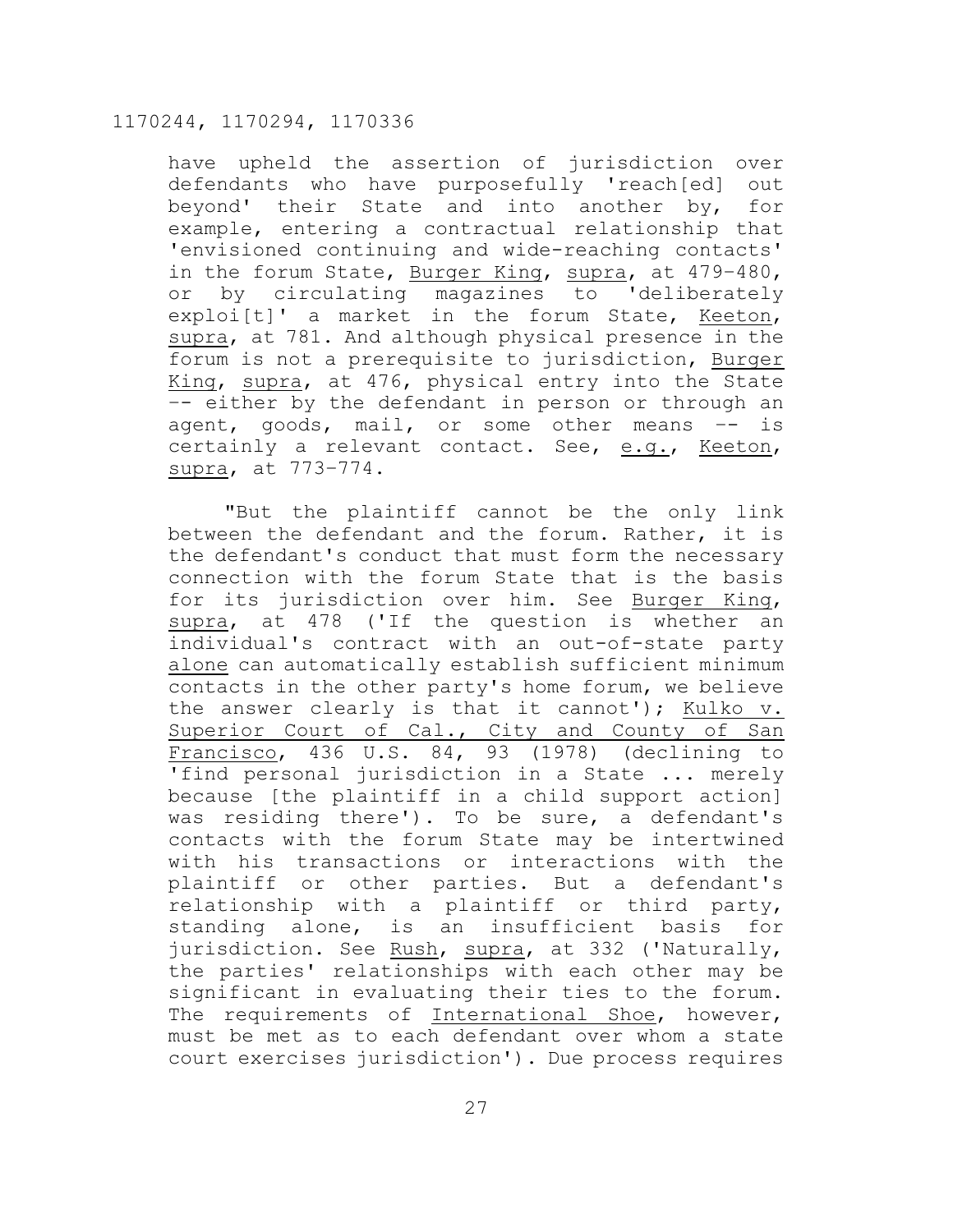have upheld the assertion of jurisdiction over defendants who have purposefully 'reach[ed] out beyond' their State and into another by, for example, entering a contractual relationship that 'envisioned continuing and wide-reaching contacts' in the forum State, Burger King, supra, at 479–480, or by circulating magazines to 'deliberately exploi[t]' a market in the forum State, Keeton, supra, at 781. And although physical presence in the forum is not a prerequisite to jurisdiction, Burger King, supra, at 476, physical entry into the State –– either by the defendant in person or through an agent, goods, mail, or some other means –– is certainly a relevant contact. See, e.g., Keeton, supra, at 773–774.

"But the plaintiff cannot be the only link between the defendant and the forum. Rather, it is the defendant's conduct that must form the necessary connection with the forum State that is the basis for its jurisdiction over him. See Burger King, supra, at 478 ('If the question is whether an individual's contract with an out-of-state party alone can automatically establish sufficient minimum contacts in the other party's home forum, we believe the answer clearly is that it cannot'); Kulko v. Superior Court of Cal., City and County of San Francisco, 436 U.S. 84, 93 (1978) (declining to 'find personal jurisdiction in a State ... merely because [the plaintiff in a child support action] was residing there'). To be sure, a defendant's contacts with the forum State may be intertwined with his transactions or interactions with the plaintiff or other parties. But a defendant's relationship with a plaintiff or third party, standing alone, is an insufficient basis for jurisdiction. See Rush, supra, at 332 ('Naturally, the parties' relationships with each other may be significant in evaluating their ties to the forum. The requirements of International Shoe, however, must be met as to each defendant over whom a state court exercises jurisdiction'). Due process requires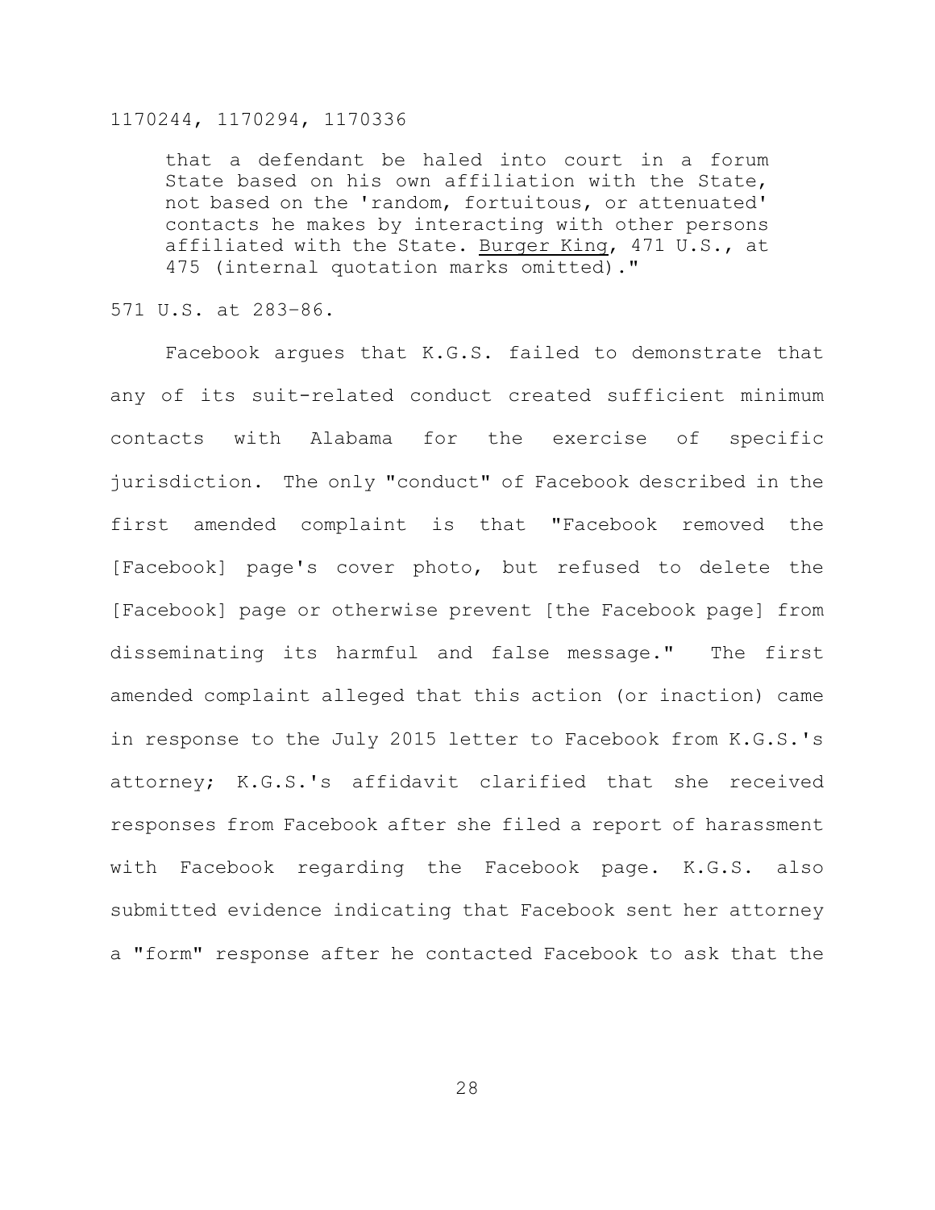> that a defendant be haled into court in a forum State based on his own affiliation with the State, not based on the 'random, fortuitous, or attenuated' contacts he makes by interacting with other persons affiliated with the State. Burger King, 471 U.S., at 475 (internal quotation marks omitted)."

571 U.S. at 283–86.

Facebook argues that K.G.S. failed to demonstrate that any of its suit-related conduct created sufficient minimum contacts with Alabama for the exercise of specific jurisdiction. The only "conduct" of Facebook described in the first amended complaint is that "Facebook removed the [Facebook] page's cover photo, but refused to delete the [Facebook] page or otherwise prevent [the Facebook page] from disseminating its harmful and false message." The first amended complaint alleged that this action (or inaction) came in response to the July 2015 letter to Facebook from K.G.S.'s attorney; K.G.S.'s affidavit clarified that she received responses from Facebook after she filed a report of harassment with Facebook regarding the Facebook page. K.G.S. also submitted evidence indicating that Facebook sent her attorney a "form" response after he contacted Facebook to ask that the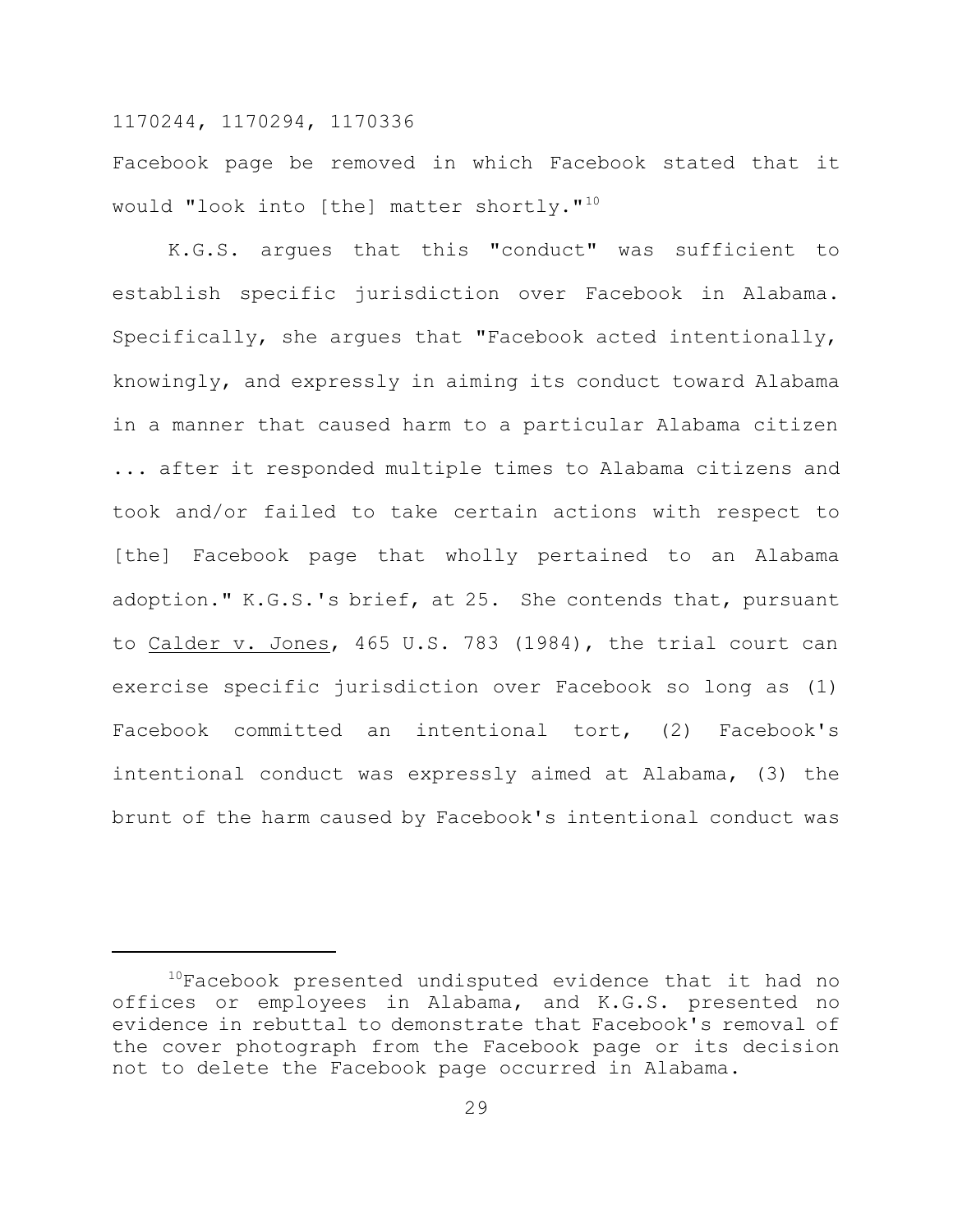Facebook page be removed in which Facebook stated that it would "look into [the] matter shortly."[10]

K.G.S. argues that this "conduct" was sufficient to establish specific jurisdiction over Facebook in Alabama. Specifically, she argues that "Facebook acted intentionally, knowingly, and expressly in aiming its conduct toward Alabama in a manner that caused harm to a particular Alabama citizen ... after it responded multiple times to Alabama citizens and took and/or failed to take certain actions with respect to [the] Facebook page that wholly pertained to an Alabama adoption." K.G.S.'s brief, at 25. She contends that, pursuant to Calder v. Jones, 465 U.S. 783 (1984), the trial court can exercise specific jurisdiction over Facebook so long as (1) Facebook committed an intentional tort, (2) Facebook's intentional conduct was expressly aimed at Alabama, (3) the brunt of the harm caused by Facebook's intentional conduct was

---

[10]Facebook presented undisputed evidence that it had no offices or employees in Alabama, and K.G.S. presented no evidence in rebuttal to demonstrate that Facebook's removal of the cover photograph from the Facebook page or its decision not to delete the Facebook page occurred in Alabama.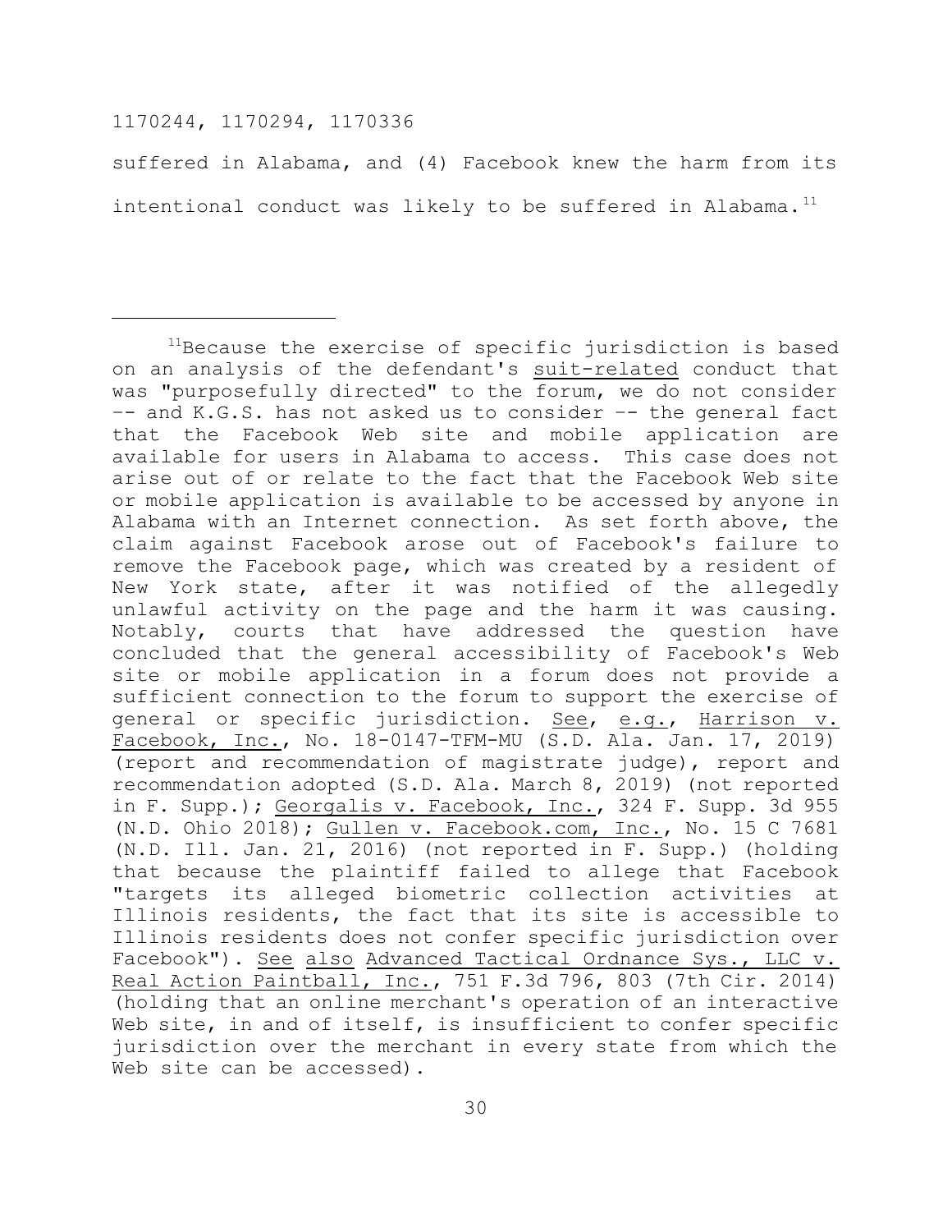suffered in Alabama, and (4) Facebook knew the harm from its intentional conduct was likely to be suffered in Alabama.[11]

---

[11]Because the exercise of specific jurisdiction is based on an analysis of the defendant's suit-related conduct that was "purposefully directed" to the forum, we do not consider -- and K.G.S. has not asked us to consider -- the general fact that the Facebook Web site and mobile application are available for users in Alabama to access. This case does not arise out of or relate to the fact that the Facebook Web site or mobile application is available to be accessed by anyone in Alabama with an Internet connection. As set forth above, the claim against Facebook arose out of Facebook's failure to remove the Facebook page, which was created by a resident of New York state, after it was notified of the allegedly unlawful activity on the page and the harm it was causing. Notably, courts that have addressed the question have concluded that the general accessibility of Facebook's Web site or mobile application in a forum does not provide a sufficient connection to the forum to support the exercise of general or specific jurisdiction. See, e.g., Harrison v. Facebook, Inc., No. 18-0147-TFM-MU (S.D. Ala. Jan. 17, 2019) (report and recommendation of magistrate judge), report and recommendation adopted (S.D. Ala. March 8, 2019) (not reported in F. Supp.); Georgalis v. Facebook, Inc., 324 F. Supp. 3d 955 (N.D. Ohio 2018); Gullen v. Facebook.com, Inc., No. 15 C 7681 (N.D. Ill. Jan. 21, 2016) (not reported in F. Supp.) (holding that because the plaintiff failed to allege that Facebook "targets its alleged biometric collection activities at Illinois residents, the fact that its site is accessible to Illinois residents does not confer specific jurisdiction over Facebook"). See also Advanced Tactical Ordnance Sys., LLC v. Real Action Paintball, Inc., 751 F.3d 796, 803 (7th Cir. 2014) (holding that an online merchant's operation of an interactive Web site, in and of itself, is insufficient to confer specific jurisdiction over the merchant in every state from which the Web site can be accessed).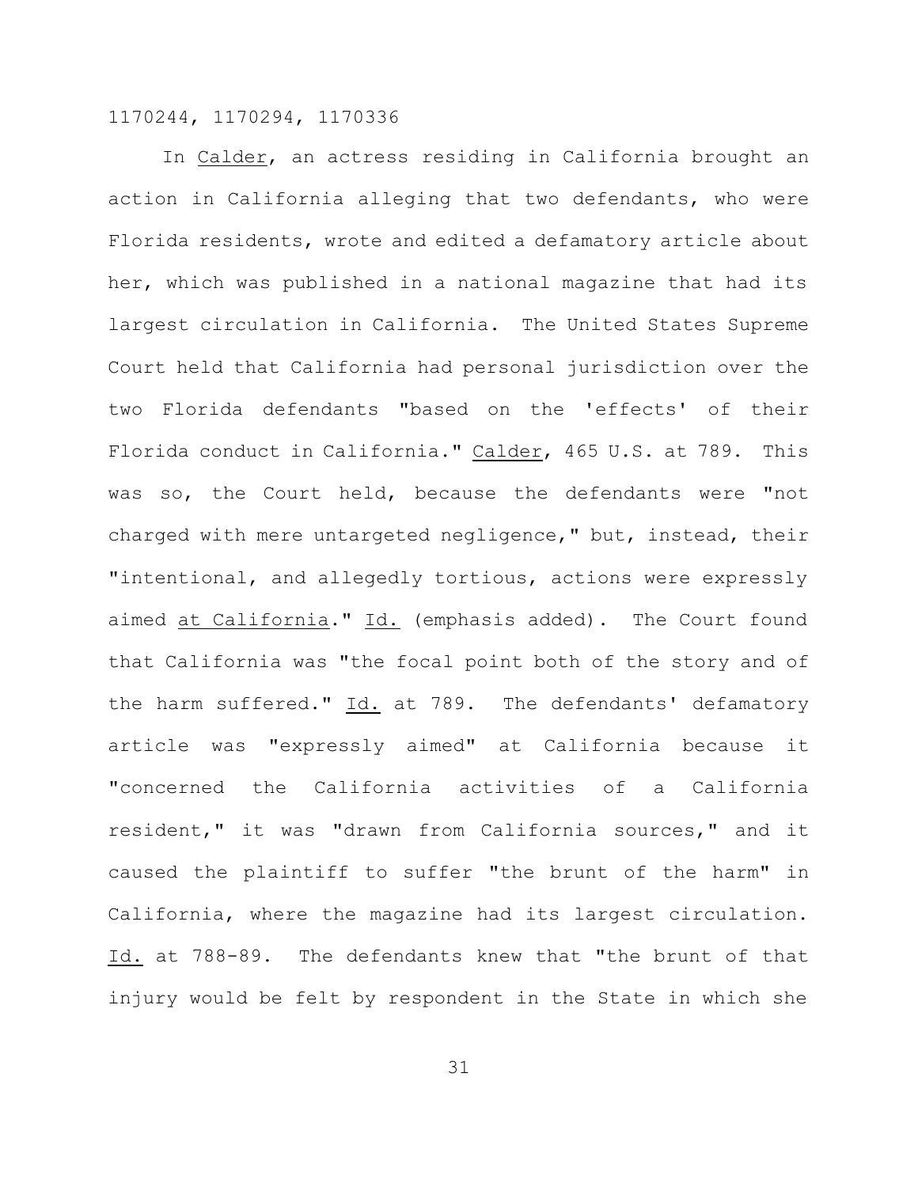In Calder, an actress residing in California brought an action in California alleging that two defendants, who were Florida residents, wrote and edited a defamatory article about her, which was published in a national magazine that had its largest circulation in California. The United States Supreme Court held that California had personal jurisdiction over the two Florida defendants "based on the 'effects' of their Florida conduct in California." Calder, 465 U.S. at 789. This was so, the Court held, because the defendants were "not charged with mere untargeted negligence," but, instead, their "intentional, and allegedly tortious, actions were expressly aimed at California." Id. (emphasis added). The Court found that California was "the focal point both of the story and of the harm suffered." Id. at 789. The defendants' defamatory article was "expressly aimed" at California because it "concerned the California activities of a California resident," it was "drawn from California sources," and it caused the plaintiff to suffer "the brunt of the harm" in California, where the magazine had its largest circulation. Id. at 788-89. The defendants knew that "the brunt of that injury would be felt by respondent in the State in which she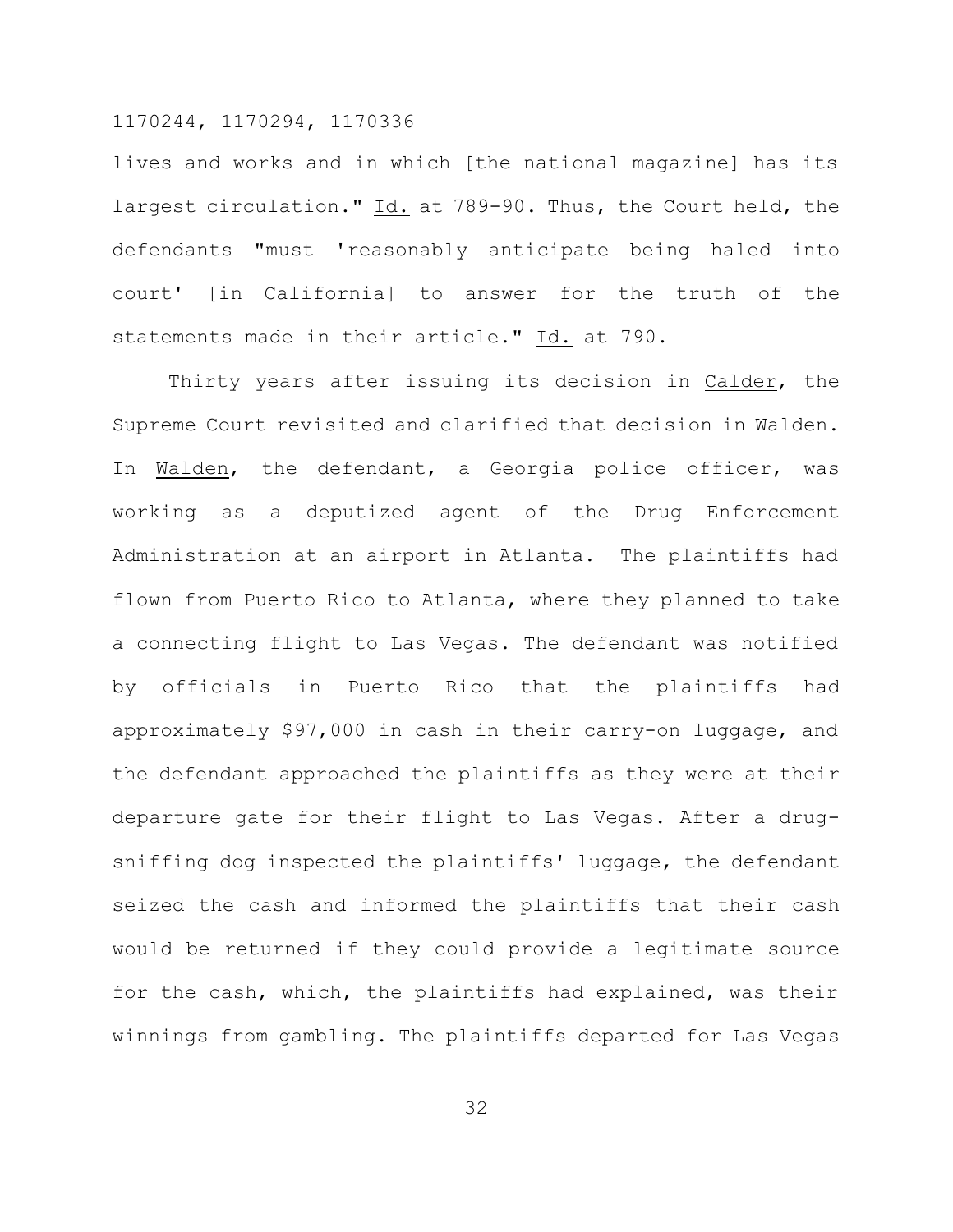lives and works and in which [the national magazine] has its largest circulation." Id. at 789-90. Thus, the Court held, the defendants "must 'reasonably anticipate being haled into court' [in California] to answer for the truth of the statements made in their article." Id. at 790.

Thirty years after issuing its decision in Calder, the Supreme Court revisited and clarified that decision in Walden. In Walden, the defendant, a Georgia police officer, was working as a deputized agent of the Drug Enforcement Administration at an airport in Atlanta. The plaintiffs had flown from Puerto Rico to Atlanta, where they planned to take a connecting flight to Las Vegas. The defendant was notified by officials in Puerto Rico that the plaintiffs had approximately $97,000 in cash in their carry-on luggage, and the defendant approached the plaintiffs as they were at their departure gate for their flight to Las Vegas. After a drug-sniffing dog inspected the plaintiffs' luggage, the defendant seized the cash and informed the plaintiffs that their cash would be returned if they could provide a legitimate source for the cash, which, the plaintiffs had explained, was their winnings from gambling. The plaintiffs departed for Las Vegas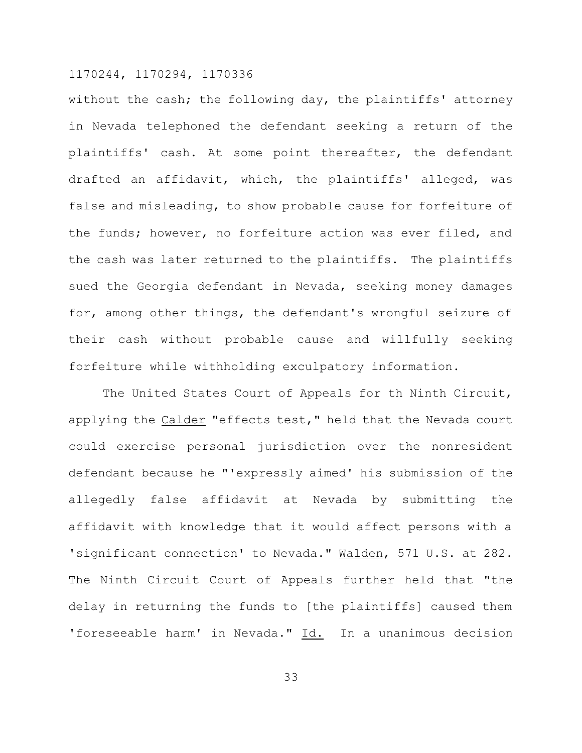without the cash; the following day, the plaintiffs' attorney in Nevada telephoned the defendant seeking a return of the plaintiffs' cash. At some point thereafter, the defendant drafted an affidavit, which, the plaintiffs' alleged, was false and misleading, to show probable cause for forfeiture of the funds; however, no forfeiture action was ever filed, and the cash was later returned to the plaintiffs. The plaintiffs sued the Georgia defendant in Nevada, seeking money damages for, among other things, the defendant's wrongful seizure of their cash without probable cause and willfully seeking forfeiture while withholding exculpatory information.

The United States Court of Appeals for th Ninth Circuit, applying the Calder "effects test," held that the Nevada court could exercise personal jurisdiction over the nonresident defendant because he "'expressly aimed' his submission of the allegedly false affidavit at Nevada by submitting the affidavit with knowledge that it would affect persons with a 'significant connection' to Nevada." Walden, 571 U.S. at 282. The Ninth Circuit Court of Appeals further held that "the delay in returning the funds to [the plaintiffs] caused them 'foreseeable harm' in Nevada." Id. In a unanimous decision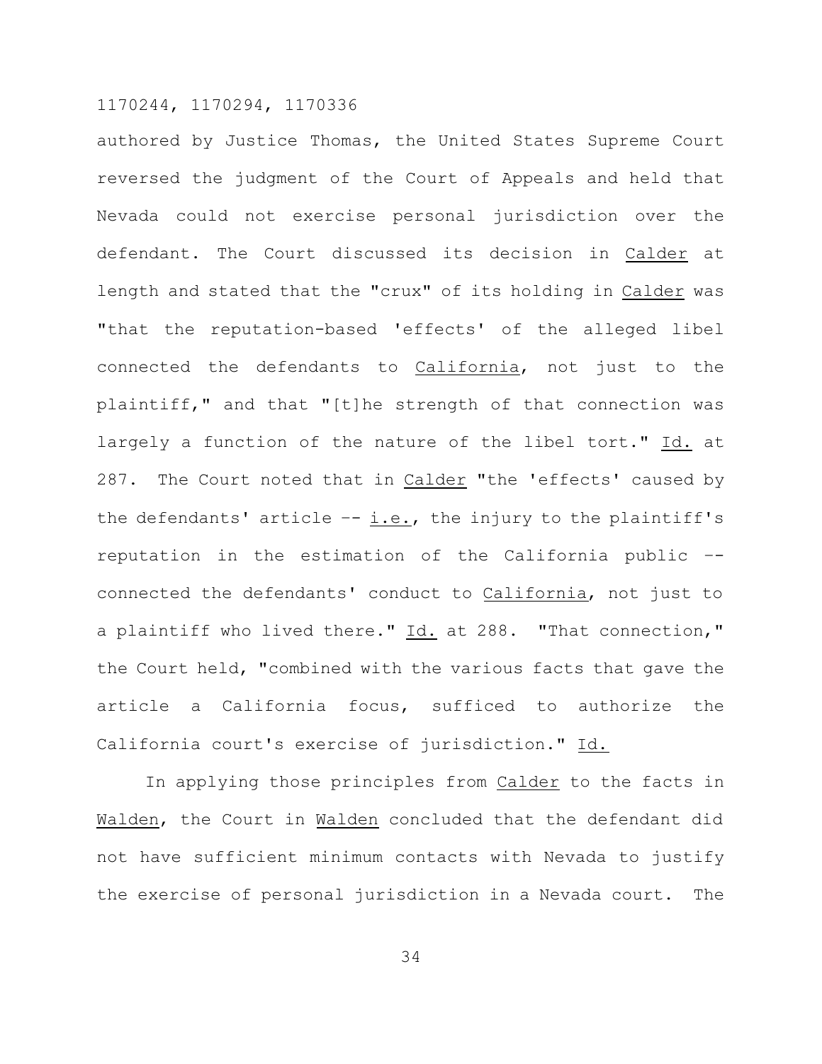authored by Justice Thomas, the United States Supreme Court reversed the judgment of the Court of Appeals and held that Nevada could not exercise personal jurisdiction over the defendant. The Court discussed its decision in Calder at length and stated that the "crux" of its holding in Calder was "that the reputation-based 'effects' of the alleged libel connected the defendants to California, not just to the plaintiff," and that "[t]he strength of that connection was largely a function of the nature of the libel tort." Id. at 287. The Court noted that in Calder "the 'effects' caused by the defendants' article -- i.e., the injury to the plaintiff's reputation in the estimation of the California public -- connected the defendants' conduct to California, not just to a plaintiff who lived there." Id. at 288. "That connection," the Court held, "combined with the various facts that gave the article a California focus, sufficed to authorize the California court's exercise of jurisdiction." Id.

In applying those principles from Calder to the facts in Walden, the Court in Walden concluded that the defendant did not have sufficient minimum contacts with Nevada to justify the exercise of personal jurisdiction in a Nevada court. The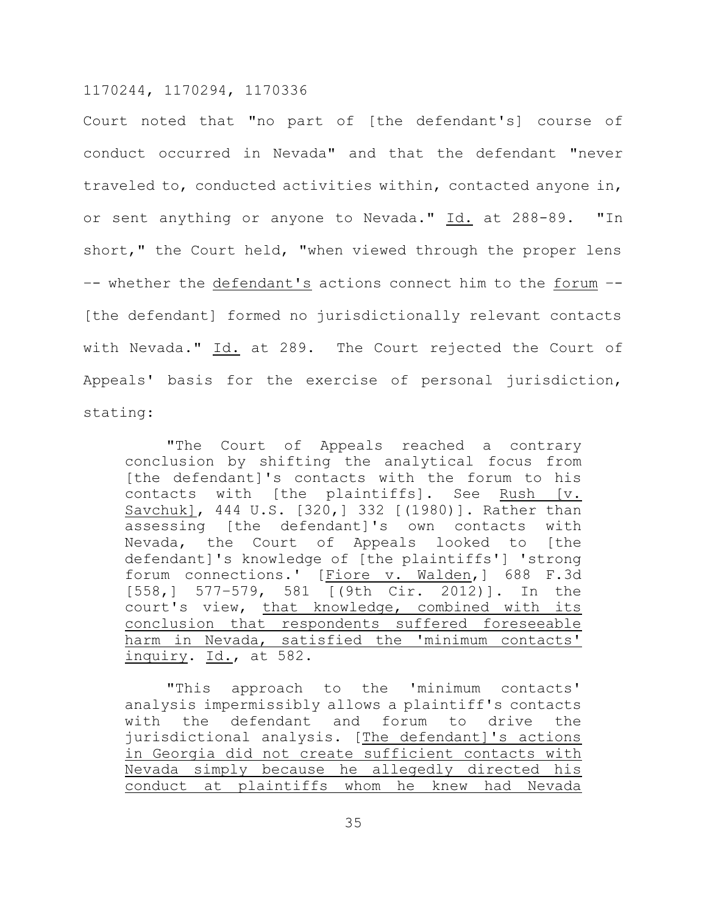Court noted that "no part of [the defendant's] course of conduct occurred in Nevada" and that the defendant "never traveled to, conducted activities within, contacted anyone in, or sent anything or anyone to Nevada." Id. at 288-89. "In short," the Court held, "when viewed through the proper lens -- whether the defendant's actions connect him to the forum -- [the defendant] formed no jurisdictionally relevant contacts with Nevada." Id. at 289. The Court rejected the Court of Appeals' basis for the exercise of personal jurisdiction, stating:

> "The Court of Appeals reached a contrary conclusion by shifting the analytical focus from [the defendant]'s contacts with the forum to his contacts with [the plaintiffs]. See Rush [v. Savchuk], 444 U.S. [320,] 332 [(1980)]. Rather than assessing [the defendant]'s own contacts with Nevada, the Court of Appeals looked to [the defendant]'s knowledge of [the plaintiffs'] 'strong forum connections.' [Fiore v. Walden,] 688 F.3d [558,] 577–579, 581 [(9th Cir. 2012)]. In the court's view, that knowledge, combined with its conclusion that respondents suffered foreseeable harm in Nevada, satisfied the 'minimum contacts' inquiry. Id., at 582.
>
> "This approach to the 'minimum contacts' analysis impermissibly allows a plaintiff's contacts with the defendant and forum to drive the jurisdictional analysis. [The defendant]'s actions in Georgia did not create sufficient contacts with Nevada simply because he allegedly directed his conduct at plaintiffs whom he knew had Nevada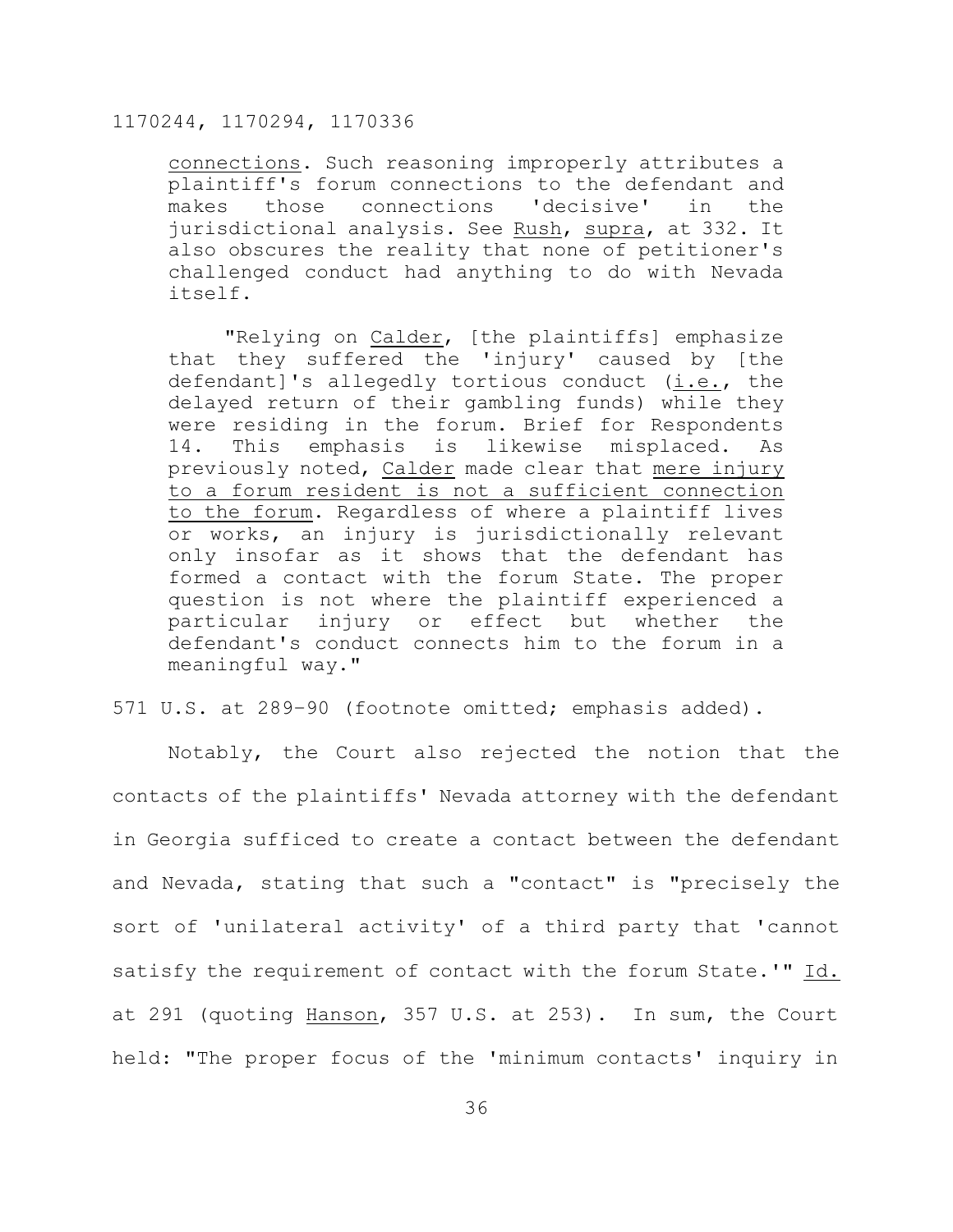connections. Such reasoning improperly attributes a plaintiff's forum connections to the defendant and makes those connections 'decisive' in the jurisdictional analysis. See Rush, supra, at 332. It also obscures the reality that none of petitioner's challenged conduct had anything to do with Nevada itself.

> "Relying on Calder, [the plaintiffs] emphasize that they suffered the 'injury' caused by [the defendant]'s allegedly tortious conduct (i.e., the delayed return of their gambling funds) while they were residing in the forum. Brief for Respondents 14. This emphasis is likewise misplaced. As previously noted, Calder made clear that <u>mere injury to a forum resident is not a sufficient connection to the forum</u>. Regardless of where a plaintiff lives or works, an injury is jurisdictionally relevant only insofar as it shows that the defendant has formed a contact with the forum State. The proper question is not where the plaintiff experienced a particular injury or effect but whether the defendant's conduct connects him to the forum in a meaningful way."

571 U.S. at 289-90 (footnote omitted; emphasis added).

Notably, the Court also rejected the notion that the contacts of the plaintiffs' Nevada attorney with the defendant in Georgia sufficed to create a contact between the defendant and Nevada, stating that such a "contact" is "precisely the sort of 'unilateral activity' of a third party that 'cannot satisfy the requirement of contact with the forum State.'" Id. at 291 (quoting Hanson, 357 U.S. at 253). In sum, the Court held: "The proper focus of the 'minimum contacts' inquiry in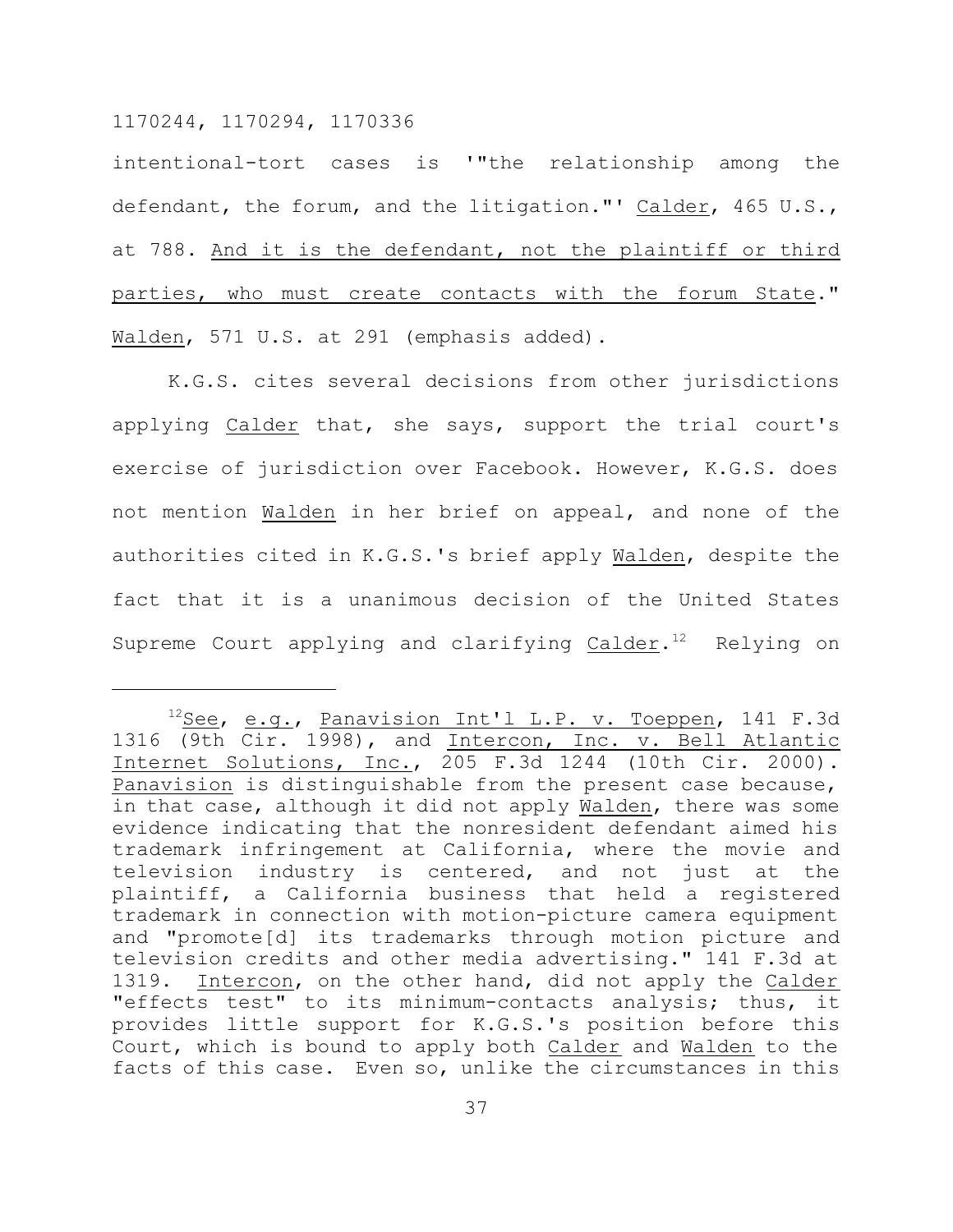intentional-tort cases is '"the relationship among the defendant, the forum, and the litigation."' Calder, 465 U.S., at 788. And it is the defendant, not the plaintiff or third parties, who must create contacts with the forum State." Walden, 571 U.S. at 291 (emphasis added).

K.G.S. cites several decisions from other jurisdictions applying Calder that, she says, support the trial court's exercise of jurisdiction over Facebook. However, K.G.S. does not mention Walden in her brief on appeal, and none of the authorities cited in K.G.S.'s brief apply Walden, despite the fact that it is a unanimous decision of the United States Supreme Court applying and clarifying Calder.[12] Relying on

---

[12]See, e.g., Panavision Int'l L.P. v. Toeppen, 141 F.3d 1316 (9th Cir. 1998), and Intercon, Inc. v. Bell Atlantic Internet Solutions, Inc., 205 F.3d 1244 (10th Cir. 2000). Panavision is distinguishable from the present case because, in that case, although it did not apply Walden, there was some evidence indicating that the nonresident defendant aimed his trademark infringement at California, where the movie and television industry is centered, and not just at the plaintiff, a California business that held a registered trademark in connection with motion-picture camera equipment and "promote[d] its trademarks through motion picture and television credits and other media advertising." 141 F.3d at 1319. Intercon, on the other hand, did not apply the Calder "effects test" to its minimum-contacts analysis; thus, it provides little support for K.G.S.'s position before this Court, which is bound to apply both Calder and Walden to the facts of this case. Even so, unlike the circumstances in this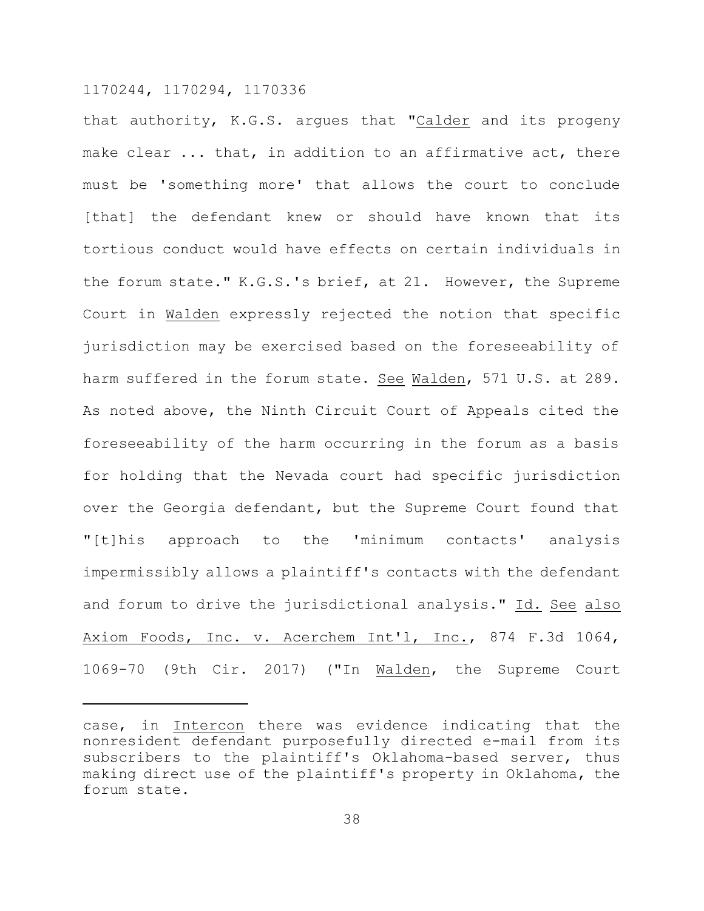that authority, K.G.S. argues that "Calder and its progeny make clear ... that, in addition to an affirmative act, there must be 'something more' that allows the court to conclude [that] the defendant knew or should have known that its tortious conduct would have effects on certain individuals in the forum state." K.G.S.'s brief, at 21. However, the Supreme Court in Walden expressly rejected the notion that specific jurisdiction may be exercised based on the foreseeability of harm suffered in the forum state. See Walden, 571 U.S. at 289. As noted above, the Ninth Circuit Court of Appeals cited the foreseeability of the harm occurring in the forum as a basis for holding that the Nevada court had specific jurisdiction over the Georgia defendant, but the Supreme Court found that "[t]his approach to the 'minimum contacts' analysis impermissibly allows a plaintiff's contacts with the defendant and forum to drive the jurisdictional analysis." Id. See also Axiom Foods, Inc. v. Acerchem Int'l, Inc., 874 F.3d 1064, 1069-70 (9th Cir. 2017) ("In Walden, the Supreme Court

---

case, in Intercon there was evidence indicating that the nonresident defendant purposefully directed e-mail from its subscribers to the plaintiff's Oklahoma-based server, thus making direct use of the plaintiff's property in Oklahoma, the forum state.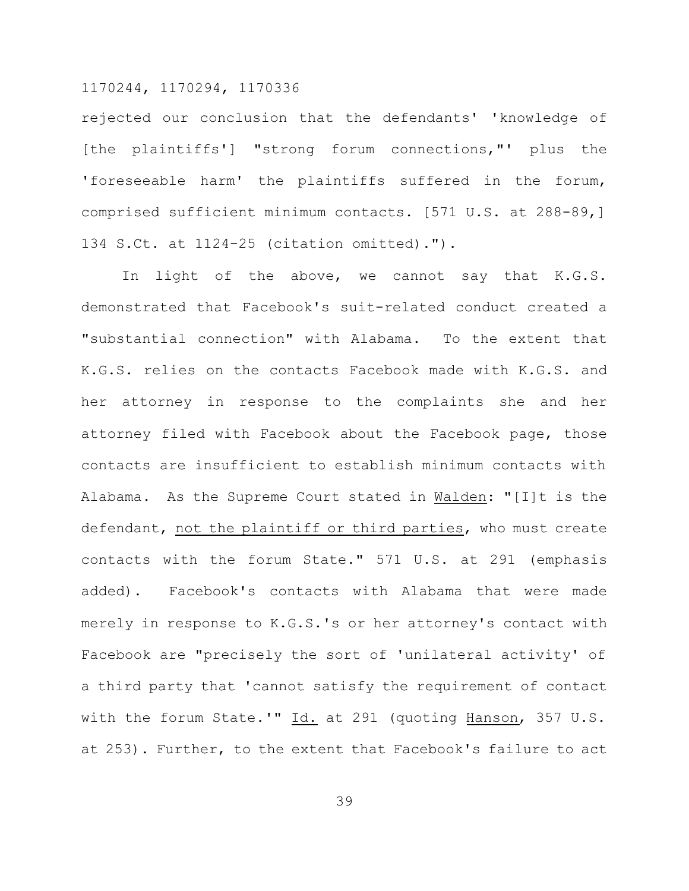rejected our conclusion that the defendants' 'knowledge of [the plaintiffs'] "strong forum connections,"' plus the 'foreseeable harm' the plaintiffs suffered in the forum, comprised sufficient minimum contacts. [571 U.S. at 288-89,] 134 S.Ct. at 1124-25 (citation omitted).").

In light of the above, we cannot say that K.G.S. demonstrated that Facebook's suit-related conduct created a "substantial connection" with Alabama. To the extent that K.G.S. relies on the contacts Facebook made with K.G.S. and her attorney in response to the complaints she and her attorney filed with Facebook about the Facebook page, those contacts are insufficient to establish minimum contacts with Alabama. As the Supreme Court stated in Walden: "[I]t is the defendant, not the plaintiff or third parties, who must create contacts with the forum State." 571 U.S. at 291 (emphasis added). Facebook's contacts with Alabama that were made merely in response to K.G.S.'s or her attorney's contact with Facebook are "precisely the sort of 'unilateral activity' of a third party that 'cannot satisfy the requirement of contact with the forum State.'" Id. at 291 (quoting Hanson, 357 U.S. at 253). Further, to the extent that Facebook's failure to act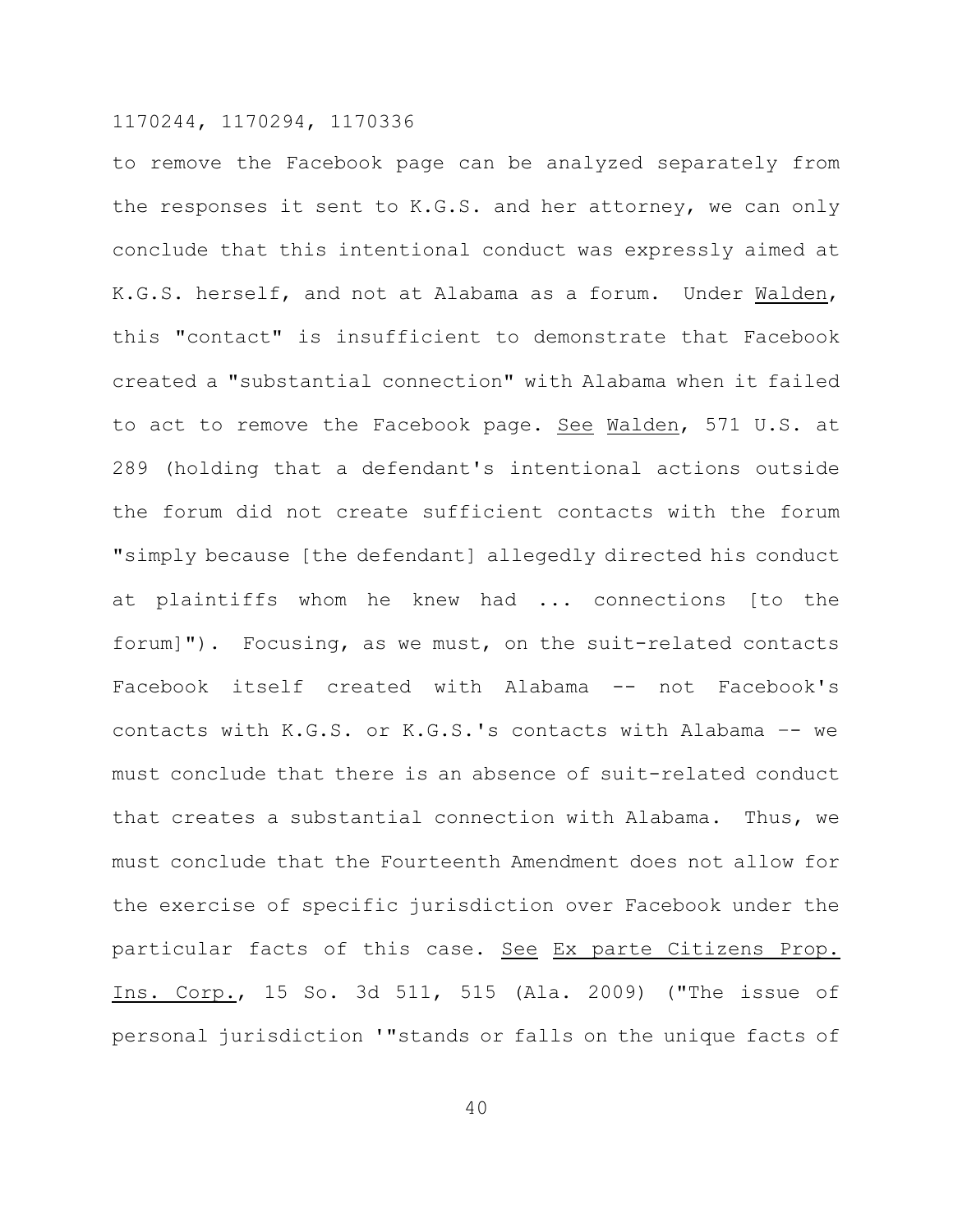to remove the Facebook page can be analyzed separately from the responses it sent to K.G.S. and her attorney, we can only conclude that this intentional conduct was expressly aimed at K.G.S. herself, and not at Alabama as a forum. Under Walden, this "contact" is insufficient to demonstrate that Facebook created a "substantial connection" with Alabama when it failed to act to remove the Facebook page. See Walden, 571 U.S. at 289 (holding that a defendant's intentional actions outside the forum did not create sufficient contacts with the forum "simply because [the defendant] allegedly directed his conduct at plaintiffs whom he knew had ... connections [to the forum]"). Focusing, as we must, on the suit-related contacts Facebook itself created with Alabama -- not Facebook's contacts with K.G.S. or K.G.S.'s contacts with Alabama -- we must conclude that there is an absence of suit-related conduct that creates a substantial connection with Alabama. Thus, we must conclude that the Fourteenth Amendment does not allow for the exercise of specific jurisdiction over Facebook under the particular facts of this case. See Ex parte Citizens Prop. Ins. Corp., 15 So. 3d 511, 515 (Ala. 2009) ("The issue of personal jurisdiction '"stands or falls on the unique facts of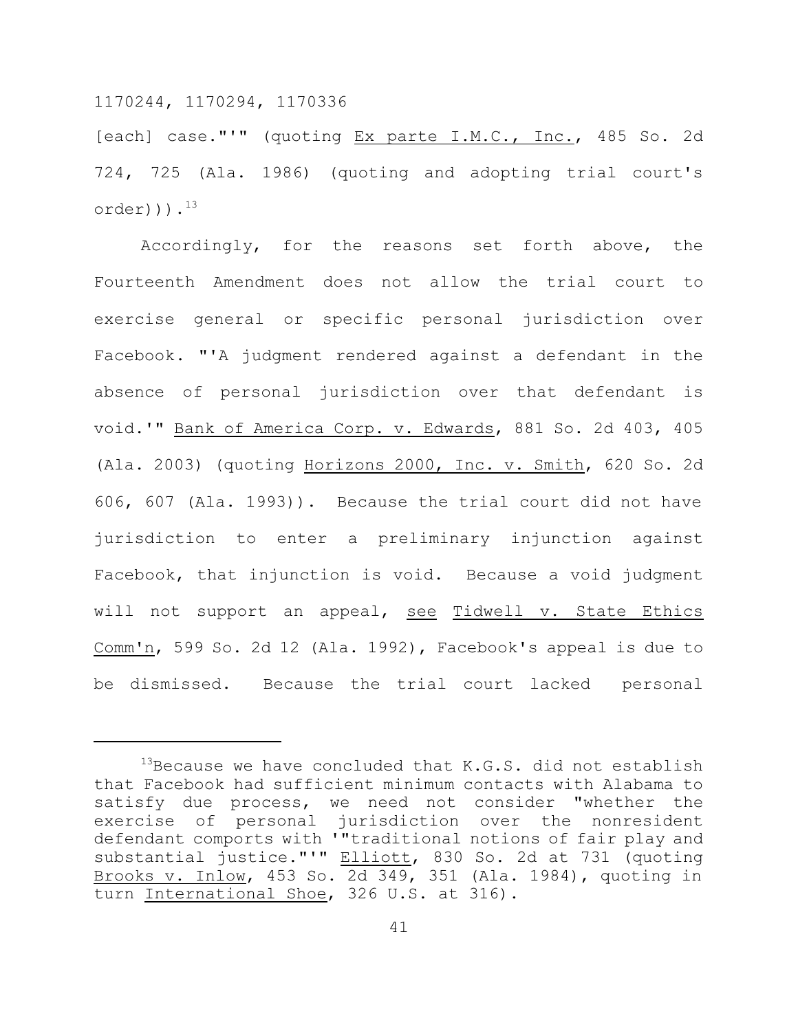[each] case."'" (quoting Ex parte I.M.C., Inc., 485 So. 2d 724, 725 (Ala. 1986) (quoting and adopting trial court's order))).[13]

Accordingly, for the reasons set forth above, the Fourteenth Amendment does not allow the trial court to exercise general or specific personal jurisdiction over Facebook. "'A judgment rendered against a defendant in the absence of personal jurisdiction over that defendant is void.'" Bank of America Corp. v. Edwards, 881 So. 2d 403, 405 (Ala. 2003) (quoting Horizons 2000, Inc. v. Smith, 620 So. 2d 606, 607 (Ala. 1993)). Because the trial court did not have jurisdiction to enter a preliminary injunction against Facebook, that injunction is void. Because a void judgment will not support an appeal, see Tidwell v. State Ethics Comm'n, 599 So. 2d 12 (Ala. 1992), Facebook's appeal is due to be dismissed. Because the trial court lacked personal

---

[13]Because we have concluded that K.G.S. did not establish that Facebook had sufficient minimum contacts with Alabama to satisfy due process, we need not consider "whether the exercise of personal jurisdiction over the nonresident defendant comports with '"traditional notions of fair play and substantial justice."'" Elliott, 830 So. 2d at 731 (quoting Brooks v. Inlow, 453 So. 2d 349, 351 (Ala. 1984), quoting in turn International Shoe, 326 U.S. at 316).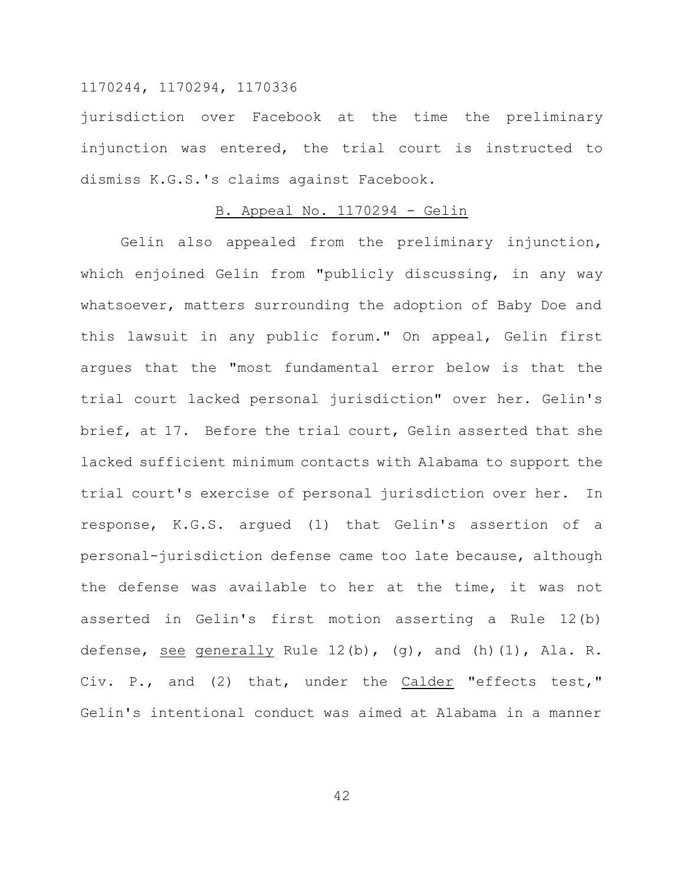jurisdiction over Facebook at the time the preliminary injunction was entered, the trial court is instructed to dismiss K.G.S.'s claims against Facebook.

## B. Appeal No. 1170294 - Gelin

Gelin also appealed from the preliminary injunction, which enjoined Gelin from "publicly discussing, in any way whatsoever, matters surrounding the adoption of Baby Doe and this lawsuit in any public forum." On appeal, Gelin first argues that the "most fundamental error below is that the trial court lacked personal jurisdiction" over her. Gelin's brief, at 17. Before the trial court, Gelin asserted that she lacked sufficient minimum contacts with Alabama to support the trial court's exercise of personal jurisdiction over her. In response, K.G.S. argued (1) that Gelin's assertion of a personal-jurisdiction defense came too late because, although the defense was available to her at the time, it was not asserted in Gelin's first motion asserting a Rule 12(b) defense, _see generally_ Rule 12(b), (g), and (h)(1), Ala. R. Civ. P., and (2) that, under the _Calder_ "effects test," Gelin's intentional conduct was aimed at Alabama in a manner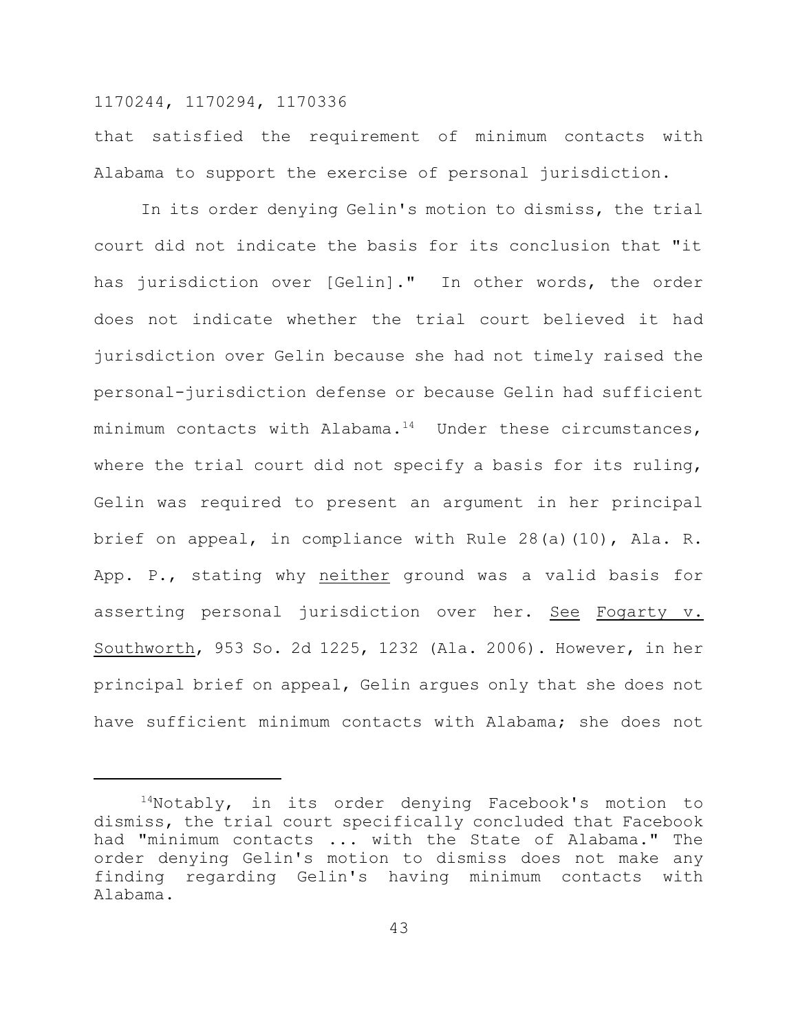that satisfied the requirement of minimum contacts with Alabama to support the exercise of personal jurisdiction.

In its order denying Gelin's motion to dismiss, the trial court did not indicate the basis for its conclusion that "it has jurisdiction over [Gelin]." In other words, the order does not indicate whether the trial court believed it had jurisdiction over Gelin because she had not timely raised the personal-jurisdiction defense or because Gelin had sufficient minimum contacts with Alabama.[14] Under these circumstances, where the trial court did not specify a basis for its ruling, Gelin was required to present an argument in her principal brief on appeal, in compliance with Rule 28(a)(10), Ala. R. App. P., stating why neither ground was a valid basis for asserting personal jurisdiction over her. See Fogarty v. Southworth, 953 So. 2d 1225, 1232 (Ala. 2006). However, in her principal brief on appeal, Gelin argues only that she does not have sufficient minimum contacts with Alabama; she does not

---

[14]Notably, in its order denying Facebook's motion to dismiss, the trial court specifically concluded that Facebook had "minimum contacts ... with the State of Alabama." The order denying Gelin's motion to dismiss does not make any finding regarding Gelin's having minimum contacts with Alabama.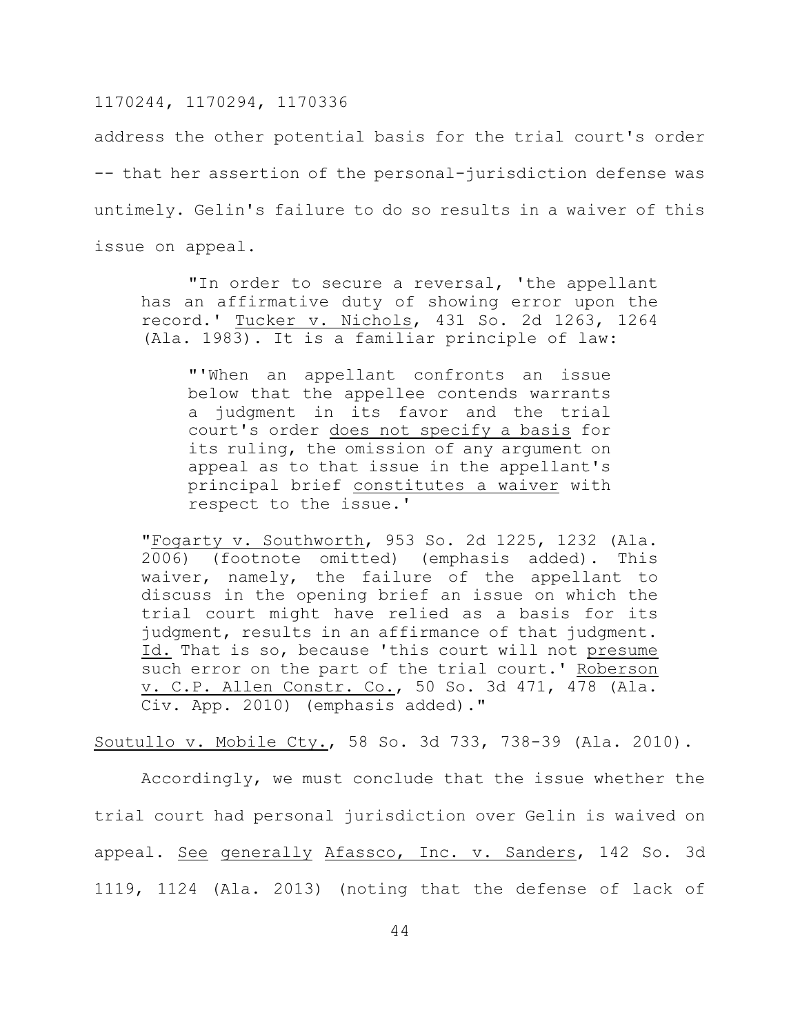address the other potential basis for the trial court's order -- that her assertion of the personal-jurisdiction defense was untimely. Gelin's failure to do so results in a waiver of this issue on appeal.

> "In order to secure a reversal, 'the appellant has an affirmative duty of showing error upon the record.' Tucker v. Nichols, 431 So. 2d 1263, 1264 (Ala. 1983). It is a familiar principle of law:
>
> > "'When an appellant confronts an issue below that the appellee contends warrants a judgment in its favor and the trial court's order does not specify a basis for its ruling, the omission of any argument on appeal as to that issue in the appellant's principal brief constitutes a waiver with respect to the issue.'
>
> "Fogarty v. Southworth, 953 So. 2d 1225, 1232 (Ala. 2006) (footnote omitted) (emphasis added). This waiver, namely, the failure of the appellant to discuss in the opening brief an issue on which the trial court might have relied as a basis for its judgment, results in an affirmance of that judgment. Id. That is so, because 'this court will not presume such error on the part of the trial court.' Roberson v. C.P. Allen Constr. Co., 50 So. 3d 471, 478 (Ala. Civ. App. 2010) (emphasis added)."

Soutullo v. Mobile Cty., 58 So. 3d 733, 738-39 (Ala. 2010).

Accordingly, we must conclude that the issue whether the trial court had personal jurisdiction over Gelin is waived on appeal. See generally Afassco, Inc. v. Sanders, 142 So. 3d 1119, 1124 (Ala. 2013) (noting that the defense of lack of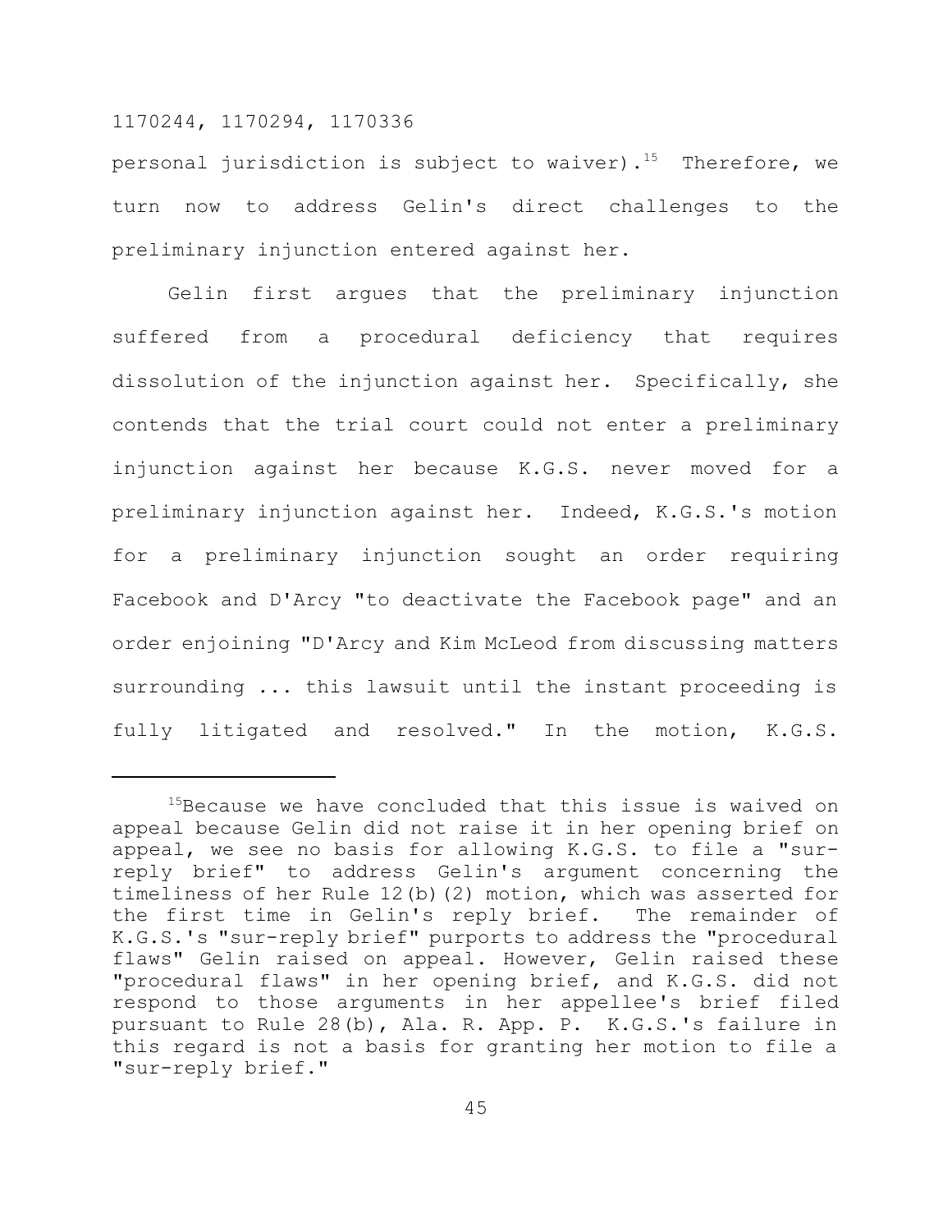personal jurisdiction is subject to waiver).[15] Therefore, we turn now to address Gelin's direct challenges to the preliminary injunction entered against her.

Gelin first argues that the preliminary injunction suffered from a procedural deficiency that requires dissolution of the injunction against her. Specifically, she contends that the trial court could not enter a preliminary injunction against her because K.G.S. never moved for a preliminary injunction against her. Indeed, K.G.S.'s motion for a preliminary injunction sought an order requiring Facebook and D'Arcy "to deactivate the Facebook page" and an order enjoining "D'Arcy and Kim McLeod from discussing matters surrounding ... this lawsuit until the instant proceeding is fully litigated and resolved." In the motion, K.G.S.

---

[15]Because we have concluded that this issue is waived on appeal because Gelin did not raise it in her opening brief on appeal, we see no basis for allowing K.G.S. to file a "sur-reply brief" to address Gelin's argument concerning the timeliness of her Rule 12(b)(2) motion, which was asserted for the first time in Gelin's reply brief. The remainder of K.G.S.'s "sur-reply brief" purports to address the "procedural flaws" Gelin raised on appeal. However, Gelin raised these "procedural flaws" in her opening brief, and K.G.S. did not respond to those arguments in her appellee's brief filed pursuant to Rule 28(b), Ala. R. App. P. K.G.S.'s failure in this regard is not a basis for granting her motion to file a "sur-reply brief."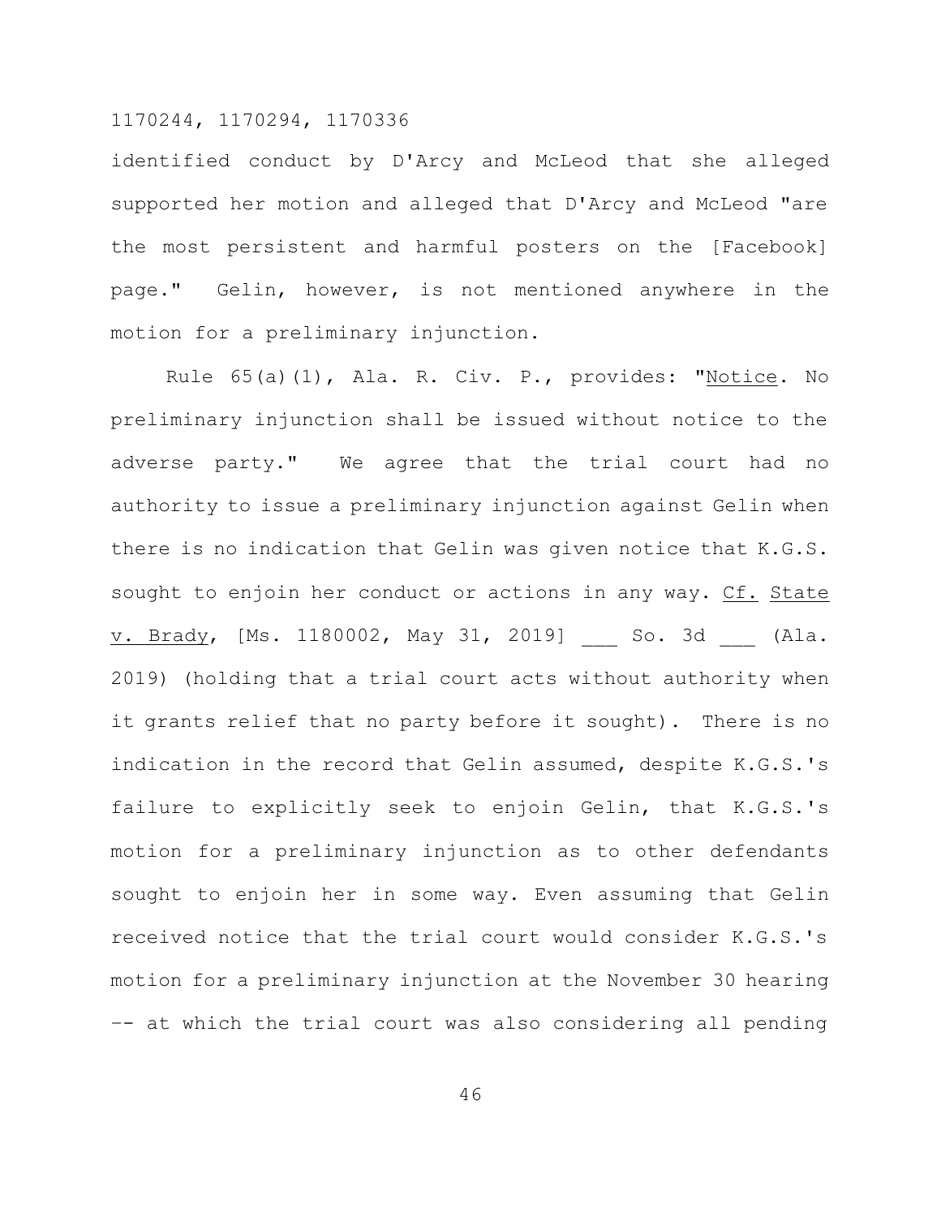identified conduct by D'Arcy and McLeod that she alleged supported her motion and alleged that D'Arcy and McLeod "are the most persistent and harmful posters on the [Facebook] page." Gelin, however, is not mentioned anywhere in the motion for a preliminary injunction.

Rule 65(a)(1), Ala. R. Civ. P., provides: "Notice. No preliminary injunction shall be issued without notice to the adverse party." We agree that the trial court had no authority to issue a preliminary injunction against Gelin when there is no indication that Gelin was given notice that K.G.S. sought to enjoin her conduct or actions in any way. Cf. State v. Brady, [Ms. 1180002, May 31, 2019] ___ So. 3d ___ (Ala. 2019) (holding that a trial court acts without authority when it grants relief that no party before it sought). There is no indication in the record that Gelin assumed, despite K.G.S.'s failure to explicitly seek to enjoin Gelin, that K.G.S.'s motion for a preliminary injunction as to other defendants sought to enjoin her in some way. Even assuming that Gelin received notice that the trial court would consider K.G.S.'s motion for a preliminary injunction at the November 30 hearing -- at which the trial court was also considering all pending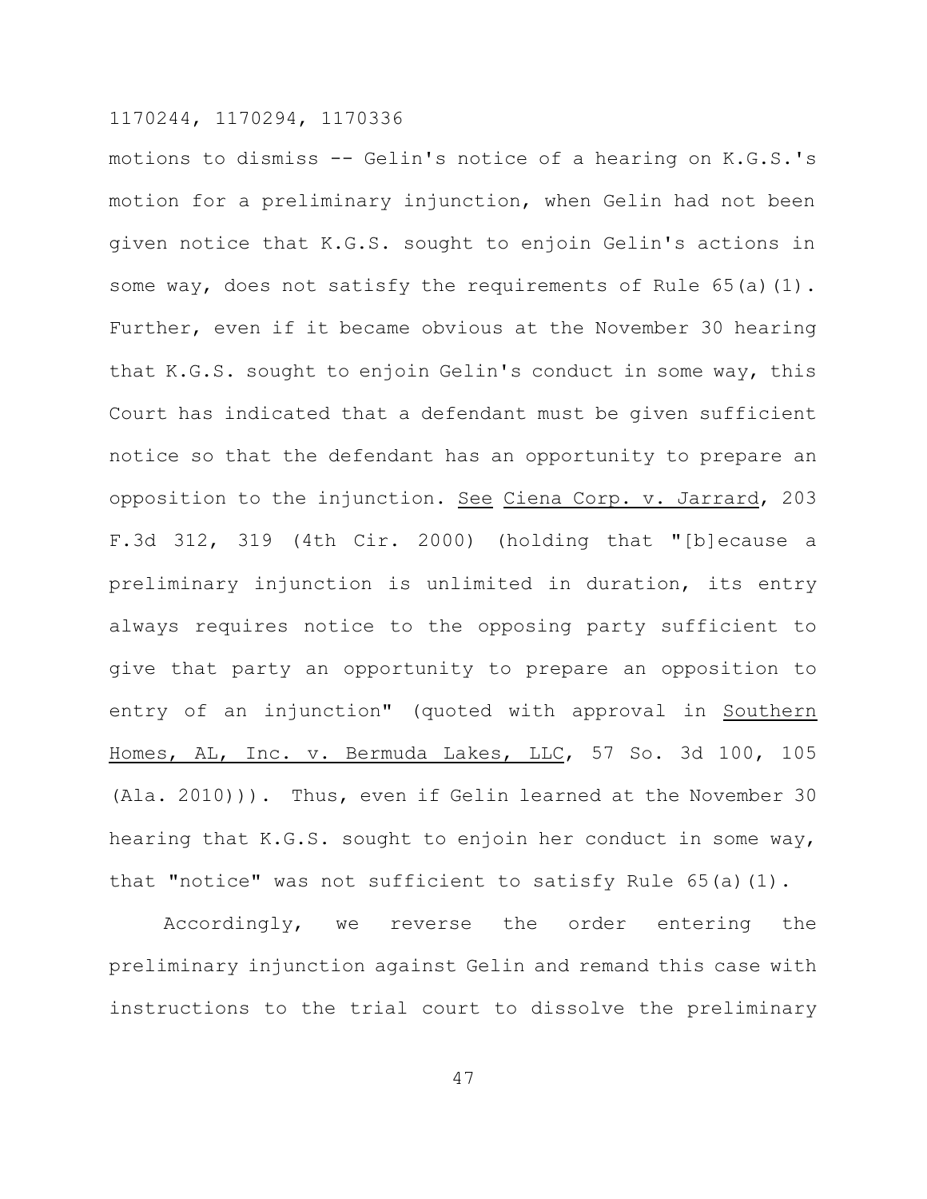motions to dismiss -- Gelin's notice of a hearing on K.G.S.'s motion for a preliminary injunction, when Gelin had not been given notice that K.G.S. sought to enjoin Gelin's actions in some way, does not satisfy the requirements of Rule 65(a)(1). Further, even if it became obvious at the November 30 hearing that K.G.S. sought to enjoin Gelin's conduct in some way, this Court has indicated that a defendant must be given sufficient notice so that the defendant has an opportunity to prepare an opposition to the injunction. See Ciena Corp. v. Jarrard, 203 F.3d 312, 319 (4th Cir. 2000) (holding that "[b]ecause a preliminary injunction is unlimited in duration, its entry always requires notice to the opposing party sufficient to give that party an opportunity to prepare an opposition to entry of an injunction" (quoted with approval in Southern Homes, AL, Inc. v. Bermuda Lakes, LLC, 57 So. 3d 100, 105 (Ala. 2010))). Thus, even if Gelin learned at the November 30 hearing that K.G.S. sought to enjoin her conduct in some way, that "notice" was not sufficient to satisfy Rule 65(a)(1).

Accordingly, we reverse the order entering the preliminary injunction against Gelin and remand this case with instructions to the trial court to dissolve the preliminary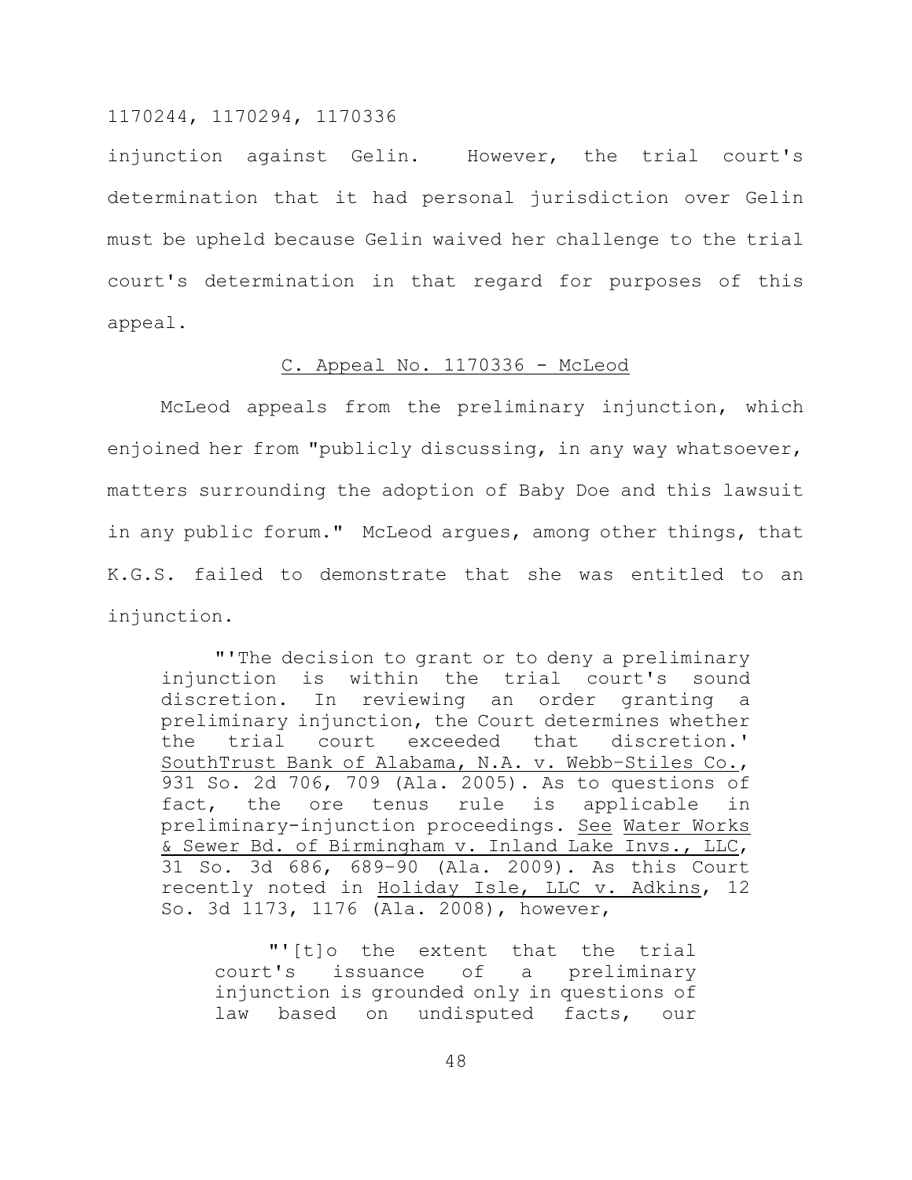injunction against Gelin. However, the trial court's determination that it had personal jurisdiction over Gelin must be upheld because Gelin waived her challenge to the trial court's determination in that regard for purposes of this appeal.

### C. Appeal No. 1170336 - McLeod

McLeod appeals from the preliminary injunction, which enjoined her from "publicly discussing, in any way whatsoever, matters surrounding the adoption of Baby Doe and this lawsuit in any public forum." McLeod argues, among other things, that K.G.S. failed to demonstrate that she was entitled to an injunction.

> "'The decision to grant or to deny a preliminary injunction is within the trial court's sound discretion. In reviewing an order granting a preliminary injunction, the Court determines whether the trial court exceeded that discretion.' SouthTrust Bank of Alabama, N.A. v. Webb-Stiles Co., 931 So. 2d 706, 709 (Ala. 2005). As to questions of fact, the ore tenus rule is applicable in preliminary-injunction proceedings. See Water Works & Sewer Bd. of Birmingham v. Inland Lake Invs., LLC, 31 So. 3d 686, 689-90 (Ala. 2009). As this Court recently noted in Holiday Isle, LLC v. Adkins, 12 So. 3d 1173, 1176 (Ala. 2008), however,
>
> > "'[t]o the extent that the trial court's issuance of a preliminary injunction is grounded only in questions of law based on undisputed facts, our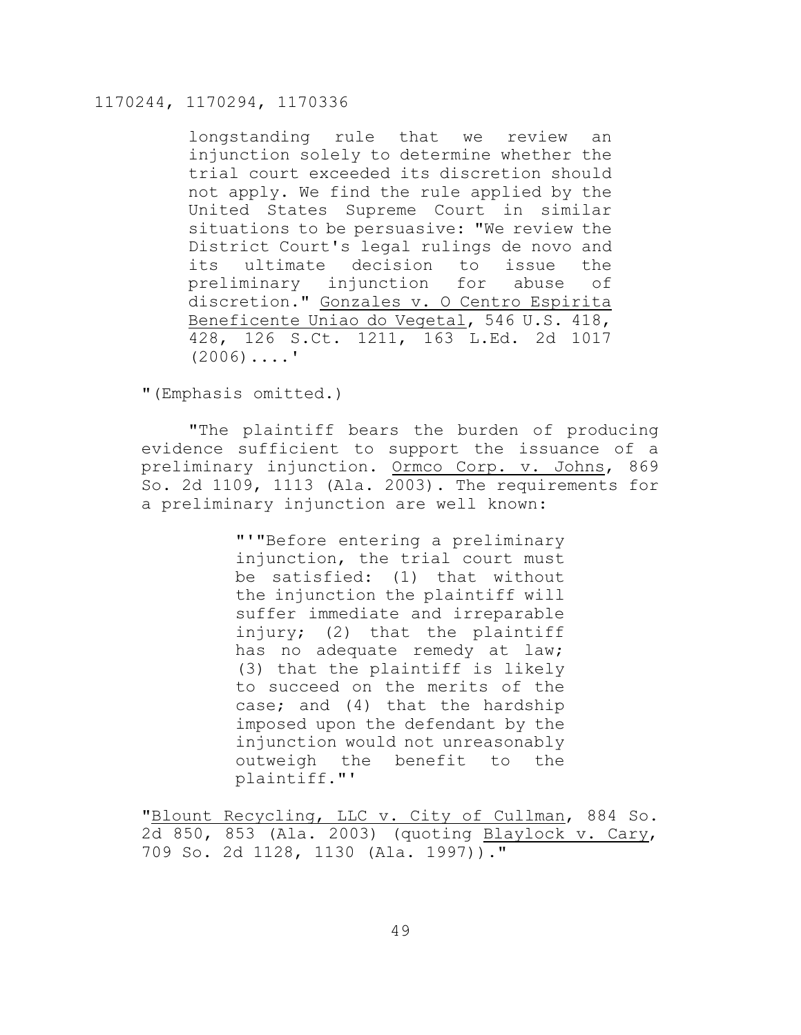> longstanding rule that we review an injunction solely to determine whether the trial court exceeded its discretion should not apply. We find the rule applied by the United States Supreme Court in similar situations to be persuasive: "We review the District Court's legal rulings de novo and its ultimate decision to issue the preliminary injunction for abuse of discretion." Gonzales v. O Centro Espirita Beneficente Uniao do Vegetal, 546 U.S. 418, 428, 126 S.Ct. 1211, 163 L.Ed. 2d 1017 (2006)....'

"(Emphasis omitted.)

"The plaintiff bears the burden of producing evidence sufficient to support the issuance of a preliminary injunction. Ormco Corp. v. Johns, 869 So. 2d 1109, 1113 (Ala. 2003). The requirements for a preliminary injunction are well known:

> "'"Before entering a preliminary injunction, the trial court must be satisfied: (1) that without the injunction the plaintiff will suffer immediate and irreparable injury; (2) that the plaintiff has no adequate remedy at law; (3) that the plaintiff is likely to succeed on the merits of the case; and (4) that the hardship imposed upon the defendant by the injunction would not unreasonably outweigh the benefit to the plaintiff."'

"Blount Recycling, LLC v. City of Cullman, 884 So. 2d 850, 853 (Ala. 2003) (quoting Blaylock v. Cary, 709 So. 2d 1128, 1130 (Ala. 1997))."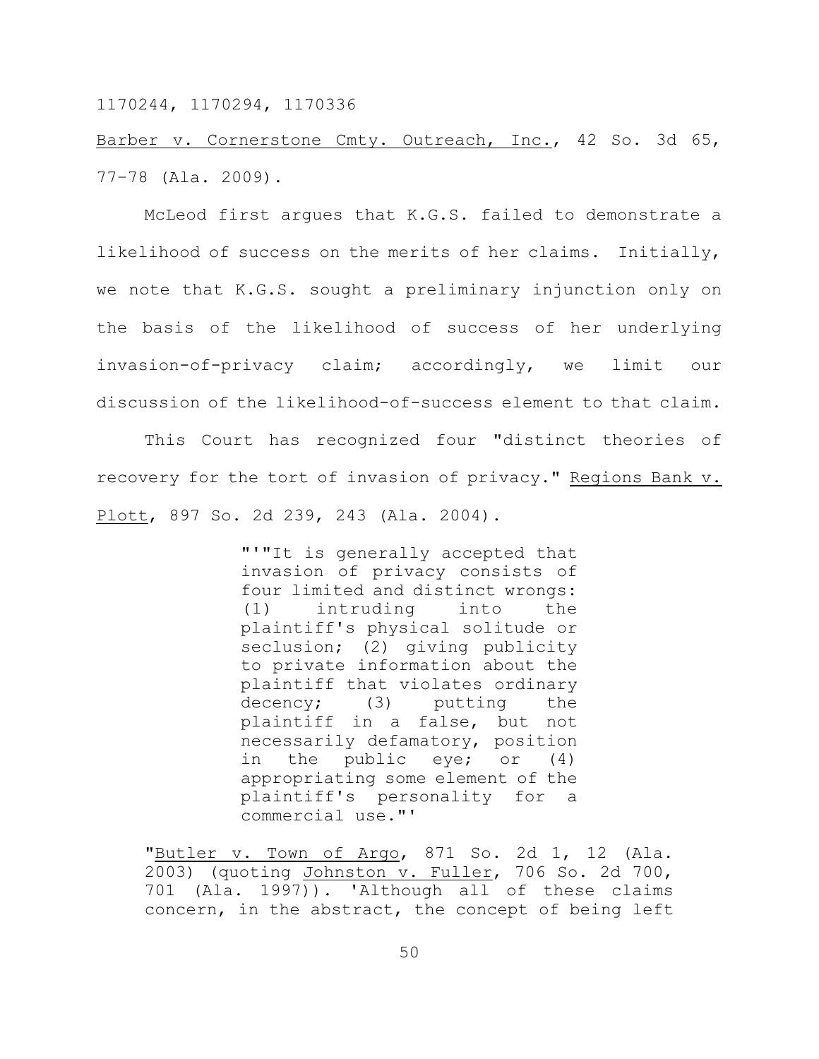Barber v. Cornerstone Cmty. Outreach, Inc., 42 So. 3d 65, 77–78 (Ala. 2009).

McLeod first argues that K.G.S. failed to demonstrate a likelihood of success on the merits of her claims. Initially, we note that K.G.S. sought a preliminary injunction only on the basis of the likelihood of success of her underlying invasion-of-privacy claim; accordingly, we limit our discussion of the likelihood-of-success element to that claim.

This Court has recognized four "distinct theories of recovery for the tort of invasion of privacy." Regions Bank v. Plott, 897 So. 2d 239, 243 (Ala. 2004).

> "'"It is generally accepted that invasion of privacy consists of four limited and distinct wrongs: (1) intruding into the plaintiff's physical solitude or seclusion; (2) giving publicity to private information about the plaintiff that violates ordinary decency; (3) putting the plaintiff in a false, but not necessarily defamatory, position in the public eye; or (4) appropriating some element of the plaintiff's personality for a commercial use."'

"Butler v. Town of Argo, 871 So. 2d 1, 12 (Ala. 2003) (quoting Johnston v. Fuller, 706 So. 2d 700, 701 (Ala. 1997)). 'Although all of these claims concern, in the abstract, the concept of being left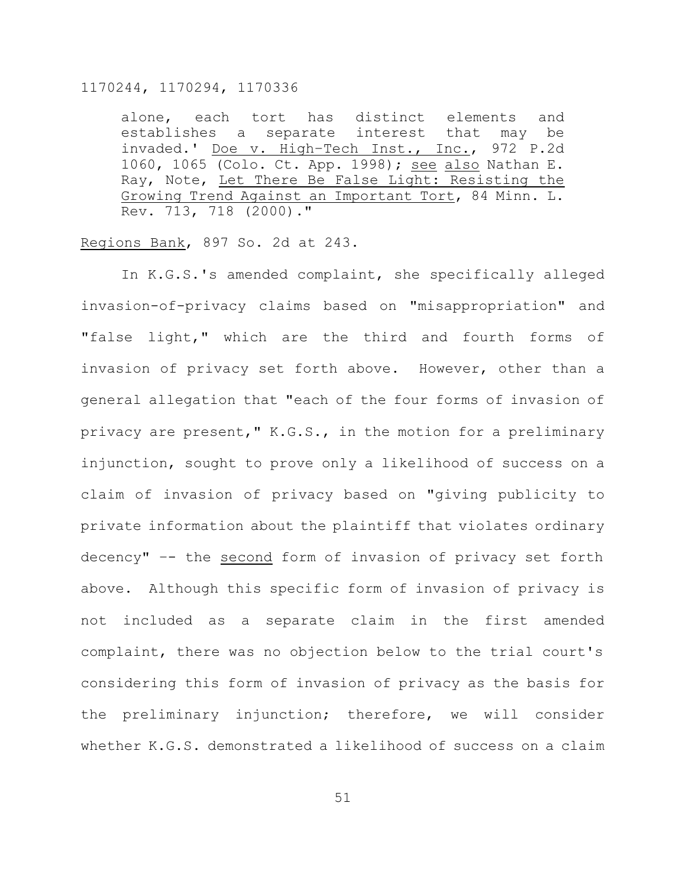> alone, each tort has distinct elements and establishes a separate interest that may be invaded.' Doe v. High-Tech Inst., Inc., 972 P.2d 1060, 1065 (Colo. Ct. App. 1998); see also Nathan E. Ray, Note, Let There Be False Light: Resisting the Growing Trend Against an Important Tort, 84 Minn. L. Rev. 713, 718 (2000)."

Regions Bank, 897 So. 2d at 243.

In K.G.S.'s amended complaint, she specifically alleged invasion-of-privacy claims based on "misappropriation" and "false light," which are the third and fourth forms of invasion of privacy set forth above. However, other than a general allegation that "each of the four forms of invasion of privacy are present," K.G.S., in the motion for a preliminary injunction, sought to prove only a likelihood of success on a claim of invasion of privacy based on "giving publicity to private information about the plaintiff that violates ordinary decency" -- the second form of invasion of privacy set forth above. Although this specific form of invasion of privacy is not included as a separate claim in the first amended complaint, there was no objection below to the trial court's considering this form of invasion of privacy as the basis for the preliminary injunction; therefore, we will consider whether K.G.S. demonstrated a likelihood of success on a claim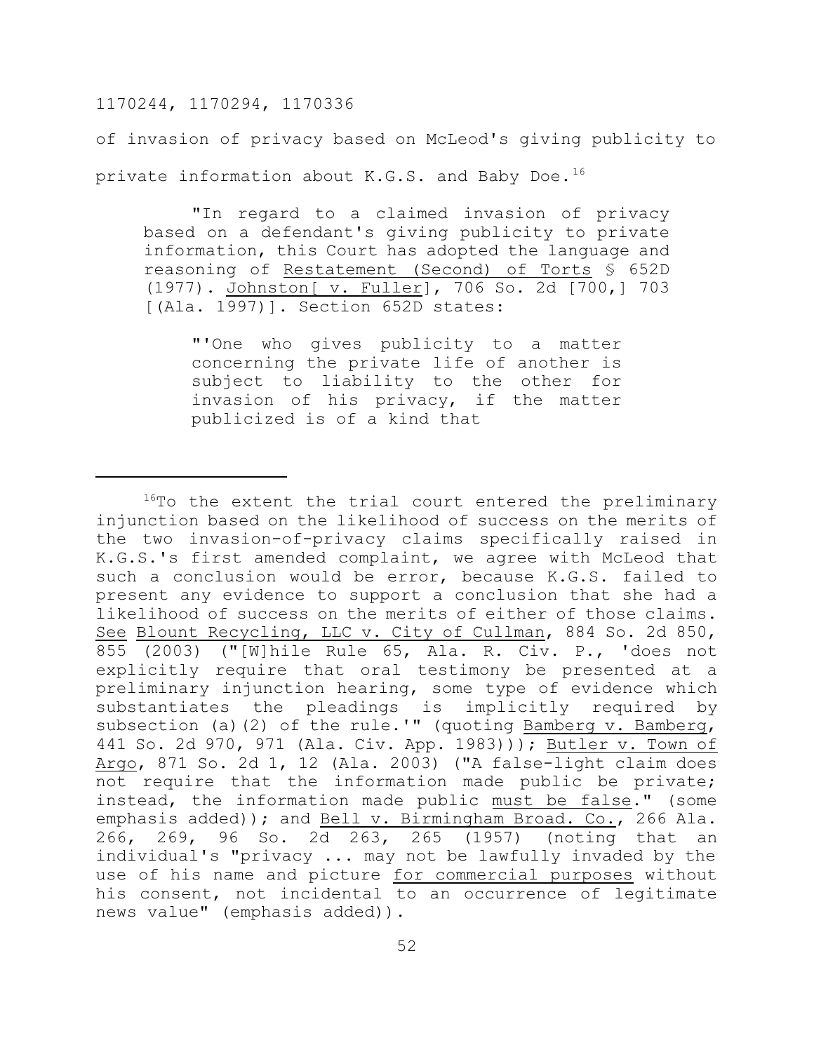of invasion of privacy based on McLeod's giving publicity to private information about K.G.S. and Baby Doe.[16]

> "In regard to a claimed invasion of privacy based on a defendant's giving publicity to private information, this Court has adopted the language and reasoning of Restatement (Second) of Torts § 652D (1977). Johnston[ v. Fuller], 706 So. 2d [700,] 703 [(Ala. 1997)]. Section 652D states:
>
> > "'One who gives publicity to a matter concerning the private life of another is subject to liability to the other for invasion of his privacy, if the matter publicized is of a kind that

---

[16] To the extent the trial court entered the preliminary injunction based on the likelihood of success on the merits of the two invasion-of-privacy claims specifically raised in K.G.S.'s first amended complaint, we agree with McLeod that such a conclusion would be error, because K.G.S. failed to present any evidence to support a conclusion that she had a likelihood of success on the merits of either of those claims. See Blount Recycling, LLC v. City of Cullman, 884 So. 2d 850, 855 (2003) ("[W]hile Rule 65, Ala. R. Civ. P., 'does not explicitly require that oral testimony be presented at a preliminary injunction hearing, some type of evidence which substantiates the pleadings is implicitly required by subsection (a)(2) of the rule.'" (quoting Bamberg v. Bamberg, 441 So. 2d 970, 971 (Ala. Civ. App. 1983))); Butler v. Town of Argo, 871 So. 2d 1, 12 (Ala. 2003) ("A false-light claim does not require that the information made public be private; instead, the information made public must be false." (some emphasis added)); and Bell v. Birmingham Broad. Co., 266 Ala. 266, 269, 96 So. 2d 263, 265 (1957) (noting that an individual's "privacy ... may not be lawfully invaded by the use of his name and picture for commercial purposes without his consent, not incidental to an occurrence of legitimate news value" (emphasis added)).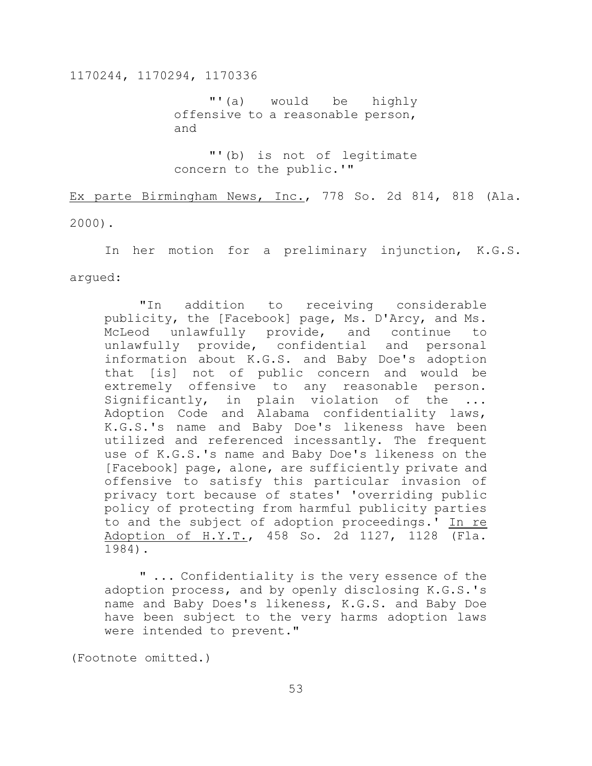"'(a) would be highly offensive to a reasonable person, and

"'(b) is not of legitimate concern to the public.'"

Ex parte Birmingham News, Inc., 778 So. 2d 814, 818 (Ala. 2000).

In her motion for a preliminary injunction, K.G.S. argued:

> "In addition to receiving considerable publicity, the [Facebook] page, Ms. D'Arcy, and Ms. McLeod unlawfully provide, and continue to unlawfully provide, confidential and personal information about K.G.S. and Baby Doe's adoption that [is] not of public concern and would be extremely offensive to any reasonable person. Significantly, in plain violation of the ... Adoption Code and Alabama confidentiality laws, K.G.S.'s name and Baby Doe's likeness have been utilized and referenced incessantly. The frequent use of K.G.S.'s name and Baby Doe's likeness on the [Facebook] page, alone, are sufficiently private and offensive to satisfy this particular invasion of privacy tort because of states' 'overriding public policy of protecting from harmful publicity parties to and the subject of adoption proceedings.' In re Adoption of H.Y.T., 458 So. 2d 1127, 1128 (Fla. 1984).
>
> " ... Confidentiality is the very essence of the adoption process, and by openly disclosing K.G.S.'s name and Baby Does's likeness, K.G.S. and Baby Doe have been subject to the very harms adoption laws were intended to prevent."

(Footnote omitted.)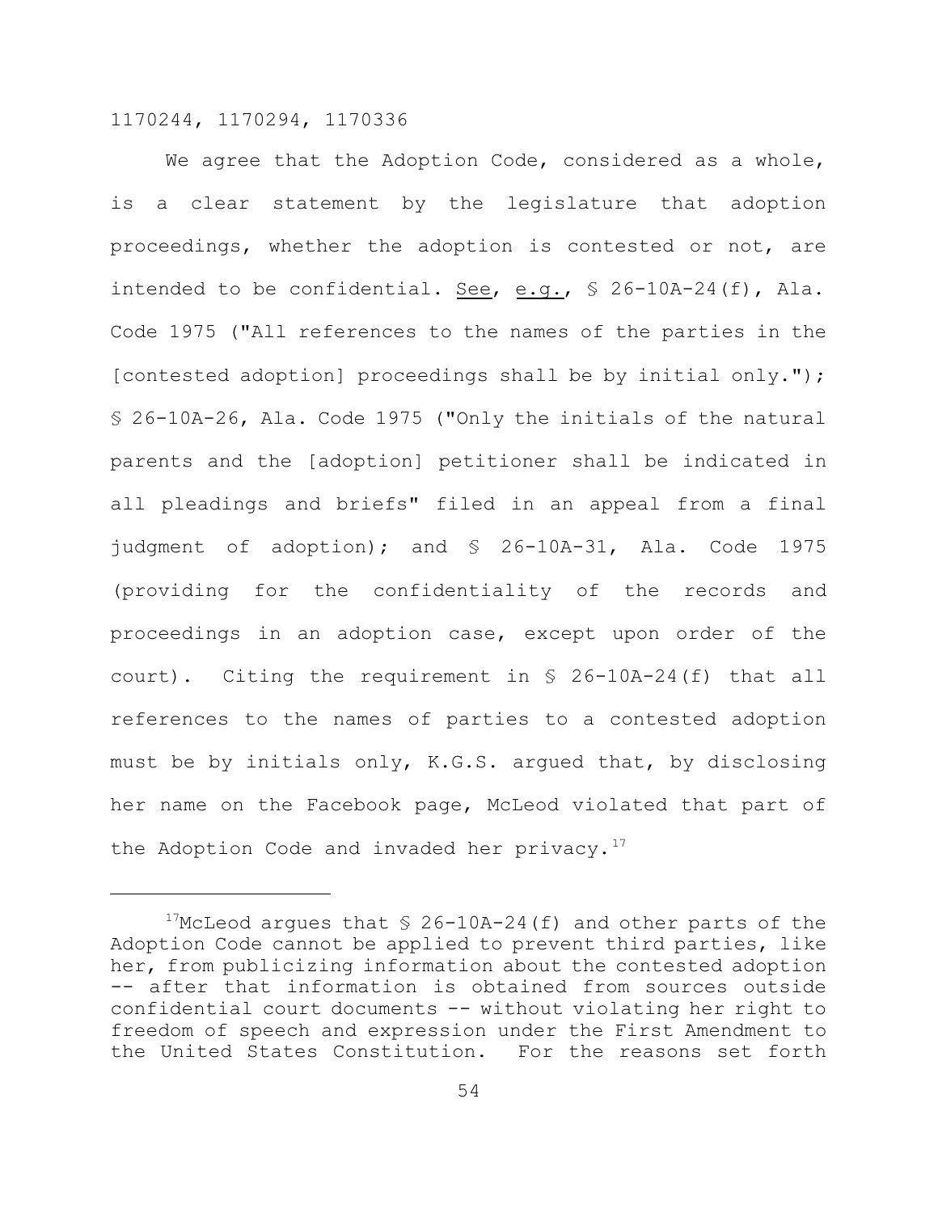We agree that the Adoption Code, considered as a whole, is a clear statement by the legislature that adoption proceedings, whether the adoption is contested or not, are intended to be confidential. See, e.g., § 26-10A-24(f), Ala. Code 1975 ("All references to the names of the parties in the [contested adoption] proceedings shall be by initial only."); § 26-10A-26, Ala. Code 1975 ("Only the initials of the natural parents and the [adoption] petitioner shall be indicated in all pleadings and briefs" filed in an appeal from a final judgment of adoption); and § 26-10A-31, Ala. Code 1975 (providing for the confidentiality of the records and proceedings in an adoption case, except upon order of the court). Citing the requirement in § 26-10A-24(f) that all references to the names of parties to a contested adoption must be by initials only, K.G.S. argued that, by disclosing her name on the Facebook page, McLeod violated that part of the Adoption Code and invaded her privacy.[17]

---

[17]McLeod argues that § 26-10A-24(f) and other parts of the Adoption Code cannot be applied to prevent third parties, like her, from publicizing information about the contested adoption -- after that information is obtained from sources outside confidential court documents -- without violating her right to freedom of speech and expression under the First Amendment to the United States Constitution. For the reasons set forth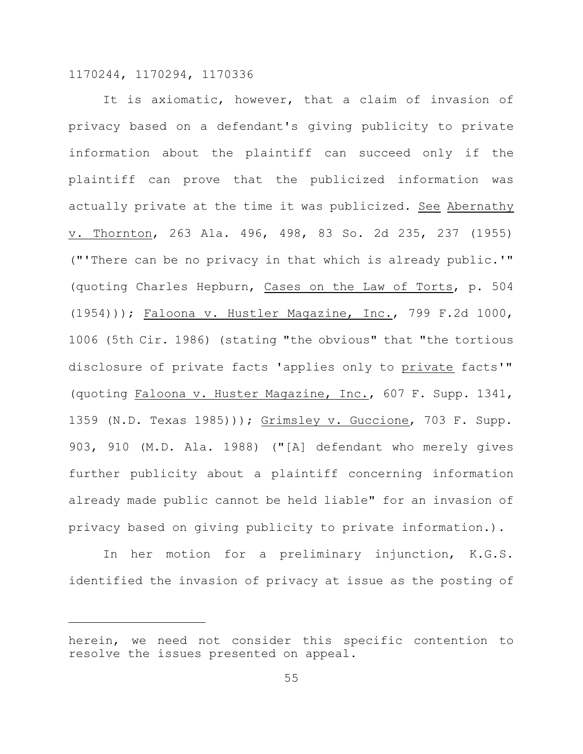It is axiomatic, however, that a claim of invasion of privacy based on a defendant's giving publicity to private information about the plaintiff can succeed only if the plaintiff can prove that the publicized information was actually private at the time it was publicized. See Abernathy v. Thornton, 263 Ala. 496, 498, 83 So. 2d 235, 237 (1955) ("'There can be no privacy in that which is already public.'" (quoting Charles Hepburn, Cases on the Law of Torts, p. 504 (1954))); Faloona v. Hustler Magazine, Inc., 799 F.2d 1000, 1006 (5th Cir. 1986) (stating "the obvious" that "the tortious disclosure of private facts 'applies only to private facts'" (quoting Faloona v. Huster Magazine, Inc., 607 F. Supp. 1341, 1359 (N.D. Texas 1985))); Grimsley v. Guccione, 703 F. Supp. 903, 910 (M.D. Ala. 1988) ("[A] defendant who merely gives further publicity about a plaintiff concerning information already made public cannot be held liable" for an invasion of privacy based on giving publicity to private information.).

In her motion for a preliminary injunction, K.G.S. identified the invasion of privacy at issue as the posting of

---

herein, we need not consider this specific contention to resolve the issues presented on appeal.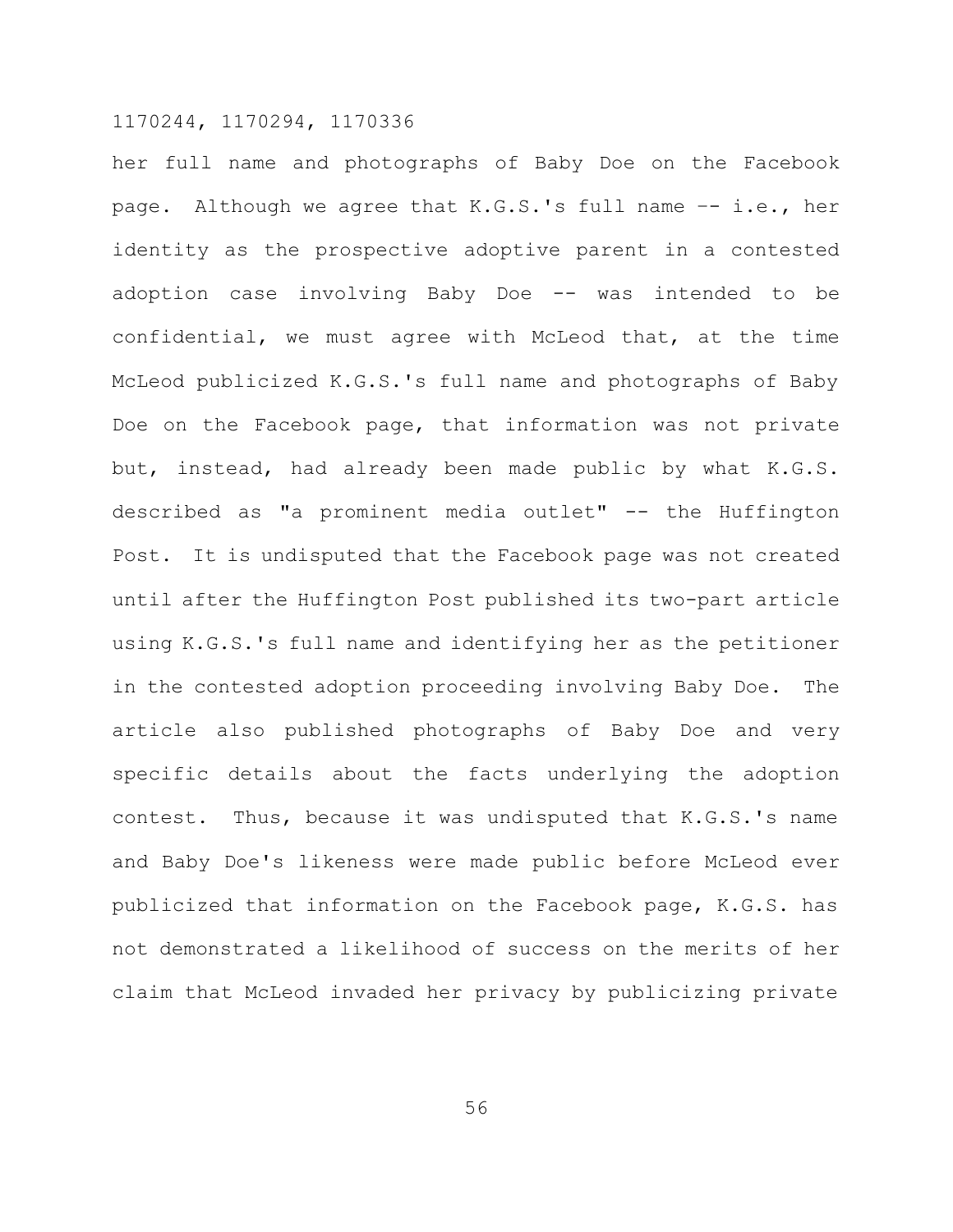her full name and photographs of Baby Doe on the Facebook page. Although we agree that K.G.S.'s full name -- i.e., her identity as the prospective adoptive parent in a contested adoption case involving Baby Doe -- was intended to be confidential, we must agree with McLeod that, at the time McLeod publicized K.G.S.'s full name and photographs of Baby Doe on the Facebook page, that information was not private but, instead, had already been made public by what K.G.S. described as "a prominent media outlet" -- the Huffington Post. It is undisputed that the Facebook page was not created until after the Huffington Post published its two-part article using K.G.S.'s full name and identifying her as the petitioner in the contested adoption proceeding involving Baby Doe. The article also published photographs of Baby Doe and very specific details about the facts underlying the adoption contest. Thus, because it was undisputed that K.G.S.'s name and Baby Doe's likeness were made public before McLeod ever publicized that information on the Facebook page, K.G.S. has not demonstrated a likelihood of success on the merits of her claim that McLeod invaded her privacy by publicizing private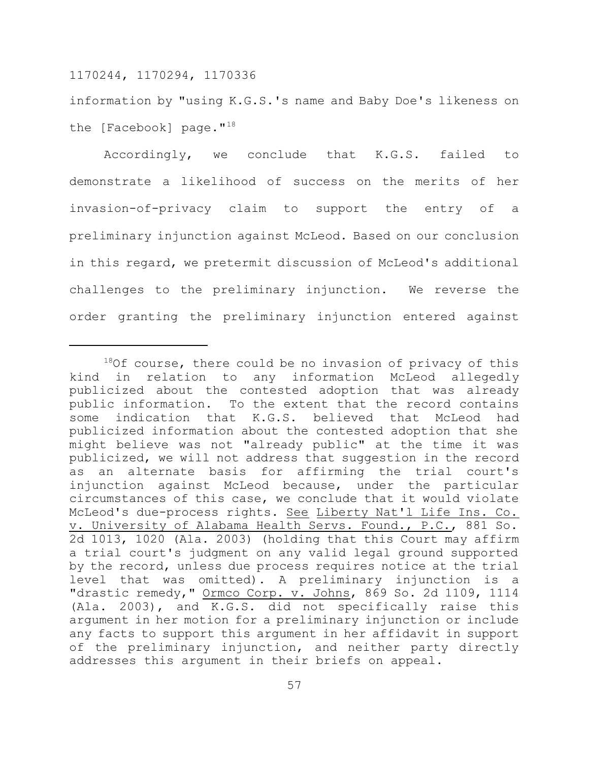information by "using K.G.S.'s name and Baby Doe's likeness on the [Facebook] page."[18]

Accordingly, we conclude that K.G.S. failed to demonstrate a likelihood of success on the merits of her invasion-of-privacy claim to support the entry of a preliminary injunction against McLeod. Based on our conclusion in this regard, we pretermit discussion of McLeod's additional challenges to the preliminary injunction. We reverse the order granting the preliminary injunction entered against

---

[18]Of course, there could be no invasion of privacy of this kind in relation to any information McLeod allegedly publicized about the contested adoption that was already public information. To the extent that the record contains some indication that K.G.S. believed that McLeod had publicized information about the contested adoption that she might believe was not "already public" at the time it was publicized, we will not address that suggestion in the record as an alternate basis for affirming the trial court's injunction against McLeod because, under the particular circumstances of this case, we conclude that it would violate McLeod's due-process rights. See Liberty Nat'l Life Ins. Co. v. University of Alabama Health Servs. Found., P.C., 881 So. 2d 1013, 1020 (Ala. 2003) (holding that this Court may affirm a trial court's judgment on any valid legal ground supported by the record, unless due process requires notice at the trial level that was omitted). A preliminary injunction is a "drastic remedy," Ormco Corp. v. Johns, 869 So. 2d 1109, 1114 (Ala. 2003), and K.G.S. did not specifically raise this argument in her motion for a preliminary injunction or include any facts to support this argument in her affidavit in support of the preliminary injunction, and neither party directly addresses this argument in their briefs on appeal.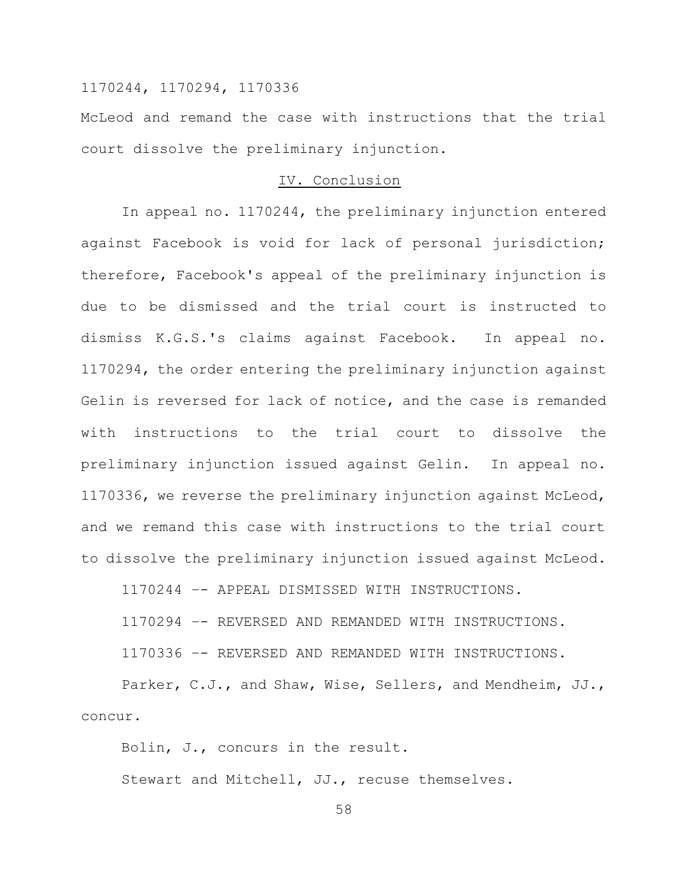McLeod and remand the case with instructions that the trial court dissolve the preliminary injunction.

## IV. Conclusion

In appeal no. 1170244, the preliminary injunction entered against Facebook is void for lack of personal jurisdiction; therefore, Facebook's appeal of the preliminary injunction is due to be dismissed and the trial court is instructed to dismiss K.G.S.'s claims against Facebook. In appeal no. 1170294, the order entering the preliminary injunction against Gelin is reversed for lack of notice, and the case is remanded with instructions to the trial court to dissolve the preliminary injunction issued against Gelin. In appeal no. 1170336, we reverse the preliminary injunction against McLeod, and we remand this case with instructions to the trial court to dissolve the preliminary injunction issued against McLeod.

1170244 -- APPEAL DISMISSED WITH INSTRUCTIONS.

1170294 -- REVERSED AND REMANDED WITH INSTRUCTIONS.

1170336 -- REVERSED AND REMANDED WITH INSTRUCTIONS.

Parker, C.J., and Shaw, Wise, Sellers, and Mendheim, JJ., concur.

Bolin, J., concurs in the result.

Stewart and Mitchell, JJ., recuse themselves.